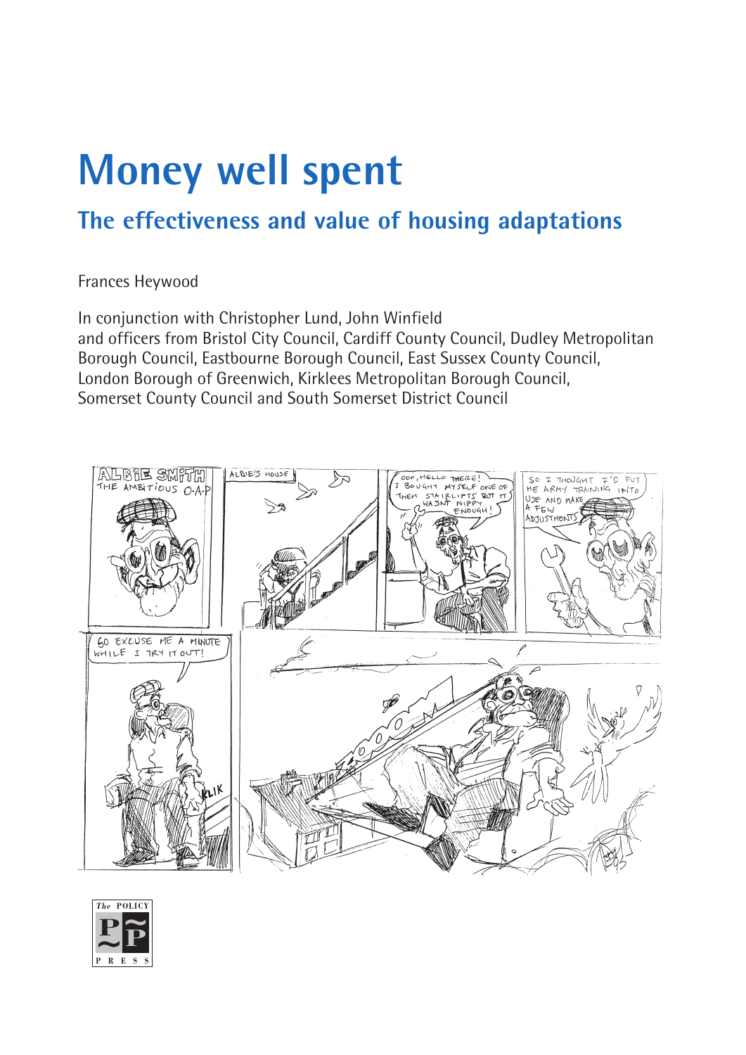# Money well spent

## The effectiveness and value of housing adaptations

Frances Heywood

In conjunction with Christopher Lund, John Winfield and officers from Bristol City Council, Cardiff County Council, Dudley Metropolitan Borough Council, Eastbourne Borough Council, East Sussex County Council, London Borough of Greenwich, Kirklees Metropolitan Borough Council, Somerset County Council and South Somerset District Council

The POLICY PRESS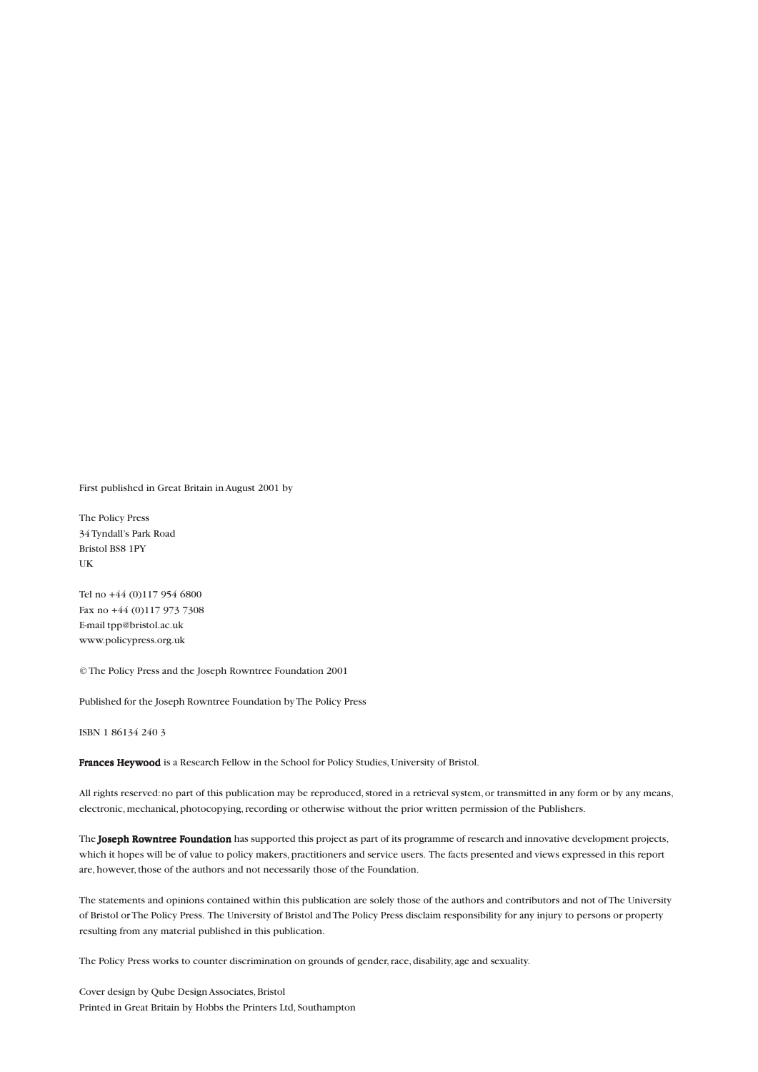First published in Great Britain in August 2001 by

The Policy Press
34 Tyndall's Park Road
Bristol BS8 1PY
UK

Tel no +44 (0)117 954 6800
Fax no +44 (0)117 973 7308
E-mail tpp@bristol.ac.uk
www.policypress.org.uk

© The Policy Press and the Joseph Rowntree Foundation 2001

Published for the Joseph Rowntree Foundation by The Policy Press

ISBN 1 86134 240 3

**Frances Heywood** is a Research Fellow in the School for Policy Studies, University of Bristol.

All rights reserved: no part of this publication may be reproduced, stored in a retrieval system, or transmitted in any form or by any means, electronic, mechanical, photocopying, recording or otherwise without the prior written permission of the Publishers.

The **Joseph Rowntree Foundation** has supported this project as part of its programme of research and innovative development projects, which it hopes will be of value to policy makers, practitioners and service users. The facts presented and views expressed in this report are, however, those of the authors and not necessarily those of the Foundation.

The statements and opinions contained within this publication are solely those of the authors and contributors and not of The University of Bristol or The Policy Press. The University of Bristol and The Policy Press disclaim responsibility for any injury to persons or property resulting from any material published in this publication.

The Policy Press works to counter discrimination on grounds of gender, race, disability, age and sexuality.

Cover design by Qube Design Associates, Bristol
Printed in Great Britain by Hobbs the Printers Ltd, Southampton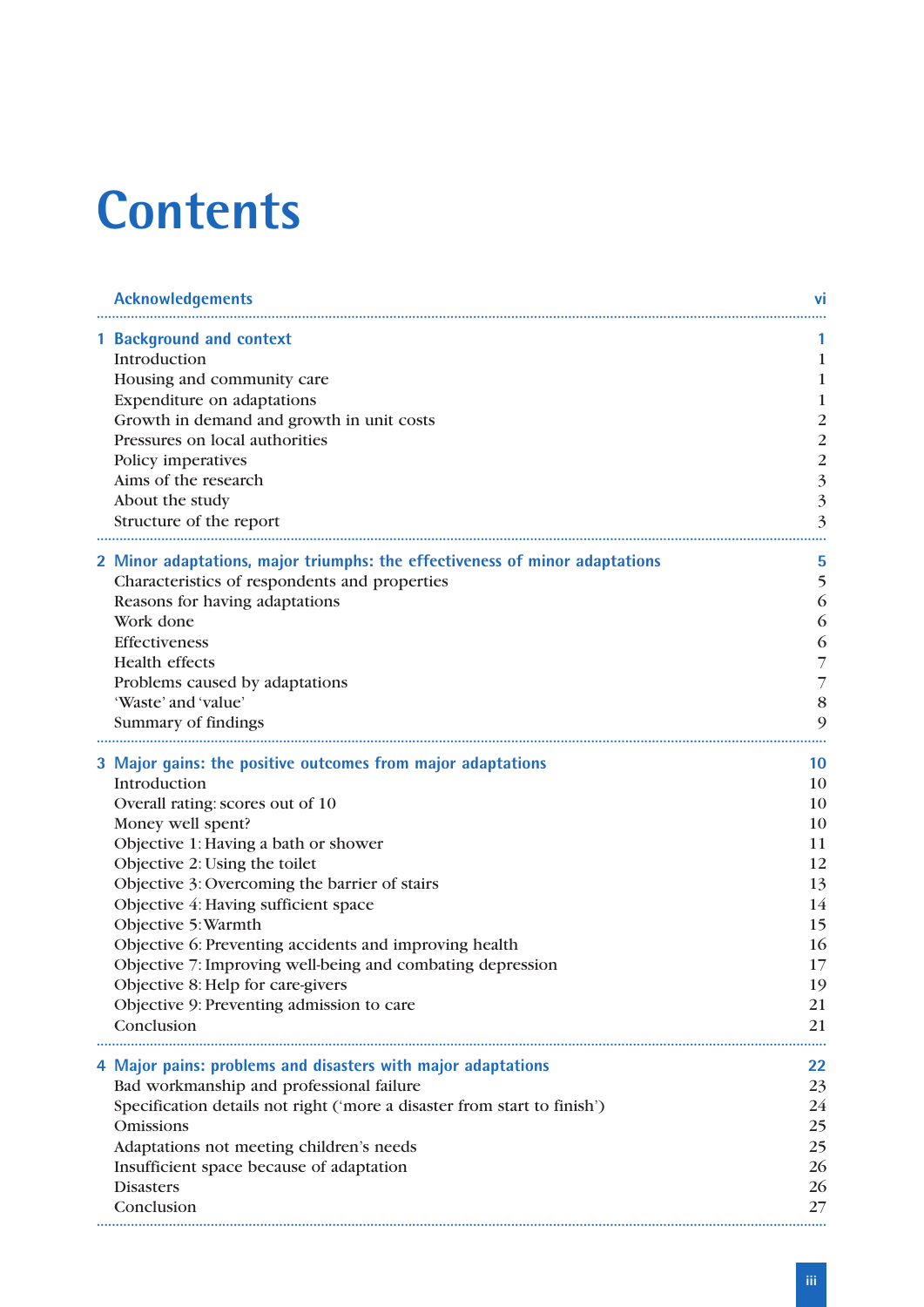# Contents

| | |
|---|---|
| **Acknowledgements** | **vi** |
| **1 Background and context** | **1** |
| Introduction | 1 |
| Housing and community care | 1 |
| Expenditure on adaptations | 1 |
| Growth in demand and growth in unit costs | 2 |
| Pressures on local authorities | 2 |
| Policy imperatives | 2 |
| Aims of the research | 3 |
| About the study | 3 |
| Structure of the report | 3 |
| **2 Minor adaptations, major triumphs: the effectiveness of minor adaptations** | **5** |
| Characteristics of respondents and properties | 5 |
| Reasons for having adaptations | 6 |
| Work done | 6 |
| Effectiveness | 6 |
| Health effects | 7 |
| Problems caused by adaptations | 7 |
| 'Waste' and 'value' | 8 |
| Summary of findings | 9 |
| **3 Major gains: the positive outcomes from major adaptations** | **10** |
| Introduction | 10 |
| Overall rating: scores out of 10 | 10 |
| Money well spent? | 10 |
| Objective 1: Having a bath or shower | 11 |
| Objective 2: Using the toilet | 12 |
| Objective 3: Overcoming the barrier of stairs | 13 |
| Objective 4: Having sufficient space | 14 |
| Objective 5: Warmth | 15 |
| Objective 6: Preventing accidents and improving health | 16 |
| Objective 7: Improving well-being and combating depression | 17 |
| Objective 8: Help for care-givers | 19 |
| Objective 9: Preventing admission to care | 21 |
| Conclusion | 21 |
| **4 Major pains: problems and disasters with major adaptations** | **22** |
| Bad workmanship and professional failure | 23 |
| Specification details not right ('more a disaster from start to finish') | 24 |
| Omissions | 25 |
| Adaptations not meeting children's needs | 25 |
| Insufficient space because of adaptation | 26 |
| Disasters | 26 |
| Conclusion | 27 |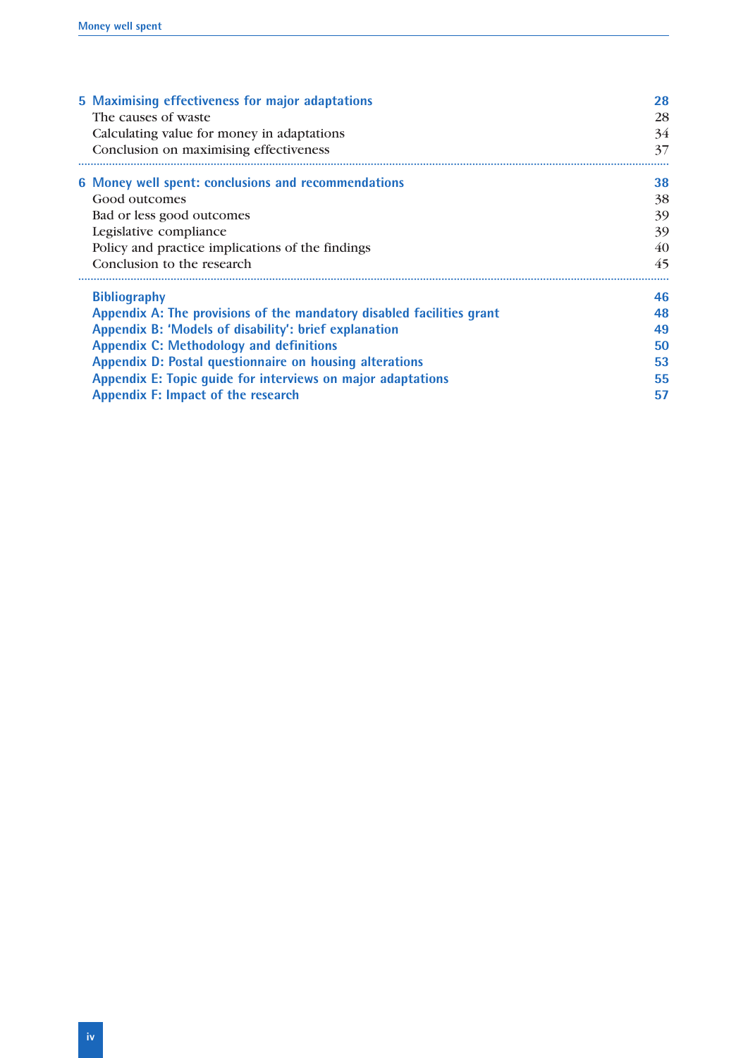| | |
|---|---|
| **5 Maximising effectiveness for major adaptations** | **28** |
| The causes of waste | 28 |
| Calculating value for money in adaptations | 34 |
| Conclusion on maximising effectiveness | 37 |
| **6 Money well spent: conclusions and recommendations** | **38** |
| Good outcomes | 38 |
| Bad or less good outcomes | 39 |
| Legislative compliance | 39 |
| Policy and practice implications of the findings | 40 |
| Conclusion to the research | 45 |
| **Bibliography** | **46** |
| **Appendix A: The provisions of the mandatory disabled facilities grant** | **48** |
| **Appendix B: 'Models of disability': brief explanation** | **49** |
| **Appendix C: Methodology and definitions** | **50** |
| **Appendix D: Postal questionnaire on housing alterations** | **53** |
| **Appendix E: Topic guide for interviews on major adaptations** | **55** |
| **Appendix F: Impact of the research** | **57** |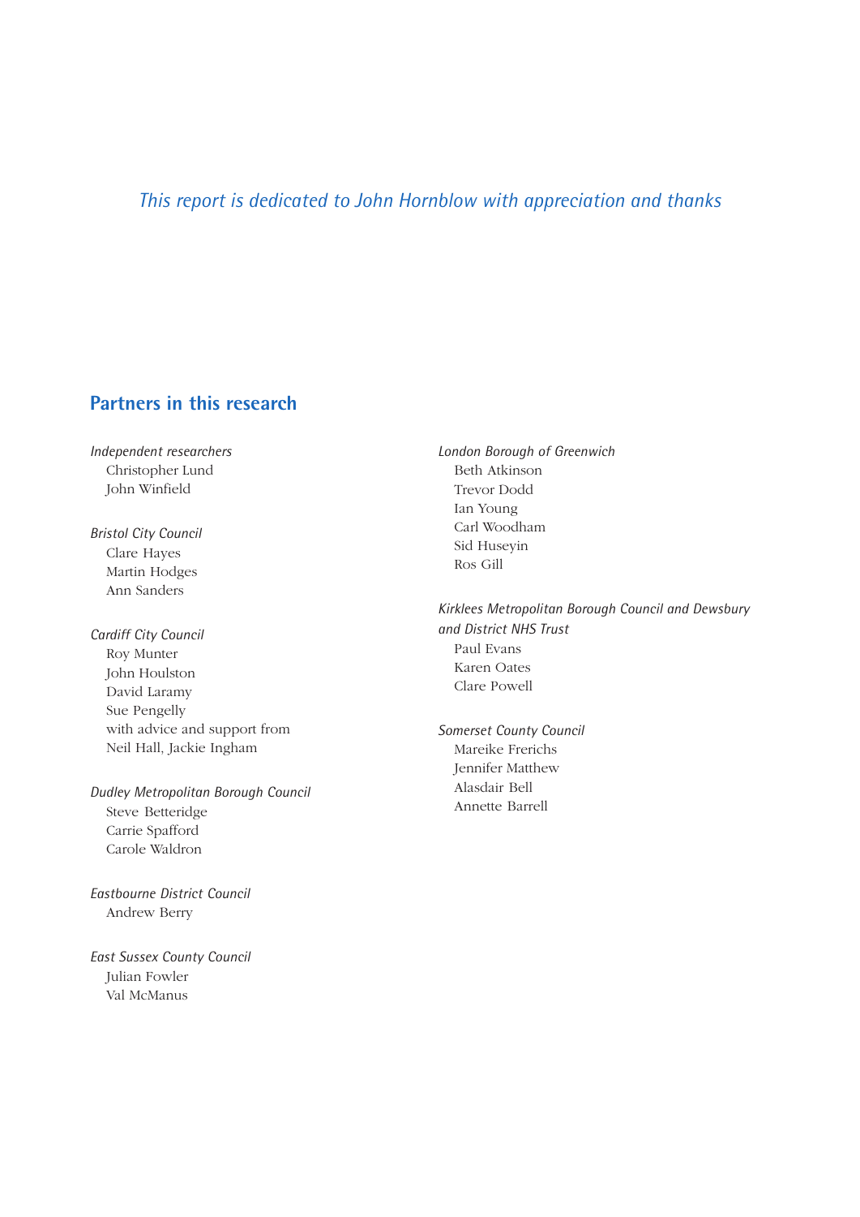*This report is dedicated to John Hornblow with appreciation and thanks*

## Partners in this research

*Independent researchers*
Christopher Lund
John Winfield

*Bristol City Council*
Clare Hayes
Martin Hodges
Ann Sanders

*Cardiff City Council*
Roy Munter
John Houlston
David Laramy
Sue Pengelly
with advice and support from
Neil Hall, Jackie Ingham

*Dudley Metropolitan Borough Council*
Steve Betteridge
Carrie Spafford
Carole Waldron

*Eastbourne District Council*
Andrew Berry

*East Sussex County Council*
Julian Fowler
Val McManus

*London Borough of Greenwich*
Beth Atkinson
Trevor Dodd
Ian Young
Carl Woodham
Sid Huseyin
Ros Gill

*Kirklees Metropolitan Borough Council and Dewsbury and District NHS Trust*
Paul Evans
Karen Oates
Clare Powell

*Somerset County Council*
Mareike Frerichs
Jennifer Matthew
Alasdair Bell
Annette Barrell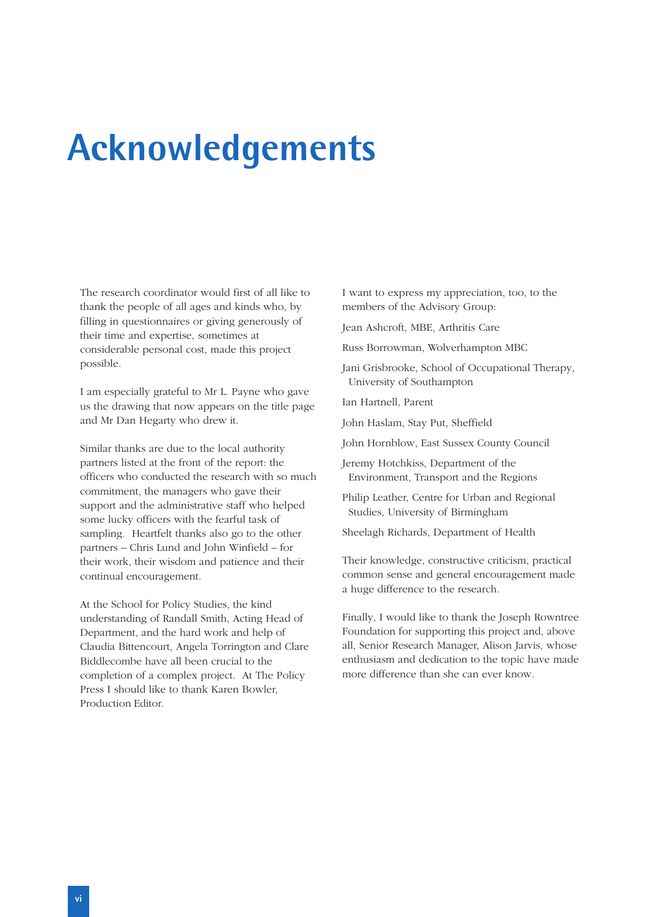# Acknowledgements

The research coordinator would first of all like to thank the people of all ages and kinds who, by filling in questionnaires or giving generously of their time and expertise, sometimes at considerable personal cost, made this project possible.

I am especially grateful to Mr L. Payne who gave us the drawing that now appears on the title page and Mr Dan Hegarty who drew it.

Similar thanks are due to the local authority partners listed at the front of the report: the officers who conducted the research with so much commitment, the managers who gave their support and the administrative staff who helped some lucky officers with the fearful task of sampling. Heartfelt thanks also go to the other partners – Chris Lund and John Winfield – for their work, their wisdom and patience and their continual encouragement.

At the School for Policy Studies, the kind understanding of Randall Smith, Acting Head of Department, and the hard work and help of Claudia Bittencourt, Angela Torrington and Clare Biddlecombe have all been crucial to the completion of a complex project. At The Policy Press I should like to thank Karen Bowler, Production Editor.

I want to express my appreciation, too, to the members of the Advisory Group:

Jean Ashcroft, MBE, Arthritis Care

Russ Borrowman, Wolverhampton MBC

Jani Grisbrooke, School of Occupational Therapy, University of Southampton

Ian Hartnell, Parent

John Haslam, Stay Put, Sheffield

John Hornblow, East Sussex County Council

Jeremy Hotchkiss, Department of the Environment, Transport and the Regions

Philip Leather, Centre for Urban and Regional Studies, University of Birmingham

Sheelagh Richards, Department of Health

Their knowledge, constructive criticism, practical common sense and general encouragement made a huge difference to the research.

Finally, I would like to thank the Joseph Rowntree Foundation for supporting this project and, above all, Senior Research Manager, Alison Jarvis, whose enthusiasm and dedication to the topic have made more difference than she can ever know.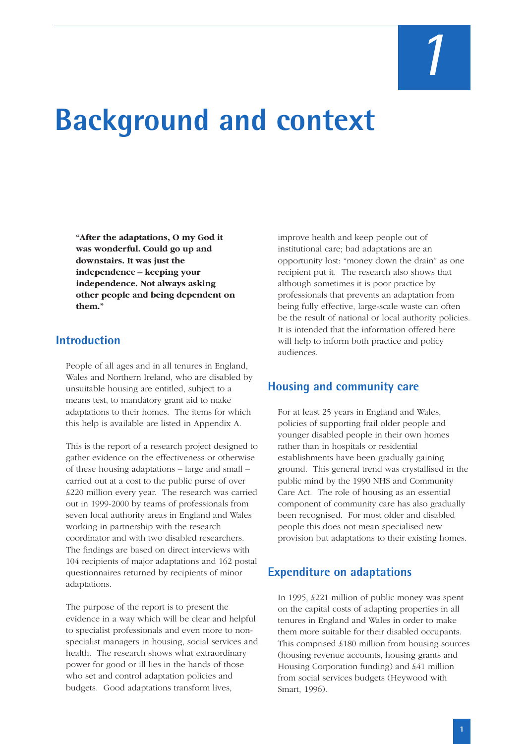# 1

# Background and context

**"After the adaptations, O my God it was wonderful. Could go up and downstairs. It was just the independence – keeping your independence. Not always asking other people and being dependent on them."**

## Introduction

People of all ages and in all tenures in England, Wales and Northern Ireland, who are disabled by unsuitable housing are entitled, subject to a means test, to mandatory grant aid to make adaptations to their homes. The items for which this help is available are listed in Appendix A.

This is the report of a research project designed to gather evidence on the effectiveness or otherwise of these housing adaptations – large and small – carried out at a cost to the public purse of over £220 million every year. The research was carried out in 1999-2000 by teams of professionals from seven local authority areas in England and Wales working in partnership with the research coordinator and with two disabled researchers. The findings are based on direct interviews with 104 recipients of major adaptations and 162 postal questionnaires returned by recipients of minor adaptations.

The purpose of the report is to present the evidence in a way which will be clear and helpful to specialist professionals and even more to non-specialist managers in housing, social services and health. The research shows what extraordinary power for good or ill lies in the hands of those who set and control adaptation policies and budgets. Good adaptations transform lives, improve health and keep people out of institutional care; bad adaptations are an opportunity lost: "money down the drain" as one recipient put it. The research also shows that although sometimes it is poor practice by professionals that prevents an adaptation from being fully effective, large-scale waste can often be the result of national or local authority policies. It is intended that the information offered here will help to inform both practice and policy audiences.

## Housing and community care

For at least 25 years in England and Wales, policies of supporting frail older people and younger disabled people in their own homes rather than in hospitals or residential establishments have been gradually gaining ground. This general trend was crystallised in the public mind by the 1990 NHS and Community Care Act. The role of housing as an essential component of community care has also gradually been recognised. For most older and disabled people this does not mean specialised new provision but adaptations to their existing homes.

## Expenditure on adaptations

In 1995, £221 million of public money was spent on the capital costs of adapting properties in all tenures in England and Wales in order to make them more suitable for their disabled occupants. This comprised £180 million from housing sources (housing revenue accounts, housing grants and Housing Corporation funding) and £41 million from social services budgets (Heywood with Smart, 1996).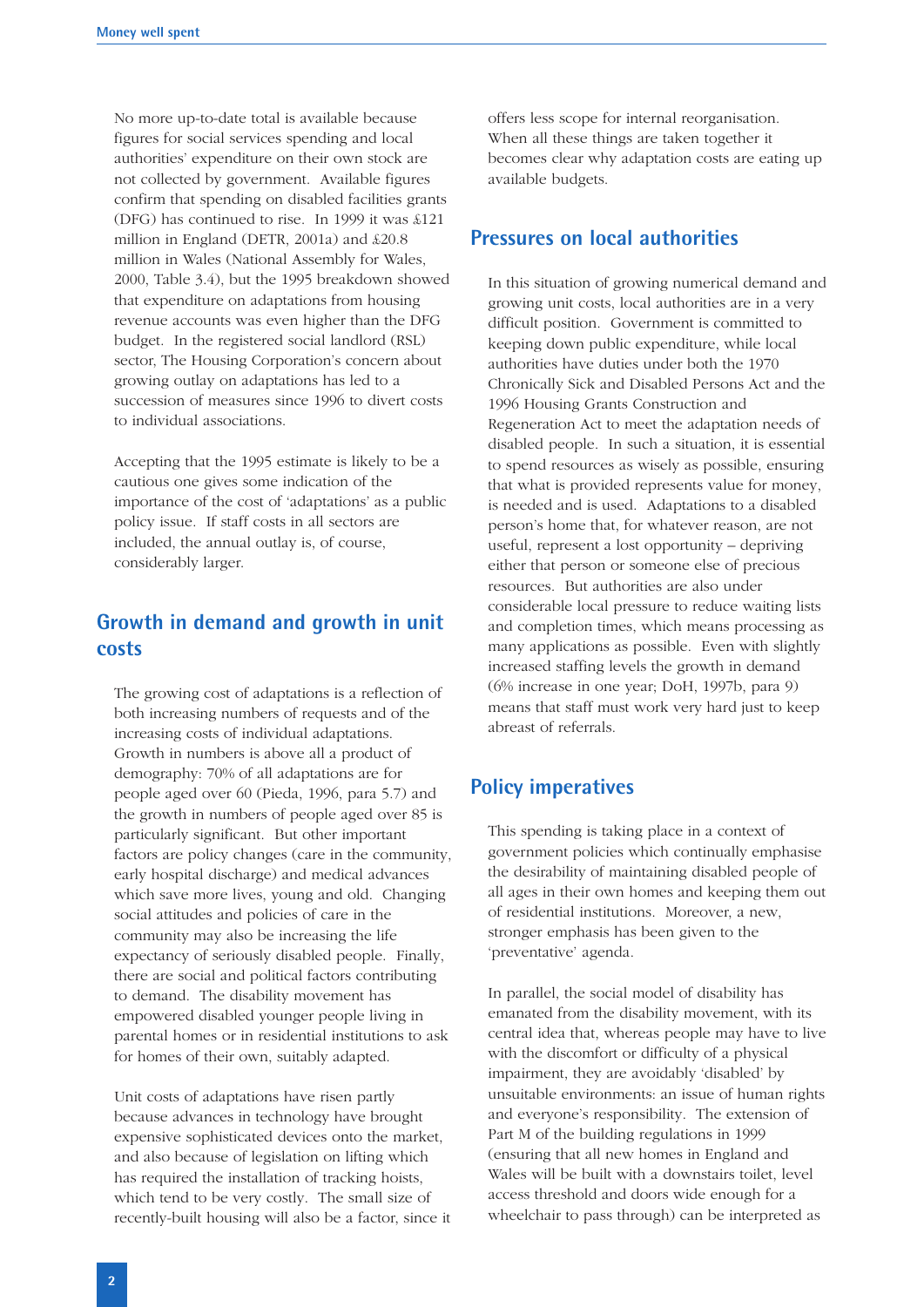No more up-to-date total is available because figures for social services spending and local authorities' expenditure on their own stock are not collected by government. Available figures confirm that spending on disabled facilities grants (DFG) has continued to rise. In 1999 it was £121 million in England (DETR, 2001a) and £20.8 million in Wales (National Assembly for Wales, 2000, Table 3.4), but the 1995 breakdown showed that expenditure on adaptations from housing revenue accounts was even higher than the DFG budget. In the registered social landlord (RSL) sector, The Housing Corporation's concern about growing outlay on adaptations has led to a succession of measures since 1996 to divert costs to individual associations.

Accepting that the 1995 estimate is likely to be a cautious one gives some indication of the importance of the cost of 'adaptations' as a public policy issue. If staff costs in all sectors are included, the annual outlay is, of course, considerably larger.

## Growth in demand and growth in unit costs

The growing cost of adaptations is a reflection of both increasing numbers of requests and of the increasing costs of individual adaptations. Growth in numbers is above all a product of demography: 70% of all adaptations are for people aged over 60 (Pieda, 1996, para 5.7) and the growth in numbers of people aged over 85 is particularly significant. But other important factors are policy changes (care in the community, early hospital discharge) and medical advances which save more lives, young and old. Changing social attitudes and policies of care in the community may also be increasing the life expectancy of seriously disabled people. Finally, there are social and political factors contributing to demand. The disability movement has empowered disabled younger people living in parental homes or in residential institutions to ask for homes of their own, suitably adapted.

Unit costs of adaptations have risen partly because advances in technology have brought expensive sophisticated devices onto the market, and also because of legislation on lifting which has required the installation of tracking hoists, which tend to be very costly. The small size of recently-built housing will also be a factor, since it offers less scope for internal reorganisation. When all these things are taken together it becomes clear why adaptation costs are eating up available budgets.

## Pressures on local authorities

In this situation of growing numerical demand and growing unit costs, local authorities are in a very difficult position. Government is committed to keeping down public expenditure, while local authorities have duties under both the 1970 Chronically Sick and Disabled Persons Act and the 1996 Housing Grants Construction and Regeneration Act to meet the adaptation needs of disabled people. In such a situation, it is essential to spend resources as wisely as possible, ensuring that what is provided represents value for money, is needed and is used. Adaptations to a disabled person's home that, for whatever reason, are not useful, represent a lost opportunity – depriving either that person or someone else of precious resources. But authorities are also under considerable local pressure to reduce waiting lists and completion times, which means processing as many applications as possible. Even with slightly increased staffing levels the growth in demand (6% increase in one year; DoH, 1997b, para 9) means that staff must work very hard just to keep abreast of referrals.

## Policy imperatives

This spending is taking place in a context of government policies which continually emphasise the desirability of maintaining disabled people of all ages in their own homes and keeping them out of residential institutions. Moreover, a new, stronger emphasis has been given to the 'preventative' agenda.

In parallel, the social model of disability has emanated from the disability movement, with its central idea that, whereas people may have to live with the discomfort or difficulty of a physical impairment, they are avoidably 'disabled' by unsuitable environments: an issue of human rights and everyone's responsibility. The extension of Part M of the building regulations in 1999 (ensuring that all new homes in England and Wales will be built with a downstairs toilet, level access threshold and doors wide enough for a wheelchair to pass through) can be interpreted as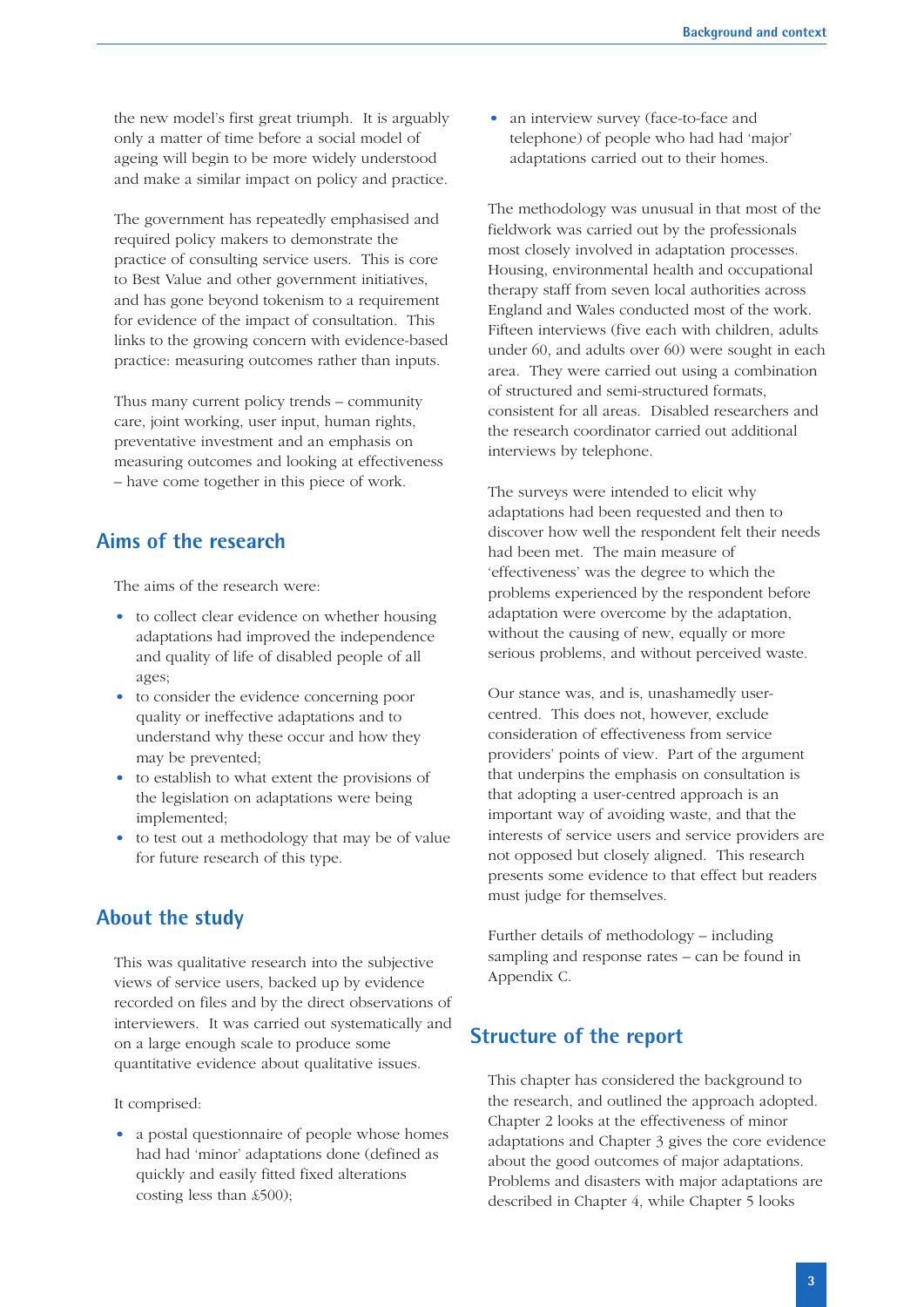the new model's first great triumph. It is arguably only a matter of time before a social model of ageing will begin to be more widely understood and make a similar impact on policy and practice.

The government has repeatedly emphasised and required policy makers to demonstrate the practice of consulting service users. This is core to Best Value and other government initiatives, and has gone beyond tokenism to a requirement for evidence of the impact of consultation. This links to the growing concern with evidence-based practice: measuring outcomes rather than inputs.

Thus many current policy trends – community care, joint working, user input, human rights, preventative investment and an emphasis on measuring outcomes and looking at effectiveness – have come together in this piece of work.

## Aims of the research

The aims of the research were:

- to collect clear evidence on whether housing adaptations had improved the independence and quality of life of disabled people of all ages;
- to consider the evidence concerning poor quality or ineffective adaptations and to understand why these occur and how they may be prevented;
- to establish to what extent the provisions of the legislation on adaptations were being implemented;
- to test out a methodology that may be of value for future research of this type.

## About the study

This was qualitative research into the subjective views of service users, backed up by evidence recorded on files and by the direct observations of interviewers. It was carried out systematically and on a large enough scale to produce some quantitative evidence about qualitative issues.

It comprised:

- a postal questionnaire of people whose homes had had 'minor' adaptations done (defined as quickly and easily fitted fixed alterations costing less than £500);
- an interview survey (face-to-face and telephone) of people who had had 'major' adaptations carried out to their homes.

The methodology was unusual in that most of the fieldwork was carried out by the professionals most closely involved in adaptation processes. Housing, environmental health and occupational therapy staff from seven local authorities across England and Wales conducted most of the work. Fifteen interviews (five each with children, adults under 60, and adults over 60) were sought in each area. They were carried out using a combination of structured and semi-structured formats, consistent for all areas. Disabled researchers and the research coordinator carried out additional interviews by telephone.

The surveys were intended to elicit why adaptations had been requested and then to discover how well the respondent felt their needs had been met. The main measure of 'effectiveness' was the degree to which the problems experienced by the respondent before adaptation were overcome by the adaptation, without the causing of new, equally or more serious problems, and without perceived waste.

Our stance was, and is, unashamedly user-centred. This does not, however, exclude consideration of effectiveness from service providers' points of view. Part of the argument that underpins the emphasis on consultation is that adopting a user-centred approach is an important way of avoiding waste, and that the interests of service users and service providers are not opposed but closely aligned. This research presents some evidence to that effect but readers must judge for themselves.

Further details of methodology – including sampling and response rates – can be found in Appendix C.

## Structure of the report

This chapter has considered the background to the research, and outlined the approach adopted. Chapter 2 looks at the effectiveness of minor adaptations and Chapter 3 gives the core evidence about the good outcomes of major adaptations. Problems and disasters with major adaptations are described in Chapter 4, while Chapter 5 looks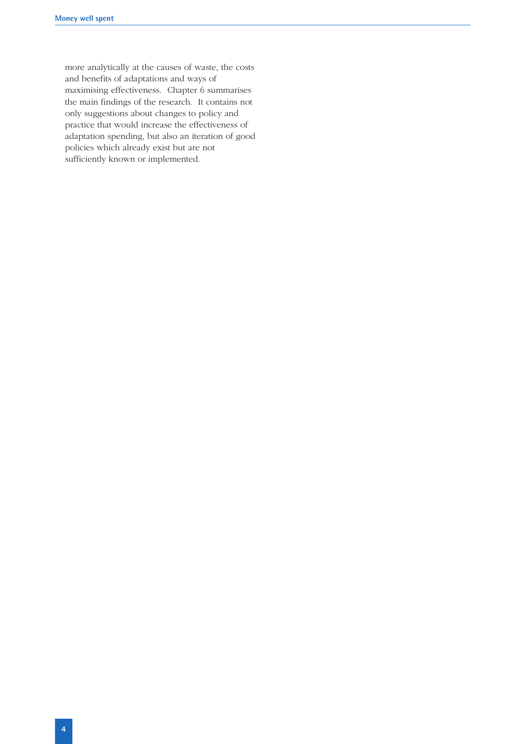more analytically at the causes of waste, the costs and benefits of adaptations and ways of maximising effectiveness. Chapter 6 summarises the main findings of the research. It contains not only suggestions about changes to policy and practice that would increase the effectiveness of adaptation spending, but also an iteration of good policies which already exist but are not sufficiently known or implemented.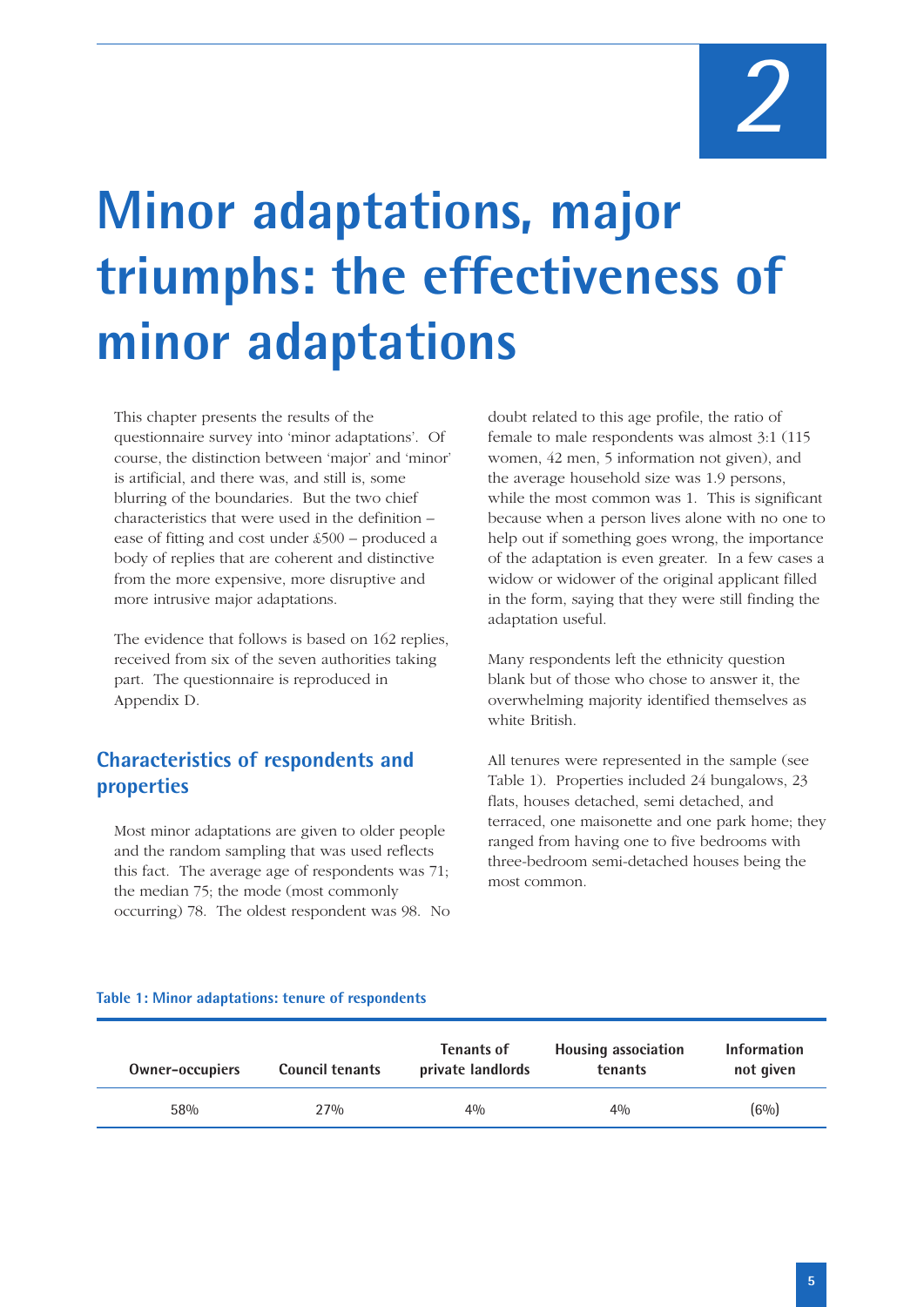# 2

# Minor adaptations, major triumphs: the effectiveness of minor adaptations

This chapter presents the results of the questionnaire survey into 'minor adaptations'. Of course, the distinction between 'major' and 'minor' is artificial, and there was, and still is, some blurring of the boundaries. But the two chief characteristics that were used in the definition – ease of fitting and cost under £500 – produced a body of replies that are coherent and distinctive from the more expensive, more disruptive and more intrusive major adaptations.

The evidence that follows is based on 162 replies, received from six of the seven authorities taking part. The questionnaire is reproduced in Appendix D.

## Characteristics of respondents and properties

Most minor adaptations are given to older people and the random sampling that was used reflects this fact. The average age of respondents was 71; the median 75; the mode (most commonly occurring) 78. The oldest respondent was 98. No doubt related to this age profile, the ratio of female to male respondents was almost 3:1 (115 women, 42 men, 5 information not given), and the average household size was 1.9 persons, while the most common was 1. This is significant because when a person lives alone with no one to help out if something goes wrong, the importance of the adaptation is even greater. In a few cases a widow or widower of the original applicant filled in the form, saying that they were still finding the adaptation useful.

Many respondents left the ethnicity question blank but of those who chose to answer it, the overwhelming majority identified themselves as white British.

All tenures were represented in the sample (see Table 1). Properties included 24 bungalows, 23 flats, houses detached, semi detached, and terraced, one maisonette and one park home; they ranged from having one to five bedrooms with three-bedroom semi-detached houses being the most common.

**Table 1: Minor adaptations: tenure of respondents**

| Owner-occupiers | Council tenants | Tenants of private landlords | Housing association tenants | Information not given |
|---|---|---|---|---|
| 58% | 27% | 4% | 4% | (6%) |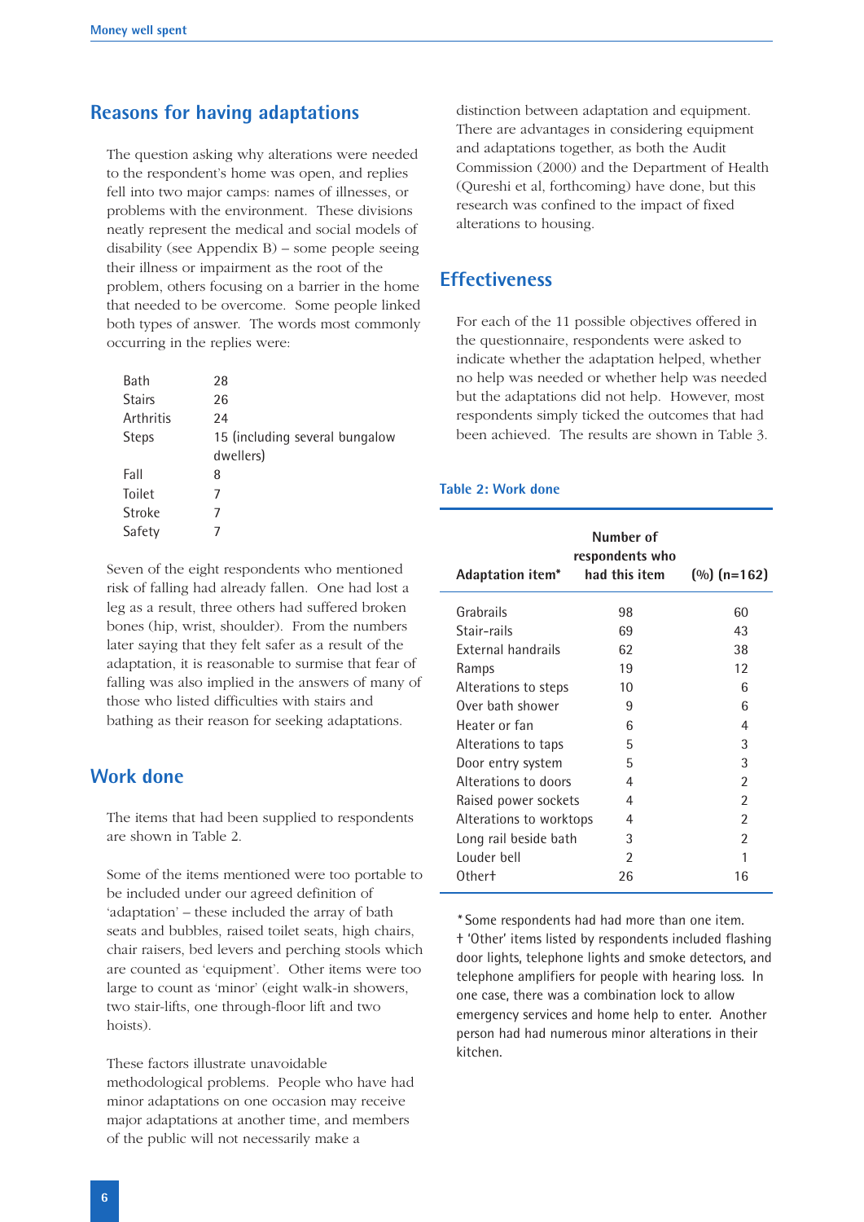## Reasons for having adaptations

The question asking why alterations were needed to the respondent's home was open, and replies fell into two major camps: names of illnesses, or problems with the environment. These divisions neatly represent the medical and social models of disability (see Appendix B) – some people seeing their illness or impairment as the root of the problem, others focusing on a barrier in the home that needed to be overcome. Some people linked both types of answer. The words most commonly occurring in the replies were:

| | |
|---|---|
| Bath | 28 |
| Stairs | 26 |
| Arthritis | 24 |
| Steps | 15 (including several bungalow dwellers) |
| Fall | 8 |
| Toilet | 7 |
| Stroke | 7 |
| Safety | 7 |

Seven of the eight respondents who mentioned risk of falling had already fallen. One had lost a leg as a result, three others had suffered broken bones (hip, wrist, shoulder). From the numbers later saying that they felt safer as a result of the adaptation, it is reasonable to surmise that fear of falling was also implied in the answers of many of those who listed difficulties with stairs and bathing as their reason for seeking adaptations.

## Work done

The items that had been supplied to respondents are shown in Table 2.

Some of the items mentioned were too portable to be included under our agreed definition of 'adaptation' – these included the array of bath seats and bubbles, raised toilet seats, high chairs, chair raisers, bed levers and perching stools which are counted as 'equipment'. Other items were too large to count as 'minor' (eight walk-in showers, two stair-lifts, one through-floor lift and two hoists).

These factors illustrate unavoidable methodological problems. People who have had minor adaptations on one occasion may receive major adaptations at another time, and members of the public will not necessarily make a distinction between adaptation and equipment. There are advantages in considering equipment and adaptations together, as both the Audit Commission (2000) and the Department of Health (Qureshi et al, forthcoming) have done, but this research was confined to the impact of fixed alterations to housing.

## Effectiveness

For each of the 11 possible objectives offered in the questionnaire, respondents were asked to indicate whether the adaptation helped, whether no help was needed or whether help was needed but the adaptations did not help. However, most respondents simply ticked the outcomes that had been achieved. The results are shown in Table 3.

**Table 2: Work done**

| Adaptation item* | Number of respondents who had this item | (%) (n=162) |
|---|---|---|
| Grabrails | 98 | 60 |
| Stair-rails | 69 | 43 |
| External handrails | 62 | 38 |
| Ramps | 19 | 12 |
| Alterations to steps | 10 | 6 |
| Over bath shower | 9 | 6 |
| Heater or fan | 6 | 4 |
| Alterations to taps | 5 | 3 |
| Door entry system | 5 | 3 |
| Alterations to doors | 4 | 2 |
| Raised power sockets | 4 | 2 |
| Alterations to worktops | 4 | 2 |
| Long rail beside bath | 3 | 2 |
| Louder bell | 2 | 1 |
| Other† | 26 | 16 |

* Some respondents had had more than one item.
† 'Other' items listed by respondents included flashing door lights, telephone lights and smoke detectors, and telephone amplifiers for people with hearing loss. In one case, there was a combination lock to allow emergency services and home help to enter. Another person had had numerous minor alterations in their kitchen.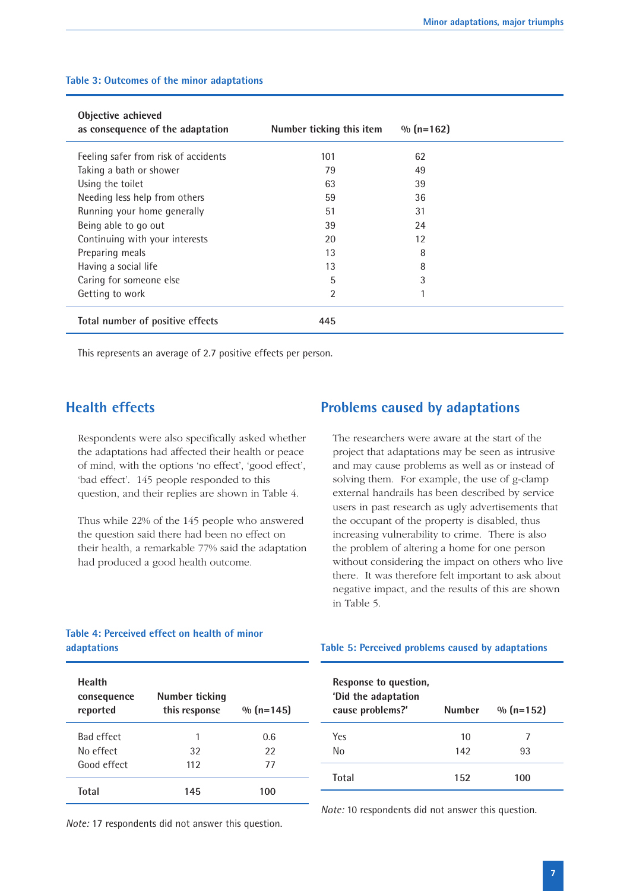Table 3: Outcomes of the minor adaptations

| Objective achieved as consequence of the adaptation | Number ticking this item | % (n=162) |
|---|---|---|
| Feeling safer from risk of accidents | 101 | 62 |
| Taking a bath or shower | 79 | 49 |
| Using the toilet | 63 | 39 |
| Needing less help from others | 59 | 36 |
| Running your home generally | 51 | 31 |
| Being able to go out | 39 | 24 |
| Continuing with your interests | 20 | 12 |
| Preparing meals | 13 | 8 |
| Having a social life | 13 | 8 |
| Caring for someone else | 5 | 3 |
| Getting to work | 2 | 1 |
| **Total number of positive effects** | **445** | |

This represents an average of 2.7 positive effects per person.

## Health effects

Respondents were also specifically asked whether the adaptations had affected their health or peace of mind, with the options 'no effect', 'good effect', 'bad effect'. 145 people responded to this question, and their replies are shown in Table 4.

Thus while 22% of the 145 people who answered the question said there had been no effect on their health, a remarkable 77% said the adaptation had produced a good health outcome.

Table 4: Perceived effect on health of minor adaptations

| Health consequence reported | Number ticking this response | % (n=145) |
|---|---|---|
| Bad effect | 1 | 0.6 |
| No effect | 32 | 22 |
| Good effect | 112 | 77 |
| **Total** | **145** | **100** |

*Note:* 17 respondents did not answer this question.

## Problems caused by adaptations

The researchers were aware at the start of the project that adaptations may be seen as intrusive and may cause problems as well as or instead of solving them. For example, the use of g-clamp external handrails has been described by service users in past research as ugly advertisements that the occupant of the property is disabled, thus increasing vulnerability to crime. There is also the problem of altering a home for one person without considering the impact on others who live there. It was therefore felt important to ask about negative impact, and the results of this are shown in Table 5.

Table 5: Perceived problems caused by adaptations

| Response to question, 'Did the adaptation cause problems?' | Number | % (n=152) |
|---|---|---|
| Yes | 10 | 7 |
| No | 142 | 93 |
| **Total** | **152** | **100** |

*Note:* 10 respondents did not answer this question.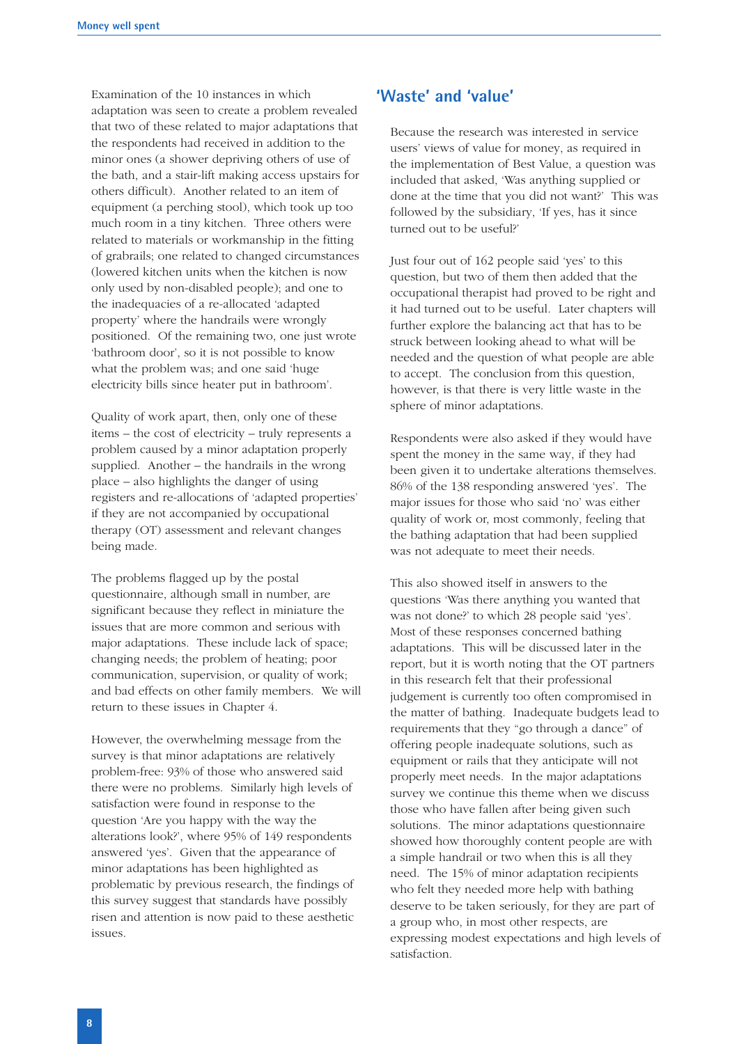Examination of the 10 instances in which adaptation was seen to create a problem revealed that two of these related to major adaptations that the respondents had received in addition to the minor ones (a shower depriving others of use of the bath, and a stair-lift making access upstairs for others difficult). Another related to an item of equipment (a perching stool), which took up too much room in a tiny kitchen. Three others were related to materials or workmanship in the fitting of grabrails; one related to changed circumstances (lowered kitchen units when the kitchen is now only used by non-disabled people); and one to the inadequacies of a re-allocated 'adapted property' where the handrails were wrongly positioned. Of the remaining two, one just wrote 'bathroom door', so it is not possible to know what the problem was; and one said 'huge electricity bills since heater put in bathroom'.

Quality of work apart, then, only one of these items – the cost of electricity – truly represents a problem caused by a minor adaptation properly supplied. Another – the handrails in the wrong place – also highlights the danger of using registers and re-allocations of 'adapted properties' if they are not accompanied by occupational therapy (OT) assessment and relevant changes being made.

The problems flagged up by the postal questionnaire, although small in number, are significant because they reflect in miniature the issues that are more common and serious with major adaptations. These include lack of space; changing needs; the problem of heating; poor communication, supervision, or quality of work; and bad effects on other family members. We will return to these issues in Chapter 4.

However, the overwhelming message from the survey is that minor adaptations are relatively problem-free: 93% of those who answered said there were no problems. Similarly high levels of satisfaction were found in response to the question 'Are you happy with the way the alterations look?', where 95% of 149 respondents answered 'yes'. Given that the appearance of minor adaptations has been highlighted as problematic by previous research, the findings of this survey suggest that standards have possibly risen and attention is now paid to these aesthetic issues.

## 'Waste' and 'value'

Because the research was interested in service users' views of value for money, as required in the implementation of Best Value, a question was included that asked, 'Was anything supplied or done at the time that you did not want?' This was followed by the subsidiary, 'If yes, has it since turned out to be useful?'

Just four out of 162 people said 'yes' to this question, but two of them then added that the occupational therapist had proved to be right and it had turned out to be useful. Later chapters will further explore the balancing act that has to be struck between looking ahead to what will be needed and the question of what people are able to accept. The conclusion from this question, however, is that there is very little waste in the sphere of minor adaptations.

Respondents were also asked if they would have spent the money in the same way, if they had been given it to undertake alterations themselves. 86% of the 138 responding answered 'yes'. The major issues for those who said 'no' was either quality of work or, most commonly, feeling that the bathing adaptation that had been supplied was not adequate to meet their needs.

This also showed itself in answers to the questions 'Was there anything you wanted that was not done?' to which 28 people said 'yes'. Most of these responses concerned bathing adaptations. This will be discussed later in the report, but it is worth noting that the OT partners in this research felt that their professional judgement is currently too often compromised in the matter of bathing. Inadequate budgets lead to requirements that they "go through a dance" of offering people inadequate solutions, such as equipment or rails that they anticipate will not properly meet needs. In the major adaptations survey we continue this theme when we discuss those who have fallen after being given such solutions. The minor adaptations questionnaire showed how thoroughly content people are with a simple handrail or two when this is all they need. The 15% of minor adaptation recipients who felt they needed more help with bathing deserve to be taken seriously, for they are part of a group who, in most other respects, are expressing modest expectations and high levels of satisfaction.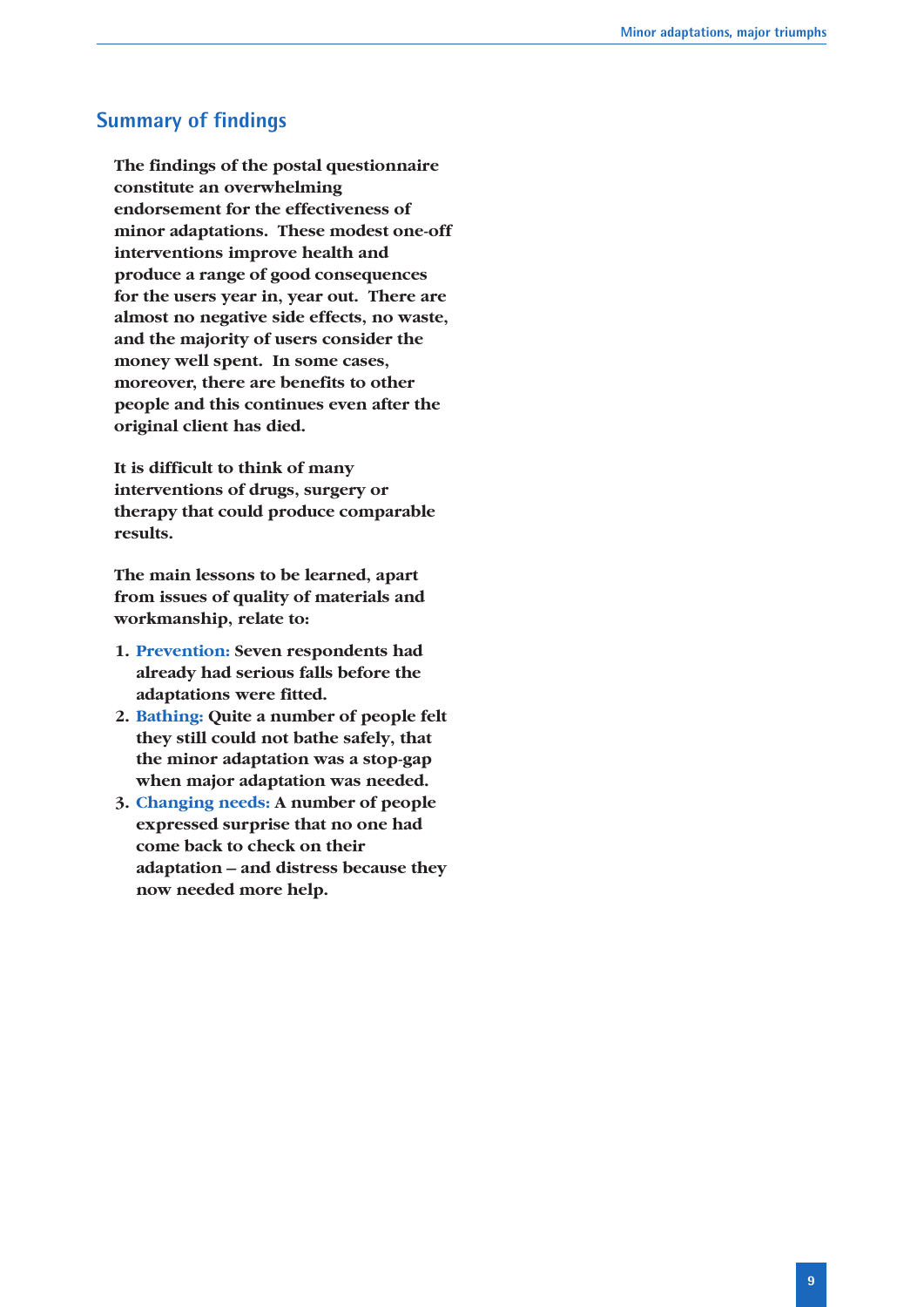## Summary of findings

**The findings of the postal questionnaire constitute an overwhelming endorsement for the effectiveness of minor adaptations. These modest one-off interventions improve health and produce a range of good consequences for the users year in, year out. There are almost no negative side effects, no waste, and the majority of users consider the money well spent. In some cases, moreover, there are benefits to other people and this continues even after the original client has died.**

**It is difficult to think of many interventions of drugs, surgery or therapy that could produce comparable results.**

**The main lessons to be learned, apart from issues of quality of materials and workmanship, relate to:**

1. **Prevention: Seven respondents had already had serious falls before the adaptations were fitted.**
2. **Bathing: Quite a number of people felt they still could not bathe safely, that the minor adaptation was a stop-gap when major adaptation was needed.**
3. **Changing needs: A number of people expressed surprise that no one had come back to check on their adaptation – and distress because they now needed more help.**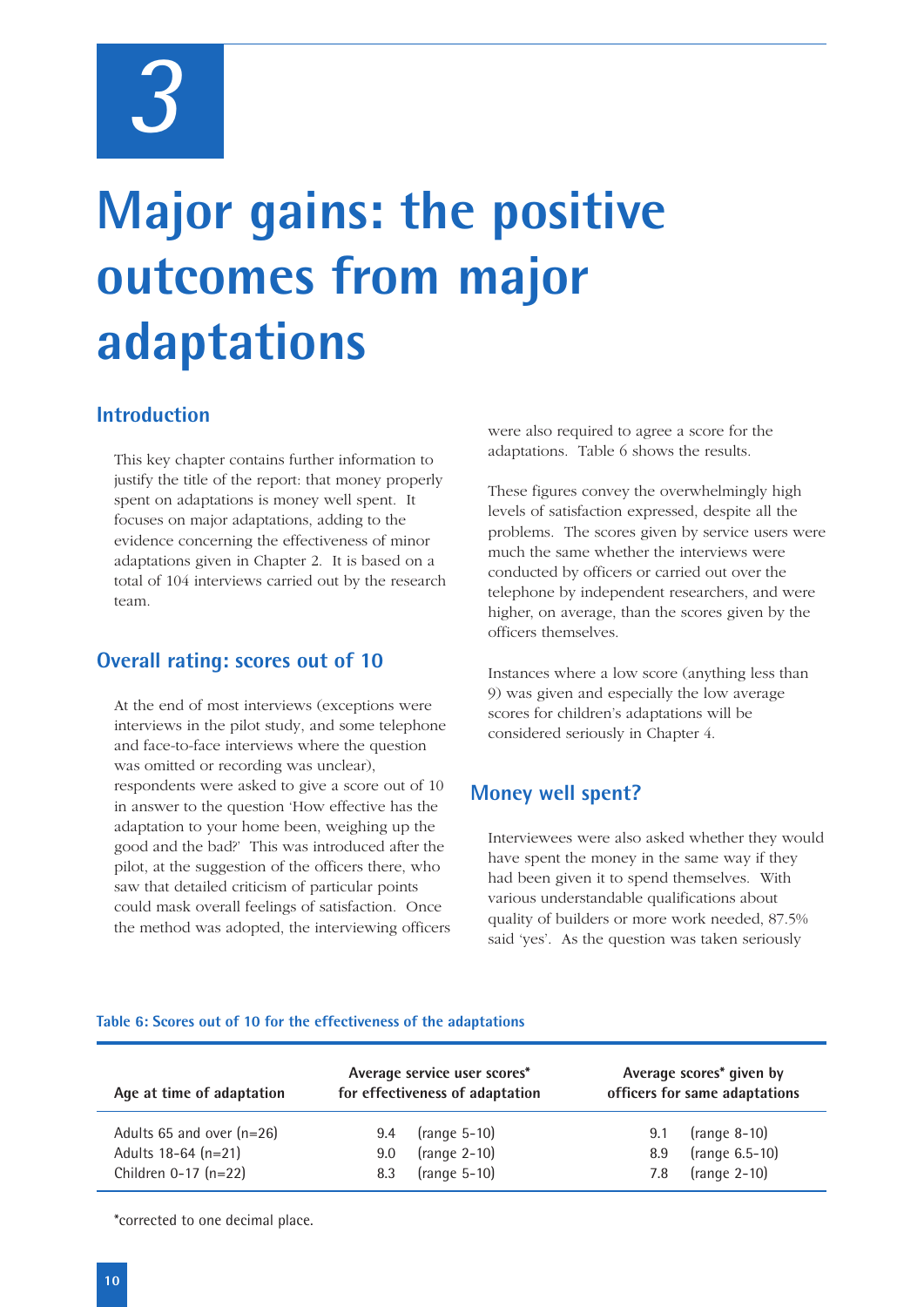# 3

# Major gains: the positive outcomes from major adaptations

## Introduction

This key chapter contains further information to justify the title of the report: that money properly spent on adaptations is money well spent. It focuses on major adaptations, adding to the evidence concerning the effectiveness of minor adaptations given in Chapter 2. It is based on a total of 104 interviews carried out by the research team.

## Overall rating: scores out of 10

At the end of most interviews (exceptions were interviews in the pilot study, and some telephone and face-to-face interviews where the question was omitted or recording was unclear), respondents were asked to give a score out of 10 in answer to the question 'How effective has the adaptation to your home been, weighing up the good and the bad?' This was introduced after the pilot, at the suggestion of the officers there, who saw that detailed criticism of particular points could mask overall feelings of satisfaction. Once the method was adopted, the interviewing officers were also required to agree a score for the adaptations. Table 6 shows the results.

These figures convey the overwhelmingly high levels of satisfaction expressed, despite all the problems. The scores given by service users were much the same whether the interviews were conducted by officers or carried out over the telephone by independent researchers, and were higher, on average, than the scores given by the officers themselves.

Instances where a low score (anything less than 9) was given and especially the low average scores for children's adaptations will be considered seriously in Chapter 4.

## Money well spent?

Interviewees were also asked whether they would have spent the money in the same way if they had been given it to spend themselves. With various understandable qualifications about quality of builders or more work needed, 87.5% said 'yes'. As the question was taken seriously

**Table 6: Scores out of 10 for the effectiveness of the adaptations**

| Age at time of adaptation | Average service user scores* for effectiveness of adaptation | | Average scores* given by officers for same adaptations | |
|---|---|---|---|---|
| Adults 65 and over (n=26) | 9.4 | (range 5-10) | 9.1 | (range 8-10) |
| Adults 18-64 (n=21) | 9.0 | (range 2-10) | 8.9 | (range 6.5-10) |
| Children 0-17 (n=22) | 8.3 | (range 5-10) | 7.8 | (range 2-10) |

*corrected to one decimal place.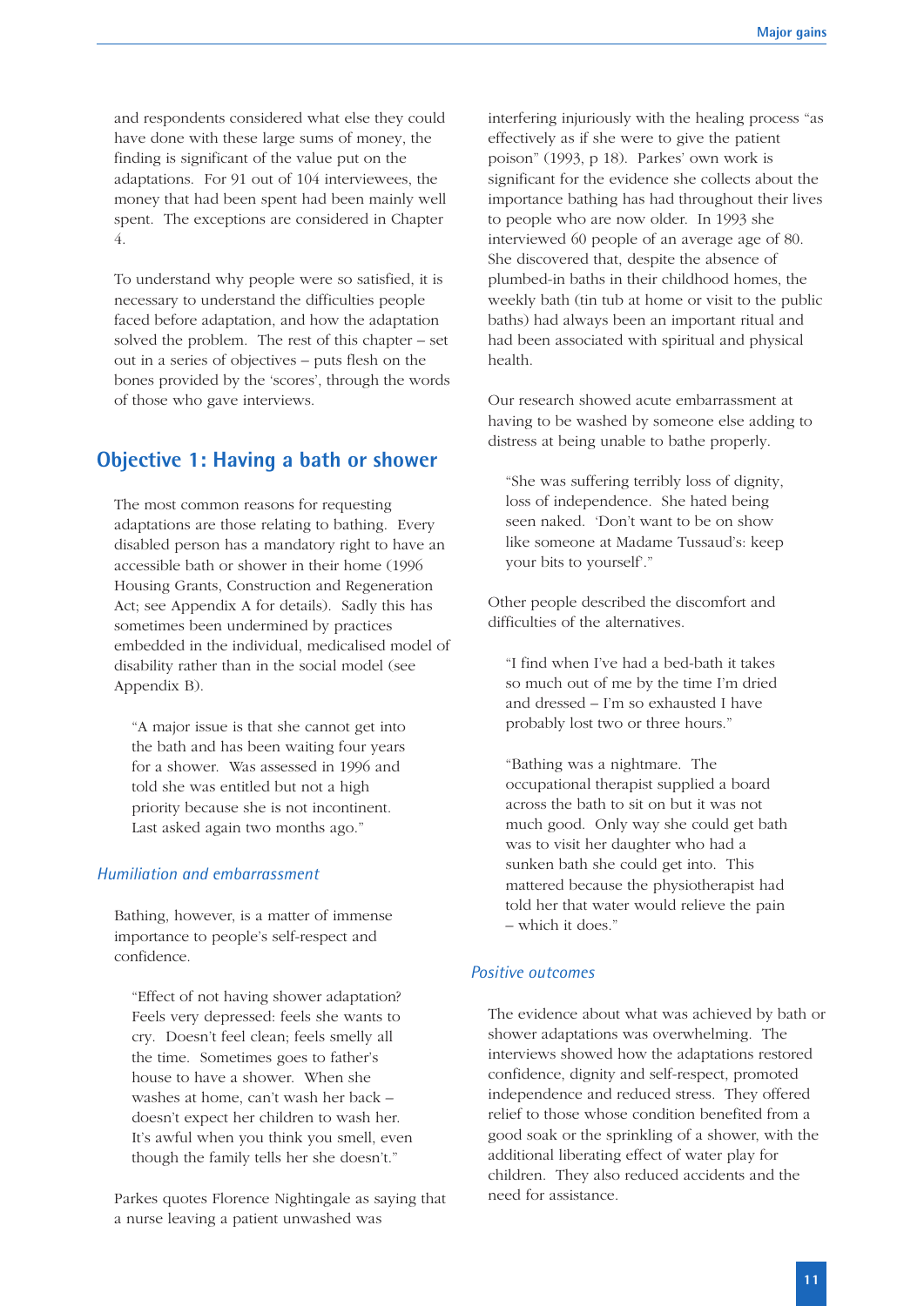and respondents considered what else they could have done with these large sums of money, the finding is significant of the value put on the adaptations. For 91 out of 104 interviewees, the money that had been spent had been mainly well spent. The exceptions are considered in Chapter 4.

To understand why people were so satisfied, it is necessary to understand the difficulties people faced before adaptation, and how the adaptation solved the problem. The rest of this chapter – set out in a series of objectives – puts flesh on the bones provided by the 'scores', through the words of those who gave interviews.

## Objective 1: Having a bath or shower

The most common reasons for requesting adaptations are those relating to bathing. Every disabled person has a mandatory right to have an accessible bath or shower in their home (1996 Housing Grants, Construction and Regeneration Act; see Appendix A for details). Sadly this has sometimes been undermined by practices embedded in the individual, medicalised model of disability rather than in the social model (see Appendix B).

> "A major issue is that she cannot get into the bath and has been waiting four years for a shower. Was assessed in 1996 and told she was entitled but not a high priority because she is not incontinent. Last asked again two months ago."

### *Humiliation and embarrassment*

Bathing, however, is a matter of immense importance to people's self-respect and confidence.

> "Effect of not having shower adaptation? Feels very depressed: feels she wants to cry. Doesn't feel clean; feels smelly all the time. Sometimes goes to father's house to have a shower. When she washes at home, can't wash her back – doesn't expect her children to wash her. It's awful when you think you smell, even though the family tells her she doesn't."

Parkes quotes Florence Nightingale as saying that a nurse leaving a patient unwashed was interfering injuriously with the healing process "as effectively as if she were to give the patient poison" (1993, p 18). Parkes' own work is significant for the evidence she collects about the importance bathing has had throughout their lives to people who are now older. In 1993 she interviewed 60 people of an average age of 80. She discovered that, despite the absence of plumbed-in baths in their childhood homes, the weekly bath (tin tub at home or visit to the public baths) had always been an important ritual and had been associated with spiritual and physical health.

Our research showed acute embarrassment at having to be washed by someone else adding to distress at being unable to bathe properly.

> "She was suffering terribly loss of dignity, loss of independence. She hated being seen naked. 'Don't want to be on show like someone at Madame Tussaud's: keep your bits to yourself'."

Other people described the discomfort and difficulties of the alternatives.

> "I find when I've had a bed-bath it takes so much out of me by the time I'm dried and dressed – I'm so exhausted I have probably lost two or three hours."

> "Bathing was a nightmare. The occupational therapist supplied a board across the bath to sit on but it was not much good. Only way she could get bath was to visit her daughter who had a sunken bath she could get into. This mattered because the physiotherapist had told her that water would relieve the pain – which it does."

### *Positive outcomes*

The evidence about what was achieved by bath or shower adaptations was overwhelming. The interviews showed how the adaptations restored confidence, dignity and self-respect, promoted independence and reduced stress. They offered relief to those whose condition benefited from a good soak or the sprinkling of a shower, with the additional liberating effect of water play for children. They also reduced accidents and the need for assistance.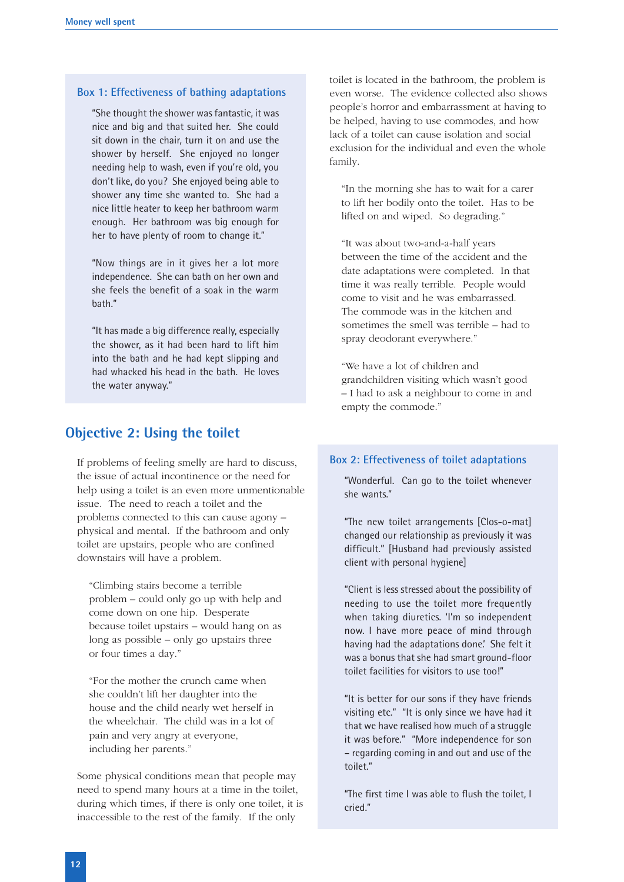### Box 1: Effectiveness of bathing adaptations

"She thought the shower was fantastic, it was nice and big and that suited her. She could sit down in the chair, turn it on and use the shower by herself. She enjoyed no longer needing help to wash, even if you're old, you don't like, do you? She enjoyed being able to shower any time she wanted to. She had a nice little heater to keep her bathroom warm enough. Her bathroom was big enough for her to have plenty of room to change it."

"Now things are in it gives her a lot more independence. She can bath on her own and she feels the benefit of a soak in the warm bath."

"It has made a big difference really, especially the shower, as it had been hard to lift him into the bath and he had kept slipping and had whacked his head in the bath. He loves the water anyway."

## Objective 2: Using the toilet

If problems of feeling smelly are hard to discuss, the issue of actual incontinence or the need for help using a toilet is an even more unmentionable issue. The need to reach a toilet and the problems connected to this can cause agony – physical and mental. If the bathroom and only toilet are upstairs, people who are confined downstairs will have a problem.

> "Climbing stairs become a terrible problem – could only go up with help and come down on one hip. Desperate because toilet upstairs – would hang on as long as possible – only go upstairs three or four times a day."

> "For the mother the crunch came when she couldn't lift her daughter into the house and the child nearly wet herself in the wheelchair. The child was in a lot of pain and very angry at everyone, including her parents."

Some physical conditions mean that people may need to spend many hours at a time in the toilet, during which times, if there is only one toilet, it is inaccessible to the rest of the family. If the only toilet is located in the bathroom, the problem is even worse. The evidence collected also shows people's horror and embarrassment at having to be helped, having to use commodes, and how lack of a toilet can cause isolation and social exclusion for the individual and even the whole family.

> "In the morning she has to wait for a carer to lift her bodily onto the toilet. Has to be lifted on and wiped. So degrading."

> "It was about two-and-a-half years between the time of the accident and the date adaptations were completed. In that time it was really terrible. People would come to visit and he was embarrassed. The commode was in the kitchen and sometimes the smell was terrible – had to spray deodorant everywhere."

> "We have a lot of children and grandchildren visiting which wasn't good – I had to ask a neighbour to come in and empty the commode."

### Box 2: Effectiveness of toilet adaptations

"Wonderful. Can go to the toilet whenever she wants."

"The new toilet arrangements [Clos-o-mat] changed our relationship as previously it was difficult." [Husband had previously assisted client with personal hygiene]

"Client is less stressed about the possibility of needing to use the toilet more frequently when taking diuretics. 'I'm so independent now. I have more peace of mind through having had the adaptations done.' She felt it was a bonus that she had smart ground-floor toilet facilities for visitors to use too!"

"It is better for our sons if they have friends visiting etc." "It is only since we have had it that we have realised how much of a struggle it was before." "More independence for son – regarding coming in and out and use of the toilet."

"The first time I was able to flush the toilet, I cried."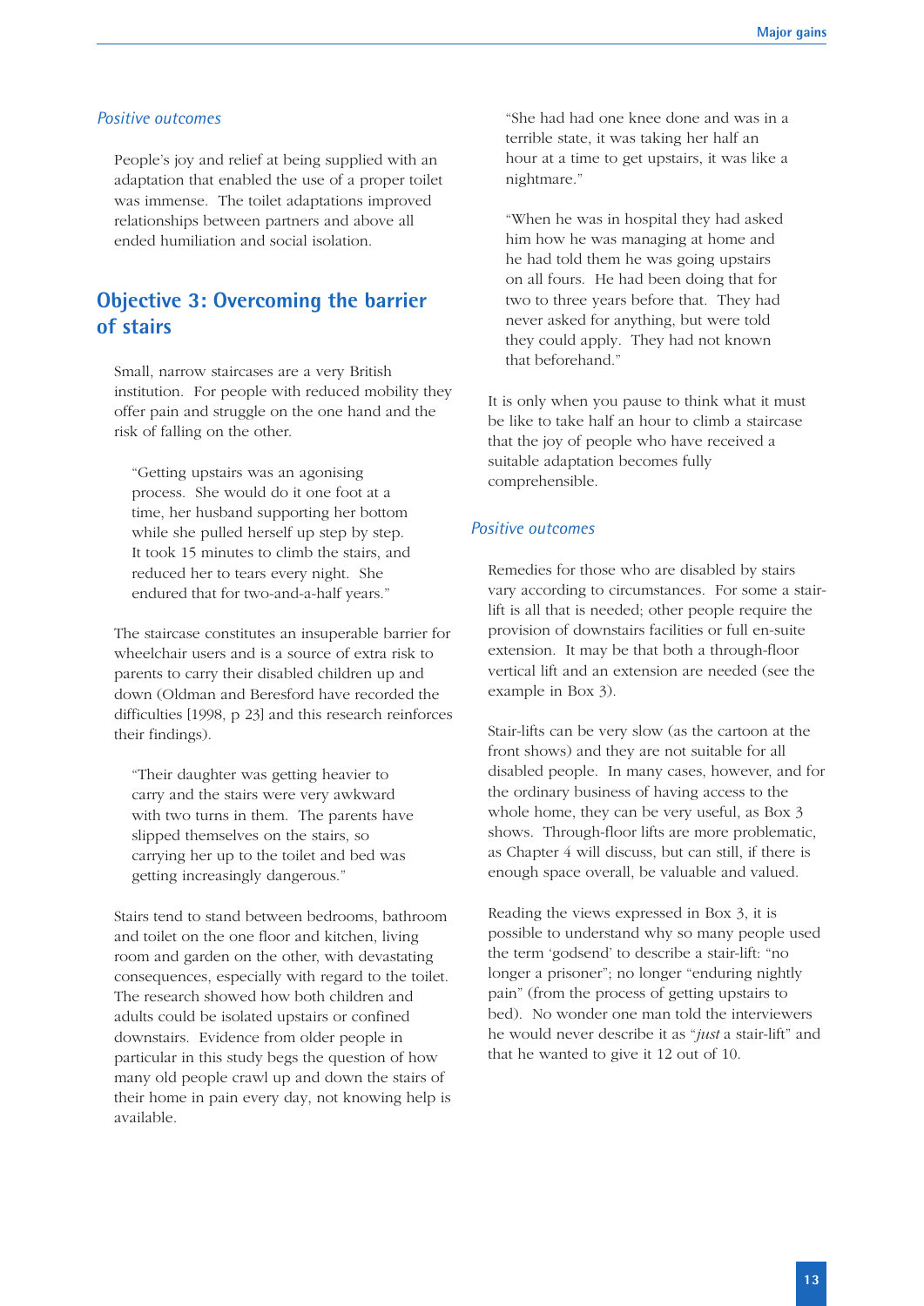### *Positive outcomes*

People's joy and relief at being supplied with an adaptation that enabled the use of a proper toilet was immense. The toilet adaptations improved relationships between partners and above all ended humiliation and social isolation.

## Objective 3: Overcoming the barrier of stairs

Small, narrow staircases are a very British institution. For people with reduced mobility they offer pain and struggle on the one hand and the risk of falling on the other.

> "Getting upstairs was an agonising process. She would do it one foot at a time, her husband supporting her bottom while she pulled herself up step by step. It took 15 minutes to climb the stairs, and reduced her to tears every night. She endured that for two-and-a-half years."

The staircase constitutes an insuperable barrier for wheelchair users and is a source of extra risk to parents to carry their disabled children up and down (Oldman and Beresford have recorded the difficulties [1998, p 23] and this research reinforces their findings).

> "Their daughter was getting heavier to carry and the stairs were very awkward with two turns in them. The parents have slipped themselves on the stairs, so carrying her up to the toilet and bed was getting increasingly dangerous."

Stairs tend to stand between bedrooms, bathroom and toilet on the one floor and kitchen, living room and garden on the other, with devastating consequences, especially with regard to the toilet. The research showed how both children and adults could be isolated upstairs or confined downstairs. Evidence from older people in particular in this study begs the question of how many old people crawl up and down the stairs of their home in pain every day, not knowing help is available.

> "She had had one knee done and was in a terrible state, it was taking her half an hour at a time to get upstairs, it was like a nightmare."

> "When he was in hospital they had asked him how he was managing at home and he had told them he was going upstairs on all fours. He had been doing that for two to three years before that. They had never asked for anything, but were told they could apply. They had not known that beforehand."

It is only when you pause to think what it must be like to take half an hour to climb a staircase that the joy of people who have received a suitable adaptation becomes fully comprehensible.

### *Positive outcomes*

Remedies for those who are disabled by stairs vary according to circumstances. For some a stair-lift is all that is needed; other people require the provision of downstairs facilities or full en-suite extension. It may be that both a through-floor vertical lift and an extension are needed (see the example in Box 3).

Stair-lifts can be very slow (as the cartoon at the front shows) and they are not suitable for all disabled people. In many cases, however, and for the ordinary business of having access to the whole home, they can be very useful, as Box 3 shows. Through-floor lifts are more problematic, as Chapter 4 will discuss, but can still, if there is enough space overall, be valuable and valued.

Reading the views expressed in Box 3, it is possible to understand why so many people used the term 'godsend' to describe a stair-lift: "no longer a prisoner"; no longer "enduring nightly pain" (from the process of getting upstairs to bed). No wonder one man told the interviewers he would never describe it as "*just* a stair-lift" and that he wanted to give it 12 out of 10.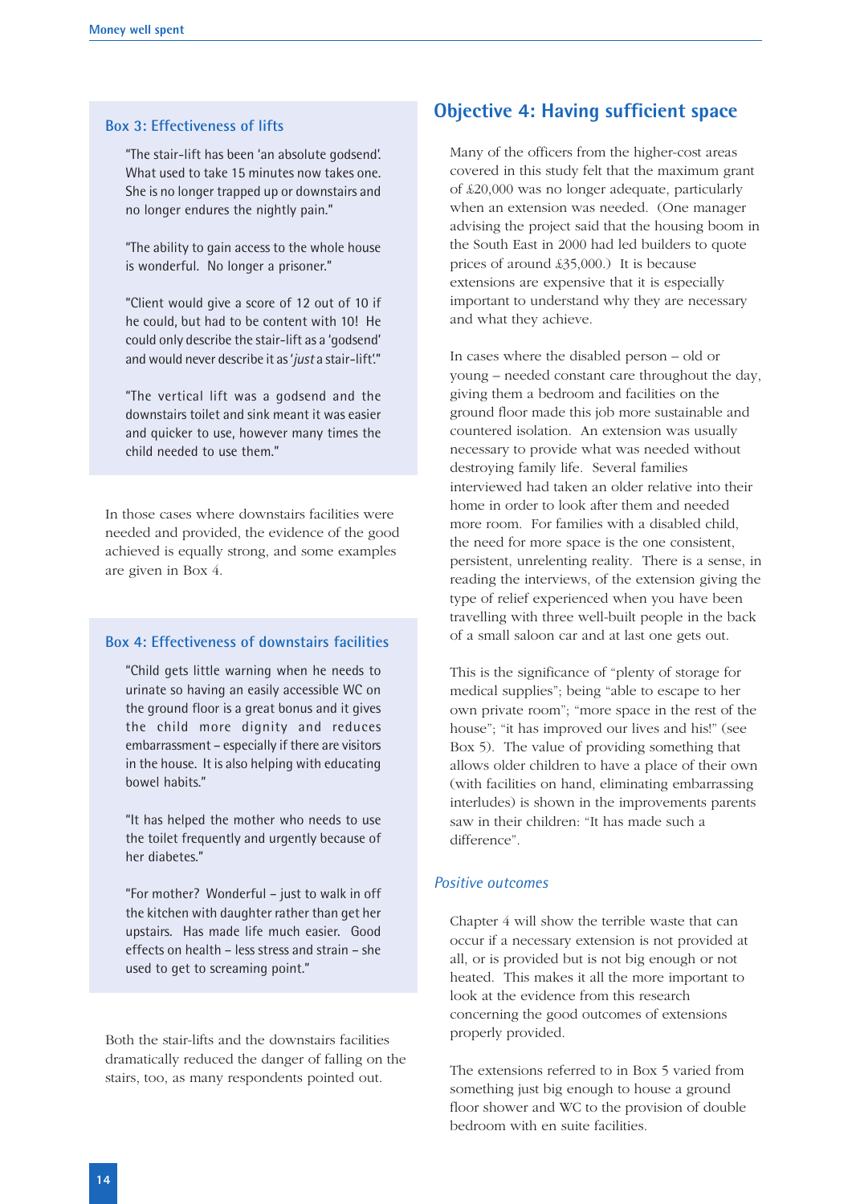### Box 3: Effectiveness of lifts

"The stair-lift has been 'an absolute godsend'. What used to take 15 minutes now takes one. She is no longer trapped up or downstairs and no longer endures the nightly pain."

"The ability to gain access to the whole house is wonderful. No longer a prisoner."

"Client would give a score of 12 out of 10 if he could, but had to be content with 10! He could only describe the stair-lift as a 'godsend' and would never describe it as '*just* a stair-lift'."

"The vertical lift was a godsend and the downstairs toilet and sink meant it was easier and quicker to use, however many times the child needed to use them."

In those cases where downstairs facilities were needed and provided, the evidence of the good achieved is equally strong, and some examples are given in Box 4.

### Box 4: Effectiveness of downstairs facilities

"Child gets little warning when he needs to urinate so having an easily accessible WC on the ground floor is a great bonus and it gives the child more dignity and reduces embarrassment – especially if there are visitors in the house. It is also helping with educating bowel habits."

"It has helped the mother who needs to use the toilet frequently and urgently because of her diabetes."

"For mother? Wonderful – just to walk in off the kitchen with daughter rather than get her upstairs. Has made life much easier. Good effects on health – less stress and strain – she used to get to screaming point."

Both the stair-lifts and the downstairs facilities dramatically reduced the danger of falling on the stairs, too, as many respondents pointed out.

## Objective 4: Having sufficient space

Many of the officers from the higher-cost areas covered in this study felt that the maximum grant of £20,000 was no longer adequate, particularly when an extension was needed. (One manager advising the project said that the housing boom in the South East in 2000 had led builders to quote prices of around £35,000.) It is because extensions are expensive that it is especially important to understand why they are necessary and what they achieve.

In cases where the disabled person – old or young – needed constant care throughout the day, giving them a bedroom and facilities on the ground floor made this job more sustainable and countered isolation. An extension was usually necessary to provide what was needed without destroying family life. Several families interviewed had taken an older relative into their home in order to look after them and needed more room. For families with a disabled child, the need for more space is the one consistent, persistent, unrelenting reality. There is a sense, in reading the interviews, of the extension giving the type of relief experienced when you have been travelling with three well-built people in the back of a small saloon car and at last one gets out.

This is the significance of "plenty of storage for medical supplies"; being "able to escape to her own private room"; "more space in the rest of the house"; "it has improved our lives and his!" (see Box 5). The value of providing something that allows older children to have a place of their own (with facilities on hand, eliminating embarrassing interludes) is shown in the improvements parents saw in their children: "It has made such a difference".

### *Positive outcomes*

Chapter 4 will show the terrible waste that can occur if a necessary extension is not provided at all, or is provided but is not big enough or not heated. This makes it all the more important to look at the evidence from this research concerning the good outcomes of extensions properly provided.

The extensions referred to in Box 5 varied from something just big enough to house a ground floor shower and WC to the provision of double bedroom with en suite facilities.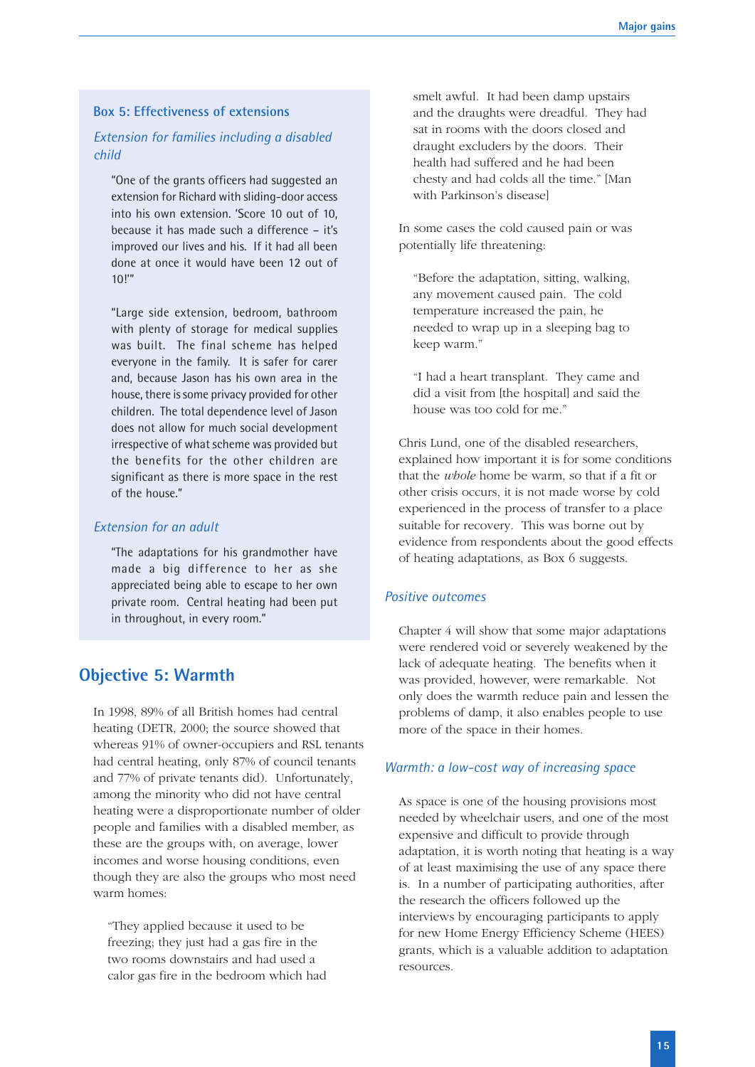### Box 5: Effectiveness of extensions

*Extension for families including a disabled child*

> "One of the grants officers had suggested an extension for Richard with sliding-door access into his own extension. 'Score 10 out of 10, because it has made such a difference – it's improved our lives and his. If it had all been done at once it would have been 12 out of 10!'"

> "Large side extension, bedroom, bathroom with plenty of storage for medical supplies was built. The final scheme has helped everyone in the family. It is safer for carer and, because Jason has his own area in the house, there is some privacy provided for other children. The total dependence level of Jason does not allow for much social development irrespective of what scheme was provided but the benefits for the other children are significant as there is more space in the rest of the house."

*Extension for an adult*

> "The adaptations for his grandmother have made a big difference to her as she appreciated being able to escape to her own private room. Central heating had been put in throughout, in every room."

## Objective 5: Warmth

In 1998, 89% of all British homes had central heating (DETR, 2000; the source showed that whereas 91% of owner-occupiers and RSL tenants had central heating, only 87% of council tenants and 77% of private tenants did). Unfortunately, among the minority who did not have central heating were a disproportionate number of older people and families with a disabled member, as these are the groups with, on average, lower incomes and worse housing conditions, even though they are also the groups who most need warm homes:

> "They applied because it used to be freezing; they just had a gas fire in the two rooms downstairs and had used a calor gas fire in the bedroom which had smelt awful. It had been damp upstairs and the draughts were dreadful. They had sat in rooms with the doors closed and draught excluders by the doors. Their health had suffered and he had been chesty and had colds all the time." [Man with Parkinson's disease]

In some cases the cold caused pain or was potentially life threatening:

> "Before the adaptation, sitting, walking, any movement caused pain. The cold temperature increased the pain, he needed to wrap up in a sleeping bag to keep warm."

> "I had a heart transplant. They came and did a visit from [the hospital] and said the house was too cold for me."

Chris Lund, one of the disabled researchers, explained how important it is for some conditions that the *whole* home be warm, so that if a fit or other crisis occurs, it is not made worse by cold experienced in the process of transfer to a place suitable for recovery. This was borne out by evidence from respondents about the good effects of heating adaptations, as Box 6 suggests.

### *Positive outcomes*

Chapter 4 will show that some major adaptations were rendered void or severely weakened by the lack of adequate heating. The benefits when it was provided, however, were remarkable. Not only does the warmth reduce pain and lessen the problems of damp, it also enables people to use more of the space in their homes.

### *Warmth: a low-cost way of increasing space*

As space is one of the housing provisions most needed by wheelchair users, and one of the most expensive and difficult to provide through adaptation, it is worth noting that heating is a way of at least maximising the use of any space there is. In a number of participating authorities, after the research the officers followed up the interviews by encouraging participants to apply for new Home Energy Efficiency Scheme (HEES) grants, which is a valuable addition to adaptation resources.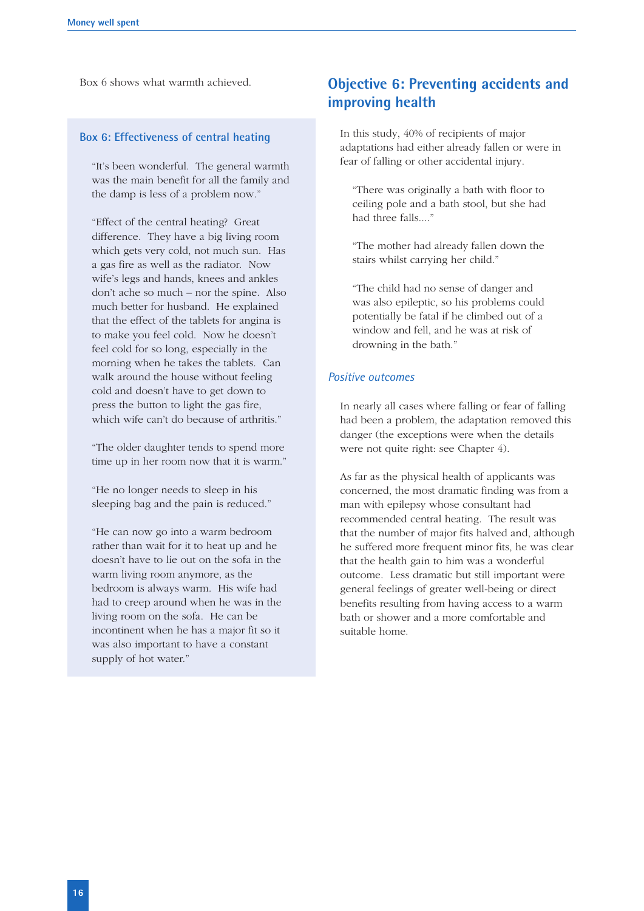Box 6 shows what warmth achieved.

### Box 6: Effectiveness of central heating

"It's been wonderful. The general warmth was the main benefit for all the family and the damp is less of a problem now."

"Effect of the central heating? Great difference. They have a big living room which gets very cold, not much sun. Has a gas fire as well as the radiator. Now wife's legs and hands, knees and ankles don't ache so much – nor the spine. Also much better for husband. He explained that the effect of the tablets for angina is to make you feel cold. Now he doesn't feel cold for so long, especially in the morning when he takes the tablets. Can walk around the house without feeling cold and doesn't have to get down to press the button to light the gas fire, which wife can't do because of arthritis."

"The older daughter tends to spend more time up in her room now that it is warm."

"He no longer needs to sleep in his sleeping bag and the pain is reduced."

"He can now go into a warm bedroom rather than wait for it to heat up and he doesn't have to lie out on the sofa in the warm living room anymore, as the bedroom is always warm. His wife had had to creep around when he was in the living room on the sofa. He can be incontinent when he has a major fit so it was also important to have a constant supply of hot water."

## Objective 6: Preventing accidents and improving health

In this study, 40% of recipients of major adaptations had either already fallen or were in fear of falling or other accidental injury.

"There was originally a bath with floor to ceiling pole and a bath stool, but she had had three falls...."

"The mother had already fallen down the stairs whilst carrying her child."

"The child had no sense of danger and was also epileptic, so his problems could potentially be fatal if he climbed out of a window and fell, and he was at risk of drowning in the bath."

### *Positive outcomes*

In nearly all cases where falling or fear of falling had been a problem, the adaptation removed this danger (the exceptions were when the details were not quite right: see Chapter 4).

As far as the physical health of applicants was concerned, the most dramatic finding was from a man with epilepsy whose consultant had recommended central heating. The result was that the number of major fits halved and, although he suffered more frequent minor fits, he was clear that the health gain to him was a wonderful outcome. Less dramatic but still important were general feelings of greater well-being or direct benefits resulting from having access to a warm bath or shower and a more comfortable and suitable home.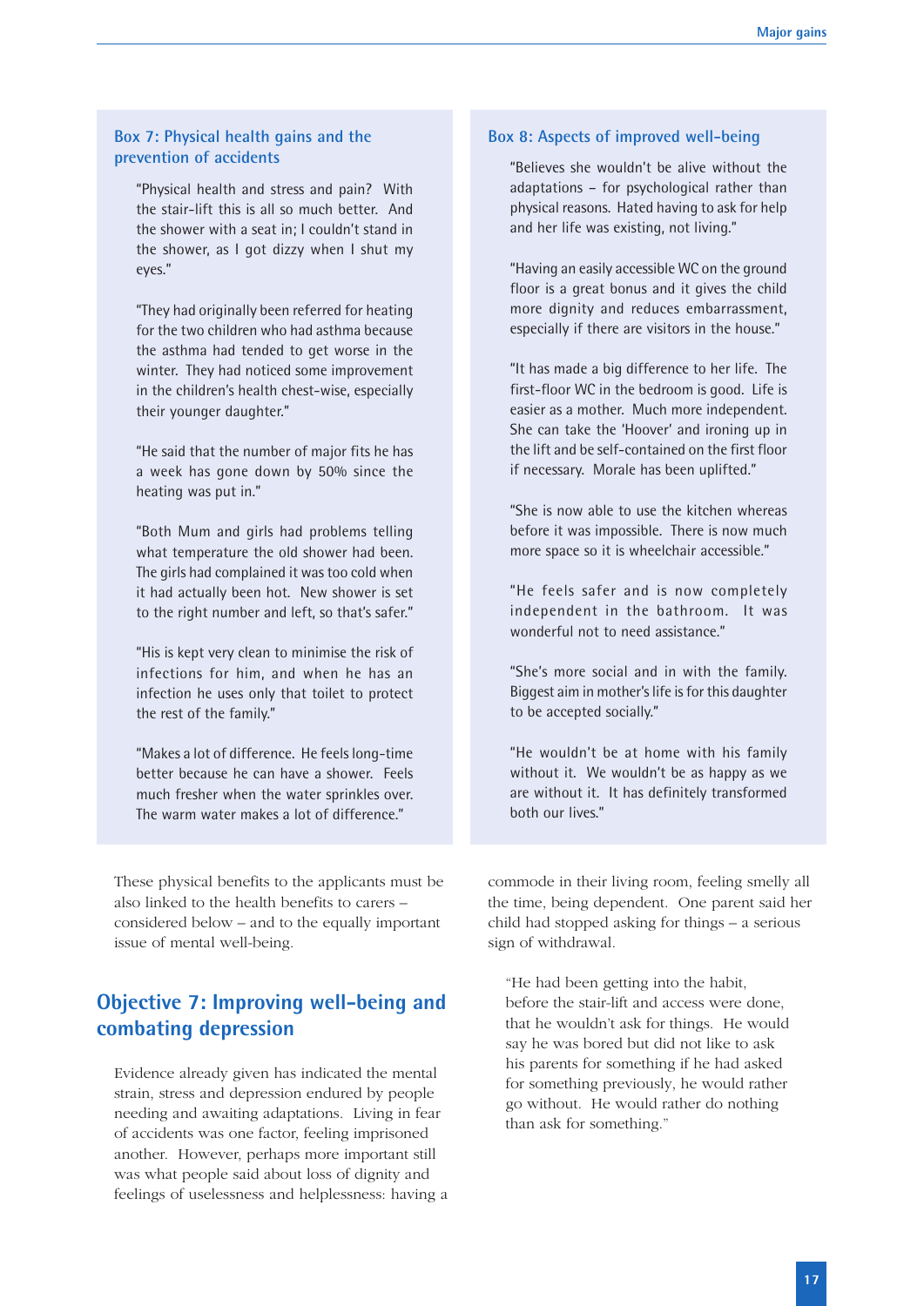### Box 7: Physical health gains and the prevention of accidents

"Physical health and stress and pain? With the stair-lift this is all so much better. And the shower with a seat in; I couldn't stand in the shower, as I got dizzy when I shut my eyes."

"They had originally been referred for heating for the two children who had asthma because the asthma had tended to get worse in the winter. They had noticed some improvement in the children's health chest-wise, especially their younger daughter."

"He said that the number of major fits he has a week has gone down by 50% since the heating was put in."

"Both Mum and girls had problems telling what temperature the old shower had been. The girls had complained it was too cold when it had actually been hot. New shower is set to the right number and left, so that's safer."

"His is kept very clean to minimise the risk of infections for him, and when he has an infection he uses only that toilet to protect the rest of the family."

"Makes a lot of difference. He feels long-time better because he can have a shower. Feels much fresher when the water sprinkles over. The warm water makes a lot of difference."

### Box 8: Aspects of improved well-being

"Believes she wouldn't be alive without the adaptations – for psychological rather than physical reasons. Hated having to ask for help and her life was existing, not living."

"Having an easily accessible WC on the ground floor is a great bonus and it gives the child more dignity and reduces embarrassment, especially if there are visitors in the house."

"It has made a big difference to her life. The first-floor WC in the bedroom is good. Life is easier as a mother. Much more independent. She can take the 'Hoover' and ironing up in the lift and be self-contained on the first floor if necessary. Morale has been uplifted."

"She is now able to use the kitchen whereas before it was impossible. There is now much more space so it is wheelchair accessible."

"He feels safer and is now completely independent in the bathroom. It was wonderful not to need assistance."

"She's more social and in with the family. Biggest aim in mother's life is for this daughter to be accepted socially."

"He wouldn't be at home with his family without it. We wouldn't be as happy as we are without it. It has definitely transformed both our lives."

These physical benefits to the applicants must be also linked to the health benefits to carers – considered below – and to the equally important issue of mental well-being.

## Objective 7: Improving well-being and combating depression

Evidence already given has indicated the mental strain, stress and depression endured by people needing and awaiting adaptations. Living in fear of accidents was one factor, feeling imprisoned another. However, perhaps more important still was what people said about loss of dignity and feelings of uselessness and helplessness: having a commode in their living room, feeling smelly all the time, being dependent. One parent said her child had stopped asking for things – a serious sign of withdrawal.

> "He had been getting into the habit, before the stair-lift and access were done, that he wouldn't ask for things. He would say he was bored but did not like to ask his parents for something if he had asked for something previously, he would rather go without. He would rather do nothing than ask for something."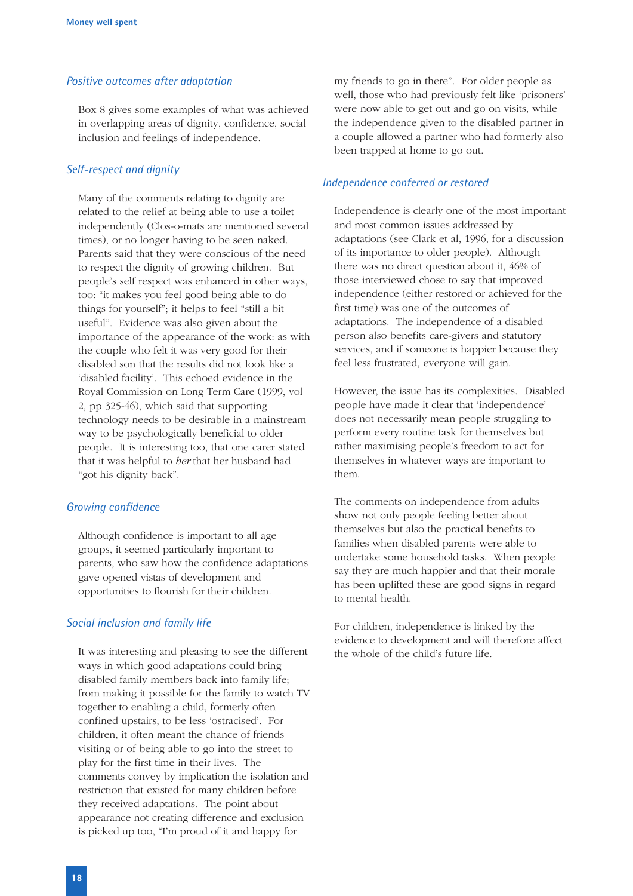### *Positive outcomes after adaptation*

Box 8 gives some examples of what was achieved in overlapping areas of dignity, confidence, social inclusion and feelings of independence.

### *Self-respect and dignity*

Many of the comments relating to dignity are related to the relief at being able to use a toilet independently (Clos-o-mats are mentioned several times), or no longer having to be seen naked. Parents said that they were conscious of the need to respect the dignity of growing children. But people's self respect was enhanced in other ways, too: "it makes you feel good being able to do things for yourself"; it helps to feel "still a bit useful". Evidence was also given about the importance of the appearance of the work: as with the couple who felt it was very good for their disabled son that the results did not look like a 'disabled facility'. This echoed evidence in the Royal Commission on Long Term Care (1999, vol 2, pp 325-46), which said that supporting technology needs to be desirable in a mainstream way to be psychologically beneficial to older people. It is interesting too, that one carer stated that it was helpful to *her* that her husband had "got his dignity back".

### *Growing confidence*

Although confidence is important to all age groups, it seemed particularly important to parents, who saw how the confidence adaptations gave opened vistas of development and opportunities to flourish for their children.

### *Social inclusion and family life*

It was interesting and pleasing to see the different ways in which good adaptations could bring disabled family members back into family life; from making it possible for the family to watch TV together to enabling a child, formerly often confined upstairs, to be less 'ostracised'. For children, it often meant the chance of friends visiting or of being able to go into the street to play for the first time in their lives. The comments convey by implication the isolation and restriction that existed for many children before they received adaptations. The point about appearance not creating difference and exclusion is picked up too, "I'm proud of it and happy for my friends to go in there". For older people as well, those who had previously felt like 'prisoners' were now able to get out and go on visits, while the independence given to the disabled partner in a couple allowed a partner who had formerly also been trapped at home to go out.

### *Independence conferred or restored*

Independence is clearly one of the most important and most common issues addressed by adaptations (see Clark et al, 1996, for a discussion of its importance to older people). Although there was no direct question about it, 46% of those interviewed chose to say that improved independence (either restored or achieved for the first time) was one of the outcomes of adaptations. The independence of a disabled person also benefits care-givers and statutory services, and if someone is happier because they feel less frustrated, everyone will gain.

However, the issue has its complexities. Disabled people have made it clear that 'independence' does not necessarily mean people struggling to perform every routine task for themselves but rather maximising people's freedom to act for themselves in whatever ways are important to them.

The comments on independence from adults show not only people feeling better about themselves but also the practical benefits to families when disabled parents were able to undertake some household tasks. When people say they are much happier and that their morale has been uplifted these are good signs in regard to mental health.

For children, independence is linked by the evidence to development and will therefore affect the whole of the child's future life.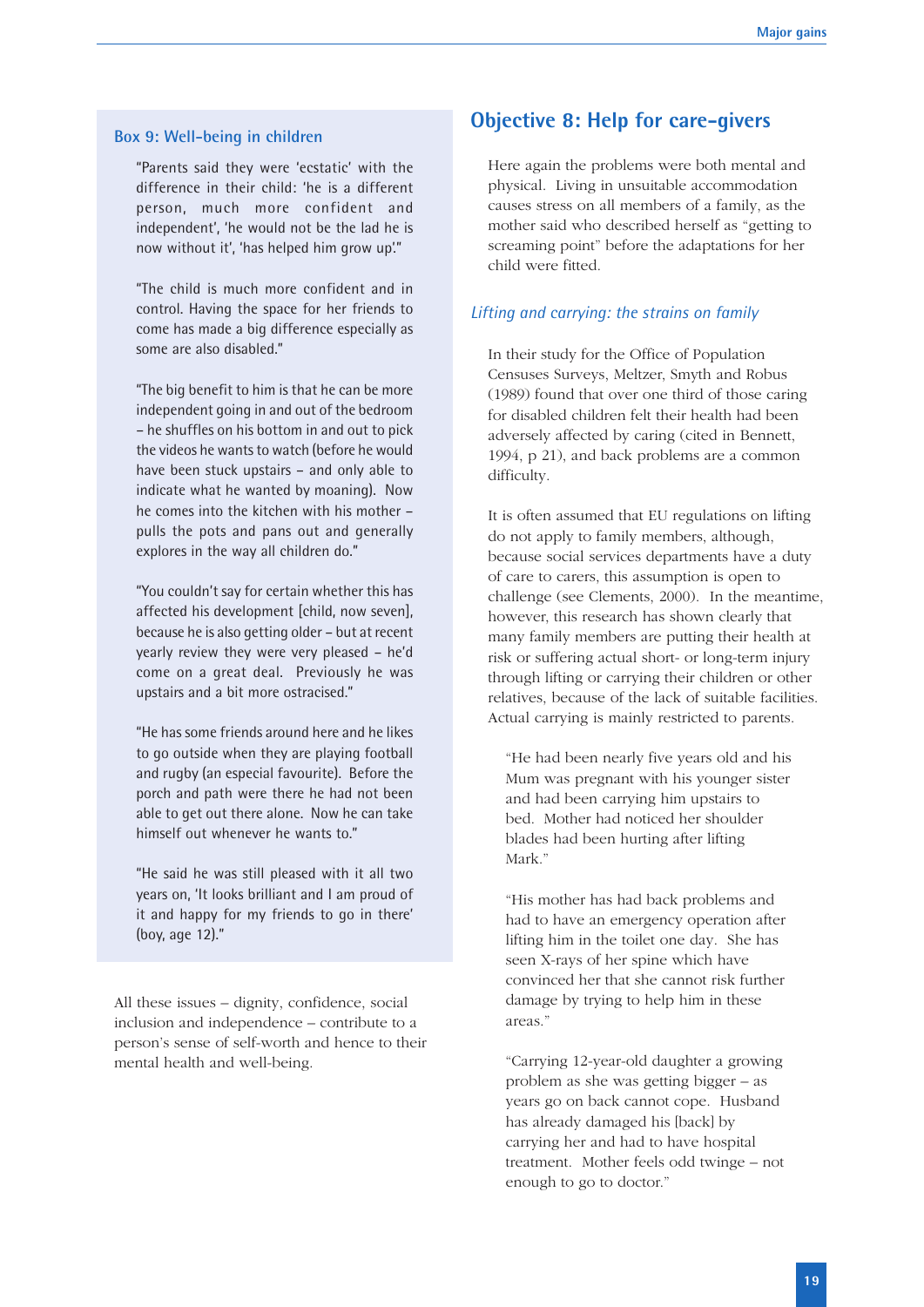### Box 9: Well-being in children

"Parents said they were 'ecstatic' with the difference in their child: 'he is a different person, much more confident and independent', 'he would not be the lad he is now without it', 'has helped him grow up'."

"The child is much more confident and in control. Having the space for her friends to come has made a big difference especially as some are also disabled."

"The big benefit to him is that he can be more independent going in and out of the bedroom – he shuffles on his bottom in and out to pick the videos he wants to watch (before he would have been stuck upstairs – and only able to indicate what he wanted by moaning). Now he comes into the kitchen with his mother – pulls the pots and pans out and generally explores in the way all children do."

"You couldn't say for certain whether this has affected his development [child, now seven], because he is also getting older – but at recent yearly review they were very pleased – he'd come on a great deal. Previously he was upstairs and a bit more ostracised."

"He has some friends around here and he likes to go outside when they are playing football and rugby (an especial favourite). Before the porch and path were there he had not been able to get out there alone. Now he can take himself out whenever he wants to."

"He said he was still pleased with it all two years on, 'It looks brilliant and I am proud of it and happy for my friends to go in there' (boy, age 12)."

All these issues – dignity, confidence, social inclusion and independence – contribute to a person's sense of self-worth and hence to their mental health and well-being.

## Objective 8: Help for care-givers

Here again the problems were both mental and physical. Living in unsuitable accommodation causes stress on all members of a family, as the mother said who described herself as "getting to screaming point" before the adaptations for her child were fitted.

### *Lifting and carrying: the strains on family*

In their study for the Office of Population Censuses Surveys, Meltzer, Smyth and Robus (1989) found that over one third of those caring for disabled children felt their health had been adversely affected by caring (cited in Bennett, 1994, p 21), and back problems are a common difficulty.

It is often assumed that EU regulations on lifting do not apply to family members, although, because social services departments have a duty of care to carers, this assumption is open to challenge (see Clements, 2000). In the meantime, however, this research has shown clearly that many family members are putting their health at risk or suffering actual short- or long-term injury through lifting or carrying their children or other relatives, because of the lack of suitable facilities. Actual carrying is mainly restricted to parents.

> "He had been nearly five years old and his Mum was pregnant with his younger sister and had been carrying him upstairs to bed. Mother had noticed her shoulder blades had been hurting after lifting Mark."

> "His mother has had back problems and had to have an emergency operation after lifting him in the toilet one day. She has seen X-rays of her spine which have convinced her that she cannot risk further damage by trying to help him in these areas."

> "Carrying 12-year-old daughter a growing problem as she was getting bigger – as years go on back cannot cope. Husband has already damaged his [back] by carrying her and had to have hospital treatment. Mother feels odd twinge – not enough to go to doctor."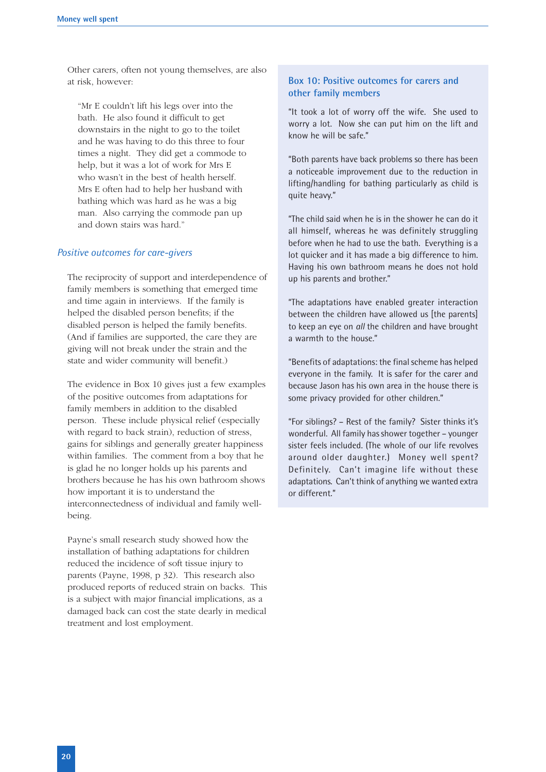Other carers, often not young themselves, are also at risk, however:

> "Mr E couldn't lift his legs over into the bath. He also found it difficult to get downstairs in the night to go to the toilet and he was having to do this three to four times a night. They did get a commode to help, but it was a lot of work for Mrs E who wasn't in the best of health herself. Mrs E often had to help her husband with bathing which was hard as he was a big man. Also carrying the commode pan up and down stairs was hard."

## *Positive outcomes for care-givers*

The reciprocity of support and interdependence of family members is something that emerged time and time again in interviews. If the family is helped the disabled person benefits; if the disabled person is helped the family benefits. (And if families are supported, the care they are giving will not break under the strain and the state and wider community will benefit.)

The evidence in Box 10 gives just a few examples of the positive outcomes from adaptations for family members in addition to the disabled person. These include physical relief (especially with regard to back strain), reduction of stress, gains for siblings and generally greater happiness within families. The comment from a boy that he is glad he no longer holds up his parents and brothers because he has his own bathroom shows how important it is to understand the interconnectedness of individual and family well-being.

Payne's small research study showed how the installation of bathing adaptations for children reduced the incidence of soft tissue injury to parents (Payne, 1998, p 32). This research also produced reports of reduced strain on backs. This is a subject with major financial implications, as a damaged back can cost the state dearly in medical treatment and lost employment.

### Box 10: Positive outcomes for carers and other family members

"It took a lot of worry off the wife. She used to worry a lot. Now she can put him on the lift and know he will be safe."

"Both parents have back problems so there has been a noticeable improvement due to the reduction in lifting/handling for bathing particularly as child is quite heavy."

"The child said when he is in the shower he can do it all himself, whereas he was definitely struggling before when he had to use the bath. Everything is a lot quicker and it has made a big difference to him. Having his own bathroom means he does not hold up his parents and brother."

"The adaptations have enabled greater interaction between the children have allowed us [the parents] to keep an eye on *all* the children and have brought a warmth to the house."

"Benefits of adaptations: the final scheme has helped everyone in the family. It is safer for the carer and because Jason has his own area in the house there is some privacy provided for other children."

"For siblings? – Rest of the family? Sister thinks it's wonderful. All family has shower together – younger sister feels included. (The whole of our life revolves around older daughter.) Money well spent? Definitely. Can't imagine life without these adaptations. Can't think of anything we wanted extra or different."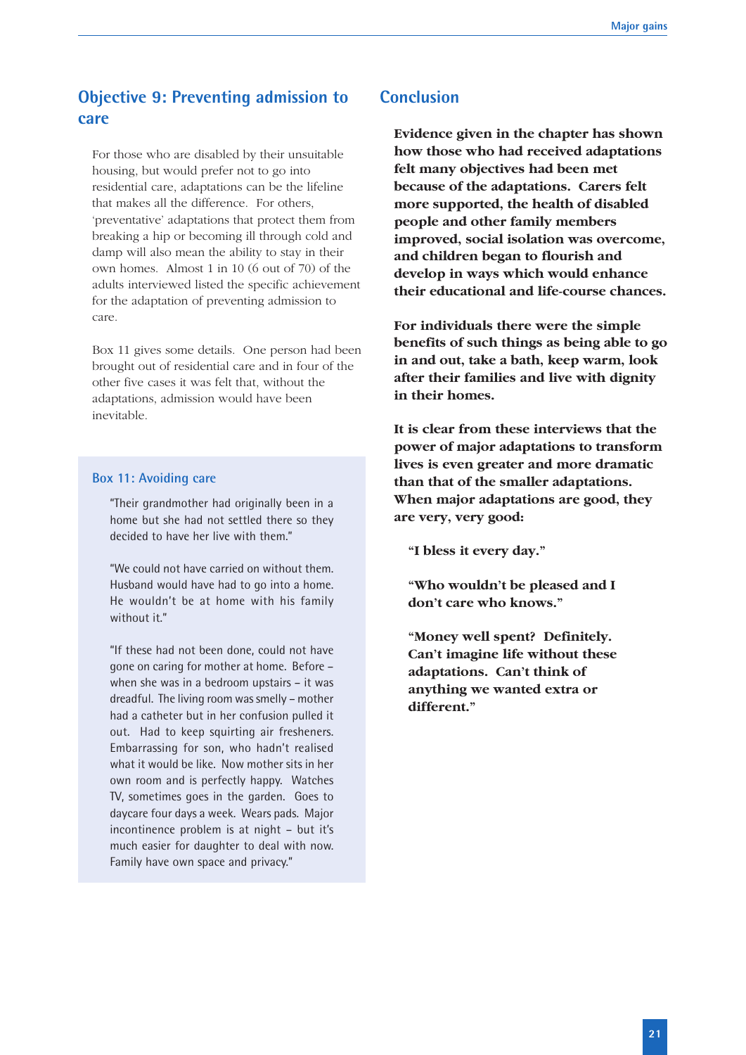## Objective 9: Preventing admission to care

For those who are disabled by their unsuitable housing, but would prefer not to go into residential care, adaptations can be the lifeline that makes all the difference. For others, 'preventative' adaptations that protect them from breaking a hip or becoming ill through cold and damp will also mean the ability to stay in their own homes. Almost 1 in 10 (6 out of 70) of the adults interviewed listed the specific achievement for the adaptation of preventing admission to care.

Box 11 gives some details. One person had been brought out of residential care and in four of the other five cases it was felt that, without the adaptations, admission would have been inevitable.

### Box 11: Avoiding care

"Their grandmother had originally been in a home but she had not settled there so they decided to have her live with them."

"We could not have carried on without them. Husband would have had to go into a home. He wouldn't be at home with his family without it."

"If these had not been done, could not have gone on caring for mother at home. Before – when she was in a bedroom upstairs – it was dreadful. The living room was smelly – mother had a catheter but in her confusion pulled it out. Had to keep squirting air fresheners. Embarrassing for son, who hadn't realised what it would be like. Now mother sits in her own room and is perfectly happy. Watches TV, sometimes goes in the garden. Goes to daycare four days a week. Wears pads. Major incontinence problem is at night – but it's much easier for daughter to deal with now. Family have own space and privacy."

## Conclusion

**Evidence given in the chapter has shown how those who had received adaptations felt many objectives had been met because of the adaptations. Carers felt more supported, the health of disabled people and other family members improved, social isolation was overcome, and children began to flourish and develop in ways which would enhance their educational and life-course chances.**

**For individuals there were the simple benefits of such things as being able to go in and out, take a bath, keep warm, look after their families and live with dignity in their homes.**

**It is clear from these interviews that the power of major adaptations to transform lives is even greater and more dramatic than that of the smaller adaptations. When major adaptations are good, they are very, very good:**

**"I bless it every day."**

**"Who wouldn't be pleased and I don't care who knows."**

**"Money well spent? Definitely. Can't imagine life without these adaptations. Can't think of anything we wanted extra or different."**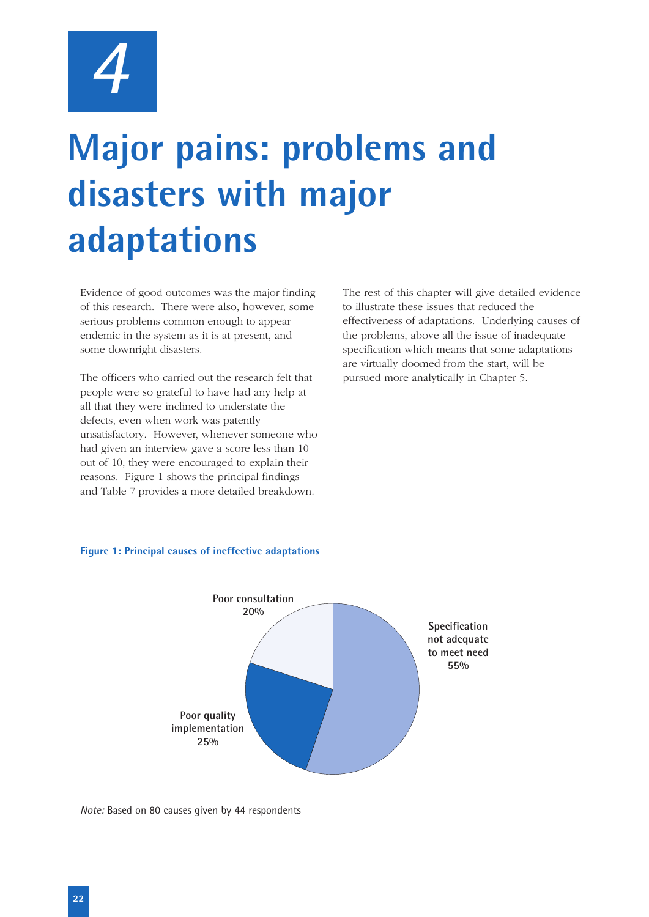# 4

# Major pains: problems and disasters with major adaptations

Evidence of good outcomes was the major finding of this research. There were also, however, some serious problems common enough to appear endemic in the system as it is at present, and some downright disasters.

The officers who carried out the research felt that people were so grateful to have had any help at all that they were inclined to understate the defects, even when work was patently unsatisfactory. However, whenever someone who had given an interview gave a score less than 10 out of 10, they were encouraged to explain their reasons. Figure 1 shows the principal findings and Table 7 provides a more detailed breakdown.

The rest of this chapter will give detailed evidence to illustrate these issues that reduced the effectiveness of adaptations. Underlying causes of the problems, above all the issue of inadequate specification which means that some adaptations are virtually doomed from the start, will be pursued more analytically in Chapter 5.

**Figure 1: Principal causes of ineffective adaptations**

| Cause | Percentage |
| --- | --- |
| Specification not adequate to meet need | 55% |
| Poor quality implementation | 25% |
| Poor consultation | 20% |

*Note:* Based on 80 causes given by 44 respondents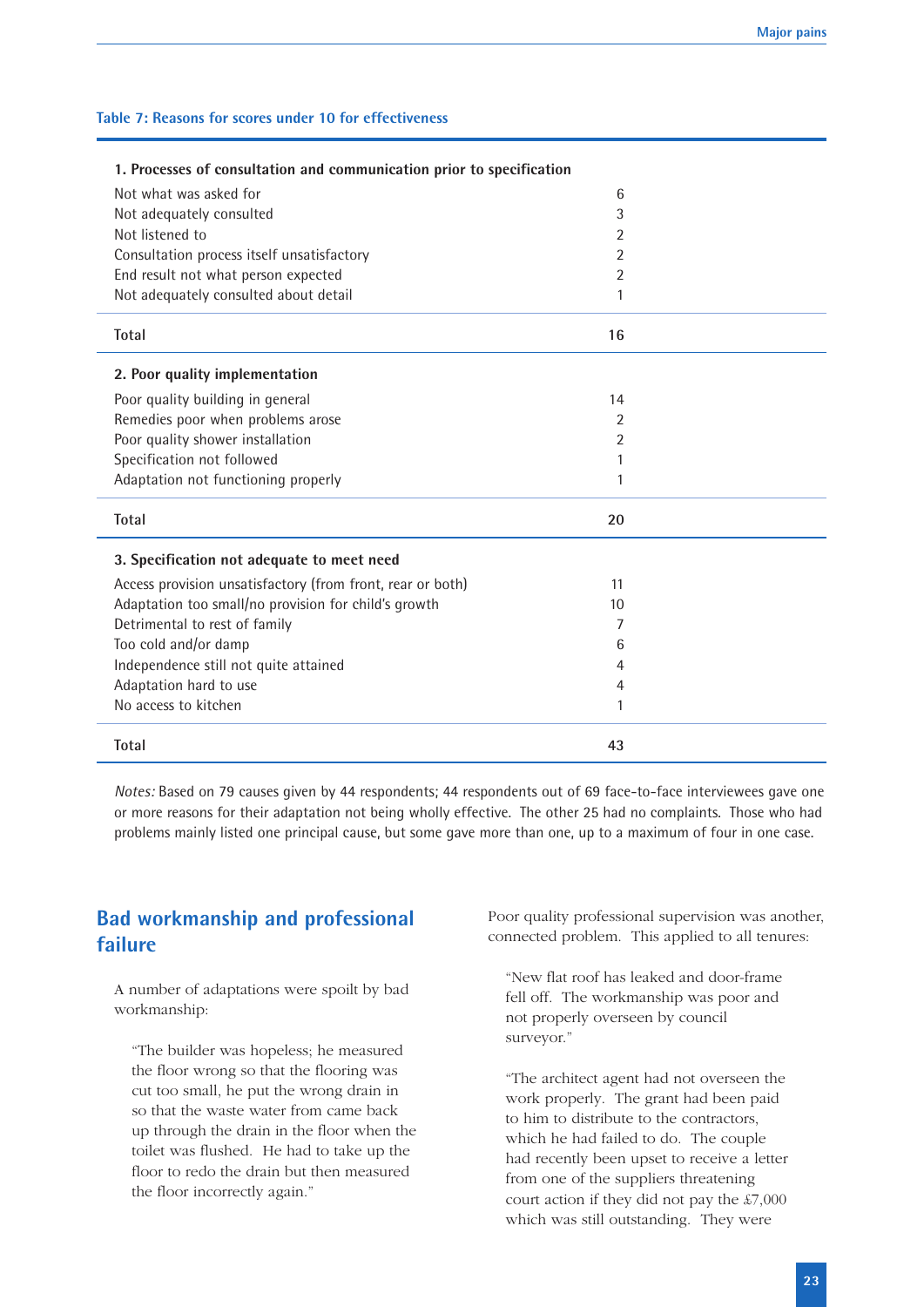**Table 7: Reasons for scores under 10 for effectiveness**

| | |
|---|---|
| **1. Processes of consultation and communication prior to specification** | |
| Not what was asked for | 6 |
| Not adequately consulted | 3 |
| Not listened to | 2 |
| Consultation process itself unsatisfactory | 2 |
| End result not what person expected | 2 |
| Not adequately consulted about detail | 1 |
| **Total** | **16** |
| **2. Poor quality implementation** | |
| Poor quality building in general | 14 |
| Remedies poor when problems arose | 2 |
| Poor quality shower installation | 2 |
| Specification not followed | 1 |
| Adaptation not functioning properly | 1 |
| **Total** | **20** |
| **3. Specification not adequate to meet need** | |
| Access provision unsatisfactory (from front, rear or both) | 11 |
| Adaptation too small/no provision for child's growth | 10 |
| Detrimental to rest of family | 7 |
| Too cold and/or damp | 6 |
| Independence still not quite attained | 4 |
| Adaptation hard to use | 4 |
| No access to kitchen | 1 |
| **Total** | **43** |

*Notes:* Based on 79 causes given by 44 respondents; 44 respondents out of 69 face-to-face interviewees gave one or more reasons for their adaptation not being wholly effective. The other 25 had no complaints. Those who had problems mainly listed one principal cause, but some gave more than one, up to a maximum of four in one case.

## Bad workmanship and professional failure

A number of adaptations were spoilt by bad workmanship:

> "The builder was hopeless; he measured the floor wrong so that the flooring was cut too small, he put the wrong drain in so that the waste water from came back up through the drain in the floor when the toilet was flushed. He had to take up the floor to redo the drain but then measured the floor incorrectly again."

Poor quality professional supervision was another, connected problem. This applied to all tenures:

> "New flat roof has leaked and door-frame fell off. The workmanship was poor and not properly overseen by council surveyor."

> "The architect agent had not overseen the work properly. The grant had been paid to him to distribute to the contractors, which he had failed to do. The couple had recently been upset to receive a letter from one of the suppliers threatening court action if they did not pay the £7,000 which was still outstanding. They were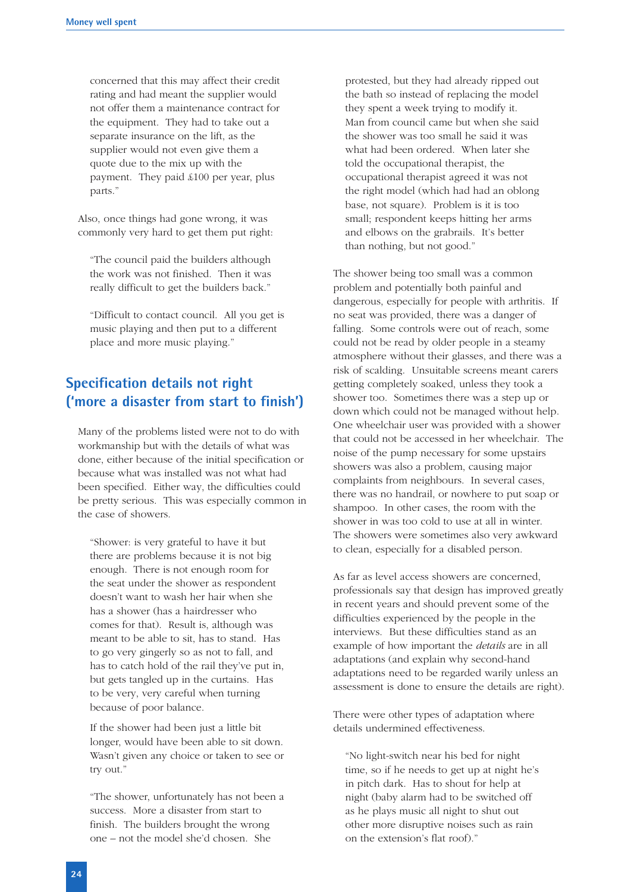concerned that this may affect their credit rating and had meant the supplier would not offer them a maintenance contract for the equipment. They had to take out a separate insurance on the lift, as the supplier would not even give them a quote due to the mix up with the payment. They paid £100 per year, plus parts."

Also, once things had gone wrong, it was commonly very hard to get them put right:

> "The council paid the builders although the work was not finished. Then it was really difficult to get the builders back."

> "Difficult to contact council. All you get is music playing and then put to a different place and more music playing."

## Specification details not right ('more a disaster from start to finish')

Many of the problems listed were not to do with workmanship but with the details of what was done, either because of the initial specification or because what was installed was not what had been specified. Either way, the difficulties could be pretty serious. This was especially common in the case of showers.

> "Shower: is very grateful to have it but there are problems because it is not big enough. There is not enough room for the seat under the shower as respondent doesn't want to wash her hair when she has a shower (has a hairdresser who comes for that). Result is, although was meant to be able to sit, has to stand. Has to go very gingerly so as not to fall, and has to catch hold of the rail they've put in, but gets tangled up in the curtains. Has to be very, very careful when turning because of poor balance.
>
> If the shower had been just a little bit longer, would have been able to sit down. Wasn't given any choice or taken to see or try out."

> "The shower, unfortunately has not been a success. More a disaster from start to finish. The builders brought the wrong one – not the model she'd chosen. She protested, but they had already ripped out the bath so instead of replacing the model they spent a week trying to modify it. Man from council came but when she said the shower was too small he said it was what had been ordered. When later she told the occupational therapist, the occupational therapist agreed it was not the right model (which had had an oblong base, not square). Problem is it is too small; respondent keeps hitting her arms and elbows on the grabrails. It's better than nothing, but not good."

The shower being too small was a common problem and potentially both painful and dangerous, especially for people with arthritis. If no seat was provided, there was a danger of falling. Some controls were out of reach, some could not be read by older people in a steamy atmosphere without their glasses, and there was a risk of scalding. Unsuitable screens meant carers getting completely soaked, unless they took a shower too. Sometimes there was a step up or down which could not be managed without help. One wheelchair user was provided with a shower that could not be accessed in her wheelchair. The noise of the pump necessary for some upstairs showers was also a problem, causing major complaints from neighbours. In several cases, there was no handrail, or nowhere to put soap or shampoo. In other cases, the room with the shower in was too cold to use at all in winter. The showers were sometimes also very awkward to clean, especially for a disabled person.

As far as level access showers are concerned, professionals say that design has improved greatly in recent years and should prevent some of the difficulties experienced by the people in the interviews. But these difficulties stand as an example of how important the *details* are in all adaptations (and explain why second-hand adaptations need to be regarded warily unless an assessment is done to ensure the details are right).

There were other types of adaptation where details undermined effectiveness.

> "No light-switch near his bed for night time, so if he needs to get up at night he's in pitch dark. Has to shout for help at night (baby alarm had to be switched off as he plays music all night to shut out other more disruptive noises such as rain on the extension's flat roof)."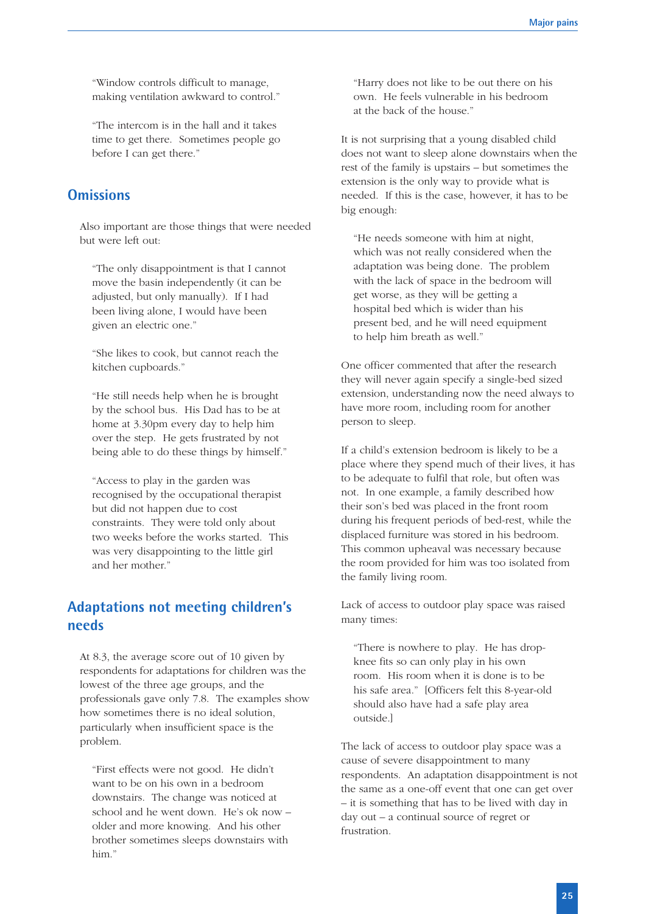"Window controls difficult to manage, making ventilation awkward to control."

"The intercom is in the hall and it takes time to get there. Sometimes people go before I can get there."

## Omissions

Also important are those things that were needed but were left out:

"The only disappointment is that I cannot move the basin independently (it can be adjusted, but only manually). If I had been living alone, I would have been given an electric one."

"She likes to cook, but cannot reach the kitchen cupboards."

"He still needs help when he is brought by the school bus. His Dad has to be at home at 3.30pm every day to help him over the step. He gets frustrated by not being able to do these things by himself."

"Access to play in the garden was recognised by the occupational therapist but did not happen due to cost constraints. They were told only about two weeks before the works started. This was very disappointing to the little girl and her mother."

## Adaptations not meeting children's needs

At 8.3, the average score out of 10 given by respondents for adaptations for children was the lowest of the three age groups, and the professionals gave only 7.8. The examples show how sometimes there is no ideal solution, particularly when insufficient space is the problem.

"First effects were not good. He didn't want to be on his own in a bedroom downstairs. The change was noticed at school and he went down. He's ok now – older and more knowing. And his other brother sometimes sleeps downstairs with him."

"Harry does not like to be out there on his own. He feels vulnerable in his bedroom at the back of the house."

It is not surprising that a young disabled child does not want to sleep alone downstairs when the rest of the family is upstairs – but sometimes the extension is the only way to provide what is needed. If this is the case, however, it has to be big enough:

"He needs someone with him at night, which was not really considered when the adaptation was being done. The problem with the lack of space in the bedroom will get worse, as they will be getting a hospital bed which is wider than his present bed, and he will need equipment to help him breath as well."

One officer commented that after the research they will never again specify a single-bed sized extension, understanding now the need always to have more room, including room for another person to sleep.

If a child's extension bedroom is likely to be a place where they spend much of their lives, it has to be adequate to fulfil that role, but often was not. In one example, a family described how their son's bed was placed in the front room during his frequent periods of bed-rest, while the displaced furniture was stored in his bedroom. This common upheaval was necessary because the room provided for him was too isolated from the family living room.

Lack of access to outdoor play space was raised many times:

"There is nowhere to play. He has drop-knee fits so can only play in his own room. His room when it is done is to be his safe area." [Officers felt this 8-year-old should also have had a safe play area outside.]

The lack of access to outdoor play space was a cause of severe disappointment to many respondents. An adaptation disappointment is not the same as a one-off event that one can get over – it is something that has to be lived with day in day out – a continual source of regret or frustration.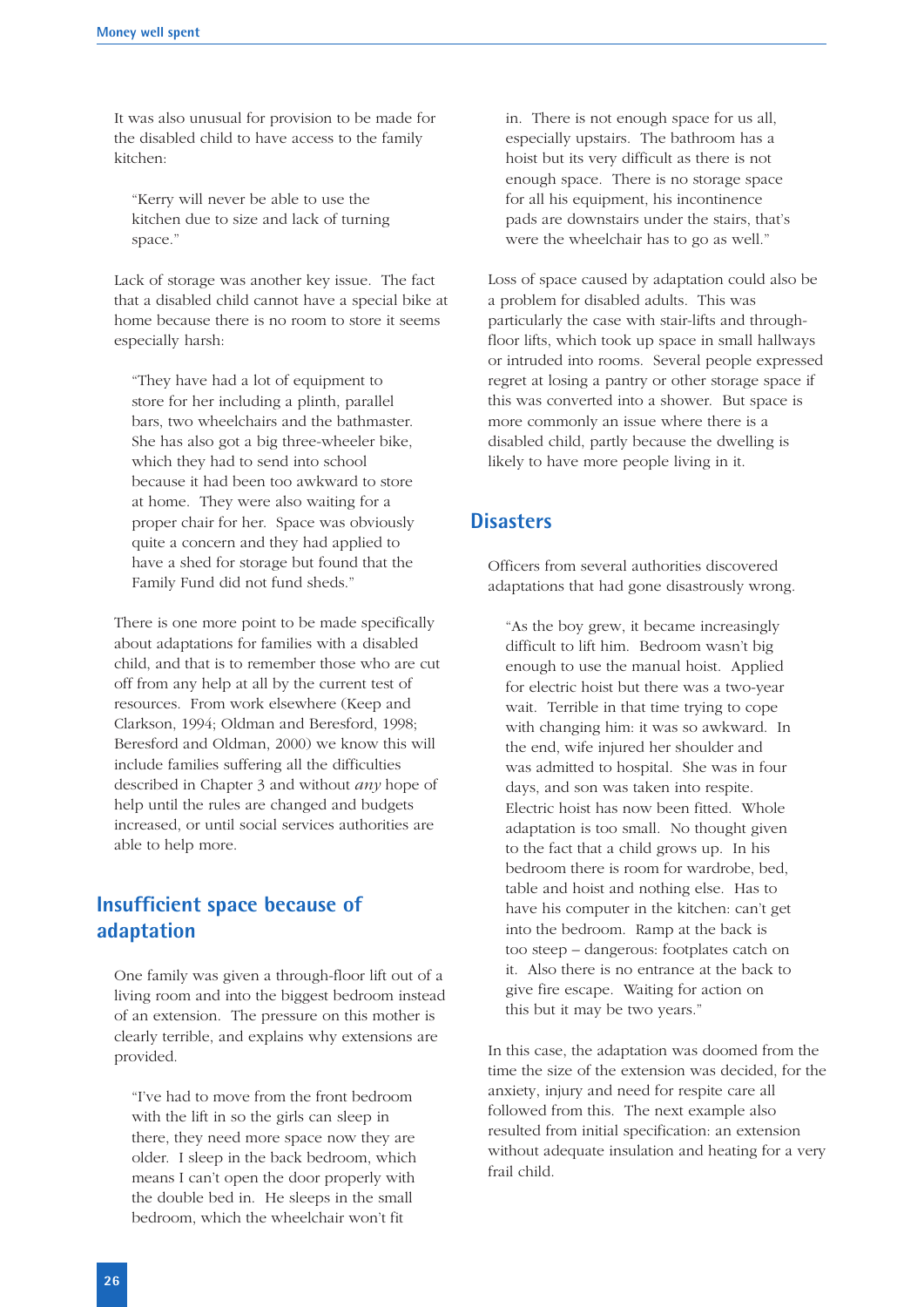It was also unusual for provision to be made for the disabled child to have access to the family kitchen:

> "Kerry will never be able to use the kitchen due to size and lack of turning space."

Lack of storage was another key issue. The fact that a disabled child cannot have a special bike at home because there is no room to store it seems especially harsh:

> "They have had a lot of equipment to store for her including a plinth, parallel bars, two wheelchairs and the bathmaster. She has also got a big three-wheeler bike, which they had to send into school because it had been too awkward to store at home. They were also waiting for a proper chair for her. Space was obviously quite a concern and they had applied to have a shed for storage but found that the Family Fund did not fund sheds."

There is one more point to be made specifically about adaptations for families with a disabled child, and that is to remember those who are cut off from any help at all by the current test of resources. From work elsewhere (Keep and Clarkson, 1994; Oldman and Beresford, 1998; Beresford and Oldman, 2000) we know this will include families suffering all the difficulties described in Chapter 3 and without *any* hope of help until the rules are changed and budgets increased, or until social services authorities are able to help more.

## Insufficient space because of adaptation

One family was given a through-floor lift out of a living room and into the biggest bedroom instead of an extension. The pressure on this mother is clearly terrible, and explains why extensions are provided.

> "I've had to move from the front bedroom with the lift in so the girls can sleep in there, they need more space now they are older. I sleep in the back bedroom, which means I can't open the door properly with the double bed in. He sleeps in the small bedroom, which the wheelchair won't fit in. There is not enough space for us all, especially upstairs. The bathroom has a hoist but its very difficult as there is not enough space. There is no storage space for all his equipment, his incontinence pads are downstairs under the stairs, that's were the wheelchair has to go as well."

Loss of space caused by adaptation could also be a problem for disabled adults. This was particularly the case with stair-lifts and through-floor lifts, which took up space in small hallways or intruded into rooms. Several people expressed regret at losing a pantry or other storage space if this was converted into a shower. But space is more commonly an issue where there is a disabled child, partly because the dwelling is likely to have more people living in it.

## Disasters

Officers from several authorities discovered adaptations that had gone disastrously wrong.

> "As the boy grew, it became increasingly difficult to lift him. Bedroom wasn't big enough to use the manual hoist. Applied for electric hoist but there was a two-year wait. Terrible in that time trying to cope with changing him: it was so awkward. In the end, wife injured her shoulder and was admitted to hospital. She was in four days, and son was taken into respite. Electric hoist has now been fitted. Whole adaptation is too small. No thought given to the fact that a child grows up. In his bedroom there is room for wardrobe, bed, table and hoist and nothing else. Has to have his computer in the kitchen: can't get into the bedroom. Ramp at the back is too steep – dangerous: footplates catch on it. Also there is no entrance at the back to give fire escape. Waiting for action on this but it may be two years."

In this case, the adaptation was doomed from the time the size of the extension was decided, for the anxiety, injury and need for respite care all followed from this. The next example also resulted from initial specification: an extension without adequate insulation and heating for a very frail child.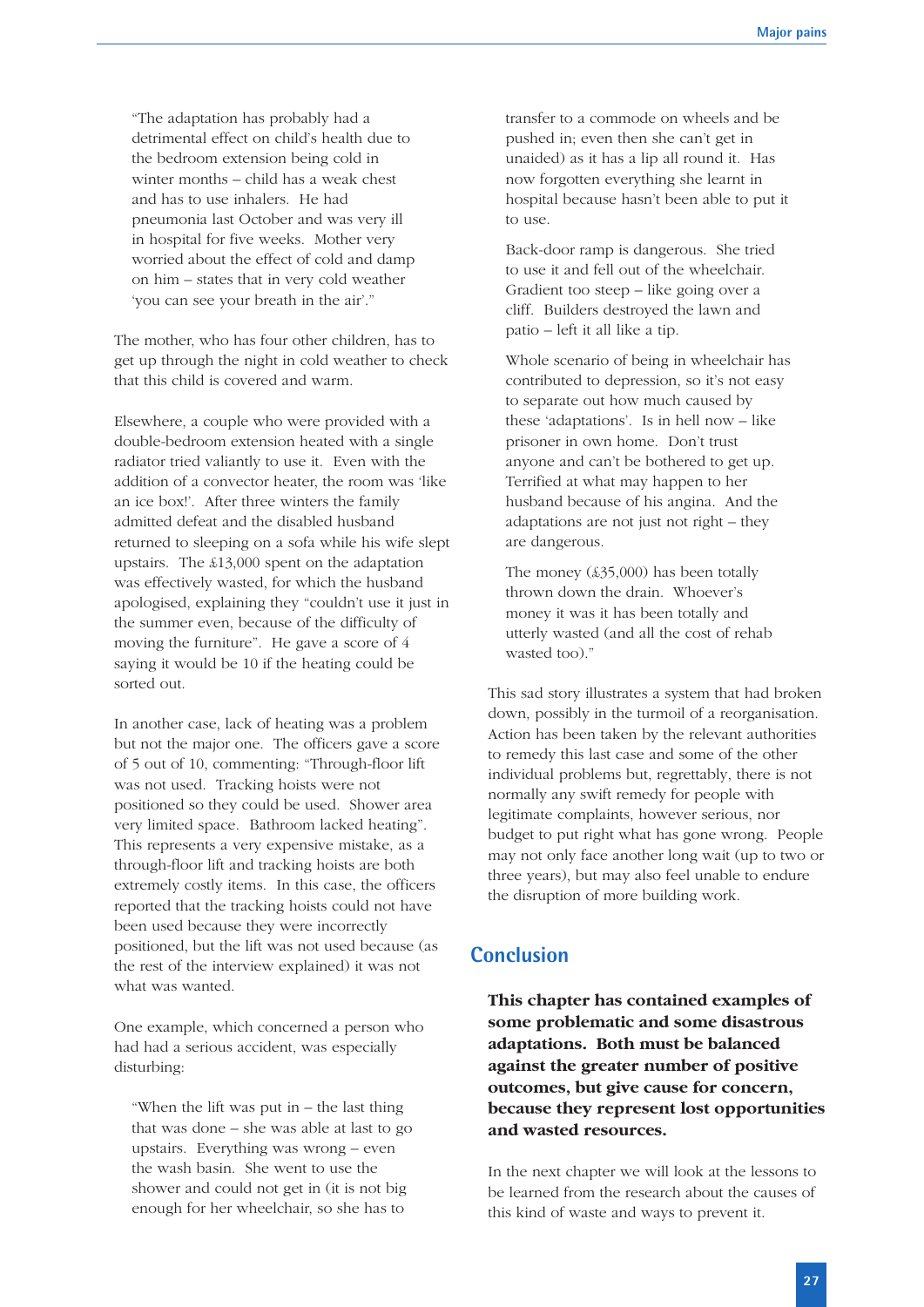"The adaptation has probably had a detrimental effect on child's health due to the bedroom extension being cold in winter months – child has a weak chest and has to use inhalers. He had pneumonia last October and was very ill in hospital for five weeks. Mother very worried about the effect of cold and damp on him – states that in very cold weather 'you can see your breath in the air'."

The mother, who has four other children, has to get up through the night in cold weather to check that this child is covered and warm.

Elsewhere, a couple who were provided with a double-bedroom extension heated with a single radiator tried valiantly to use it. Even with the addition of a convector heater, the room was 'like an ice box!'. After three winters the family admitted defeat and the disabled husband returned to sleeping on a sofa while his wife slept upstairs. The £13,000 spent on the adaptation was effectively wasted, for which the husband apologised, explaining they "couldn't use it just in the summer even, because of the difficulty of moving the furniture". He gave a score of 4 saying it would be 10 if the heating could be sorted out.

In another case, lack of heating was a problem but not the major one. The officers gave a score of 5 out of 10, commenting: "Through-floor lift was not used. Tracking hoists were not positioned so they could be used. Shower area very limited space. Bathroom lacked heating". This represents a very expensive mistake, as a through-floor lift and tracking hoists are both extremely costly items. In this case, the officers reported that the tracking hoists could not have been used because they were incorrectly positioned, but the lift was not used because (as the rest of the interview explained) it was not what was wanted.

One example, which concerned a person who had had a serious accident, was especially disturbing:

"When the lift was put in – the last thing that was done – she was able at last to go upstairs. Everything was wrong – even the wash basin. She went to use the shower and could not get in (it is not big enough for her wheelchair, so she has to transfer to a commode on wheels and be pushed in; even then she can't get in unaided) as it has a lip all round it. Has now forgotten everything she learnt in hospital because hasn't been able to put it to use.

Back-door ramp is dangerous. She tried to use it and fell out of the wheelchair. Gradient too steep – like going over a cliff. Builders destroyed the lawn and patio – left it all like a tip.

Whole scenario of being in wheelchair has contributed to depression, so it's not easy to separate out how much caused by these 'adaptations'. Is in hell now – like prisoner in own home. Don't trust anyone and can't be bothered to get up. Terrified at what may happen to her husband because of his angina. And the adaptations are not just not right – they are dangerous.

The money (£35,000) has been totally thrown down the drain. Whoever's money it was it has been totally and utterly wasted (and all the cost of rehab wasted too)."

This sad story illustrates a system that had broken down, possibly in the turmoil of a reorganisation. Action has been taken by the relevant authorities to remedy this last case and some of the other individual problems but, regrettably, there is not normally any swift remedy for people with legitimate complaints, however serious, nor budget to put right what has gone wrong. People may not only face another long wait (up to two or three years), but may also feel unable to endure the disruption of more building work.

## Conclusion

**This chapter has contained examples of some problematic and some disastrous adaptations. Both must be balanced against the greater number of positive outcomes, but give cause for concern, because they represent lost opportunities and wasted resources.**

In the next chapter we will look at the lessons to be learned from the research about the causes of this kind of waste and ways to prevent it.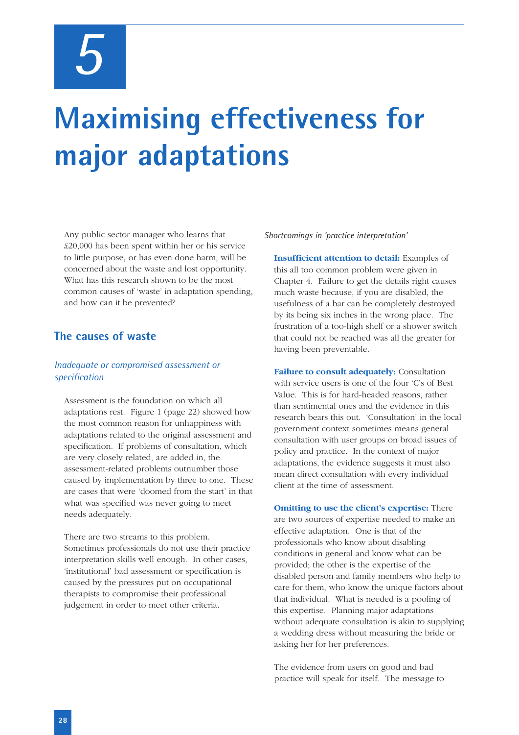# 5

# Maximising effectiveness for major adaptations

Any public sector manager who learns that £20,000 has been spent within her or his service to little purpose, or has even done harm, will be concerned about the waste and lost opportunity. What has this research shown to be the most common causes of 'waste' in adaptation spending, and how can it be prevented?

## The causes of waste

### *Inadequate or compromised assessment or specification*

Assessment is the foundation on which all adaptations rest. Figure 1 (page 22) showed how the most common reason for unhappiness with adaptations related to the original assessment and specification. If problems of consultation, which are very closely related, are added in, the assessment-related problems outnumber those caused by implementation by three to one. These are cases that were 'doomed from the start' in that what was specified was never going to meet needs adequately.

There are two streams to this problem. Sometimes professionals do not use their practice interpretation skills well enough. In other cases, 'institutional' bad assessment or specification is caused by the pressures put on occupational therapists to compromise their professional judgement in order to meet other criteria.

*Shortcomings in 'practice interpretation'*

**Insufficient attention to detail:** Examples of this all too common problem were given in Chapter 4. Failure to get the details right causes much waste because, if you are disabled, the usefulness of a bar can be completely destroyed by its being six inches in the wrong place. The frustration of a too-high shelf or a shower switch that could not be reached was all the greater for having been preventable.

**Failure to consult adequately:** Consultation with service users is one of the four 'C's of Best Value. This is for hard-headed reasons, rather than sentimental ones and the evidence in this research bears this out. 'Consultation' in the local government context sometimes means general consultation with user groups on broad issues of policy and practice. In the context of major adaptations, the evidence suggests it must also mean direct consultation with every individual client at the time of assessment.

**Omitting to use the client's expertise:** There are two sources of expertise needed to make an effective adaptation. One is that of the professionals who know about disabling conditions in general and know what can be provided; the other is the expertise of the disabled person and family members who help to care for them, who know the unique factors about that individual. What is needed is a pooling of this expertise. Planning major adaptations without adequate consultation is akin to supplying a wedding dress without measuring the bride or asking her for her preferences.

The evidence from users on good and bad practice will speak for itself. The message to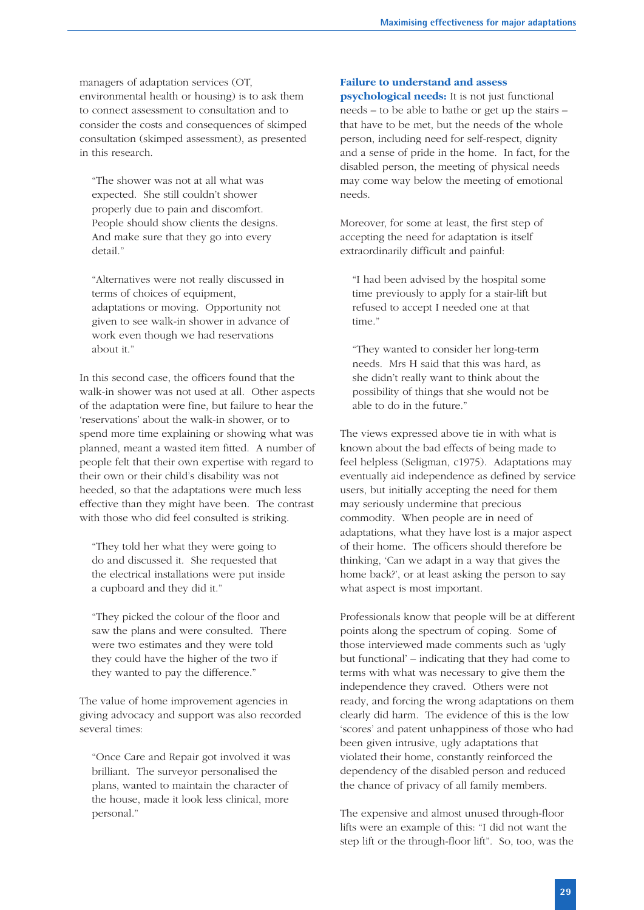managers of adaptation services (OT, environmental health or housing) is to ask them to connect assessment to consultation and to consider the costs and consequences of skimped consultation (skimped assessment), as presented in this research.

> "The shower was not at all what was expected. She still couldn't shower properly due to pain and discomfort. People should show clients the designs. And make sure that they go into every detail."

> "Alternatives were not really discussed in terms of choices of equipment, adaptations or moving. Opportunity not given to see walk-in shower in advance of work even though we had reservations about it."

In this second case, the officers found that the walk-in shower was not used at all. Other aspects of the adaptation were fine, but failure to hear the 'reservations' about the walk-in shower, or to spend more time explaining or showing what was planned, meant a wasted item fitted. A number of people felt that their own expertise with regard to their own or their child's disability was not heeded, so that the adaptations were much less effective than they might have been. The contrast with those who did feel consulted is striking.

> "They told her what they were going to do and discussed it. She requested that the electrical installations were put inside a cupboard and they did it."

> "They picked the colour of the floor and saw the plans and were consulted. There were two estimates and they were told they could have the higher of the two if they wanted to pay the difference."

The value of home improvement agencies in giving advocacy and support was also recorded several times:

> "Once Care and Repair got involved it was brilliant. The surveyor personalised the plans, wanted to maintain the character of the house, made it look less clinical, more personal."

**Failure to understand and assess psychological needs:** It is not just functional needs – to be able to bathe or get up the stairs – that have to be met, but the needs of the whole person, including need for self-respect, dignity and a sense of pride in the home. In fact, for the disabled person, the meeting of physical needs may come way below the meeting of emotional needs.

Moreover, for some at least, the first step of accepting the need for adaptation is itself extraordinarily difficult and painful:

> "I had been advised by the hospital some time previously to apply for a stair-lift but refused to accept I needed one at that time."

> "They wanted to consider her long-term needs. Mrs H said that this was hard, as she didn't really want to think about the possibility of things that she would not be able to do in the future."

The views expressed above tie in with what is known about the bad effects of being made to feel helpless (Seligman, c1975). Adaptations may eventually aid independence as defined by service users, but initially accepting the need for them may seriously undermine that precious commodity. When people are in need of adaptations, what they have lost is a major aspect of their home. The officers should therefore be thinking, 'Can we adapt in a way that gives the home back?', or at least asking the person to say what aspect is most important.

Professionals know that people will be at different points along the spectrum of coping. Some of those interviewed made comments such as 'ugly but functional' – indicating that they had come to terms with what was necessary to give them the independence they craved. Others were not ready, and forcing the wrong adaptations on them clearly did harm. The evidence of this is the low 'scores' and patent unhappiness of those who had been given intrusive, ugly adaptations that violated their home, constantly reinforced the dependency of the disabled person and reduced the chance of privacy of all family members.

The expensive and almost unused through-floor lifts were an example of this: "I did not want the step lift or the through-floor lift". So, too, was the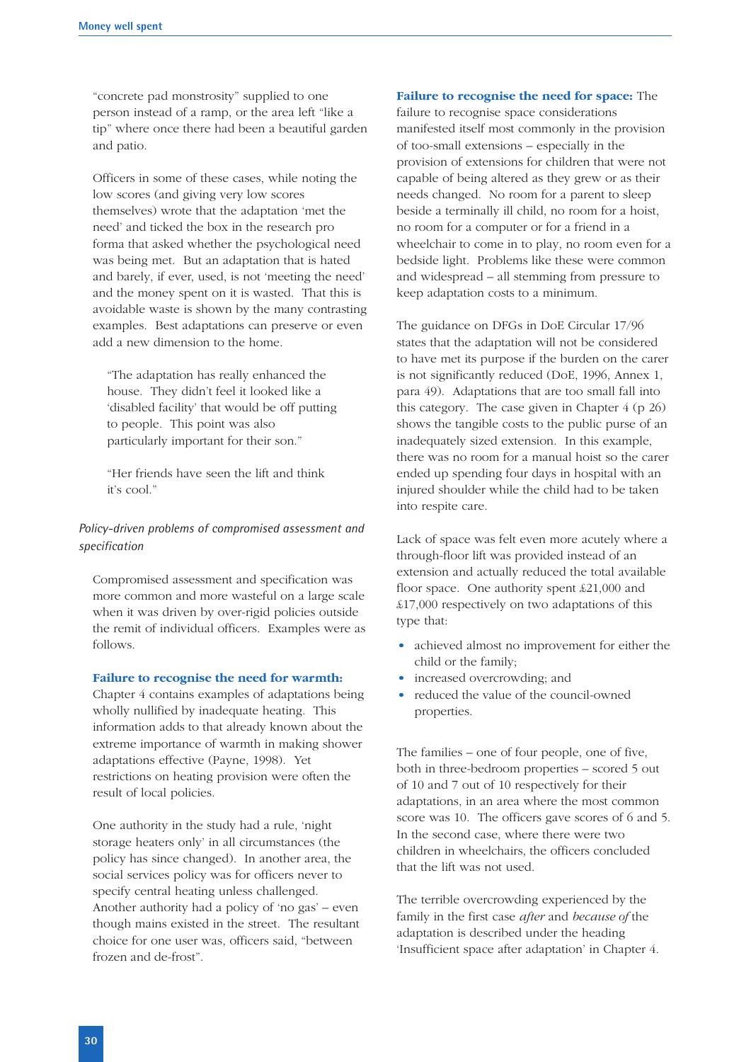"concrete pad monstrosity" supplied to one person instead of a ramp, or the area left "like a tip" where once there had been a beautiful garden and patio.

Officers in some of these cases, while noting the low scores (and giving very low scores themselves) wrote that the adaptation 'met the need' and ticked the box in the research pro forma that asked whether the psychological need was being met. But an adaptation that is hated and barely, if ever, used, is not 'meeting the need' and the money spent on it is wasted. That this is avoidable waste is shown by the many contrasting examples. Best adaptations can preserve or even add a new dimension to the home.

> "The adaptation has really enhanced the house. They didn't feel it looked like a 'disabled facility' that would be off putting to people. This point was also particularly important for their son."

> "Her friends have seen the lift and think it's cool."

*Policy-driven problems of compromised assessment and specification*

Compromised assessment and specification was more common and more wasteful on a large scale when it was driven by over-rigid policies outside the remit of individual officers. Examples were as follows.

**Failure to recognise the need for warmth:** Chapter 4 contains examples of adaptations being wholly nullified by inadequate heating. This information adds to that already known about the extreme importance of warmth in making shower adaptations effective (Payne, 1998). Yet restrictions on heating provision were often the result of local policies.

One authority in the study had a rule, 'night storage heaters only' in all circumstances (the policy has since changed). In another area, the social services policy was for officers never to specify central heating unless challenged. Another authority had a policy of 'no gas' – even though mains existed in the street. The resultant choice for one user was, officers said, "between frozen and de-frost".

**Failure to recognise the need for space:** The failure to recognise space considerations manifested itself most commonly in the provision of too-small extensions – especially in the provision of extensions for children that were not capable of being altered as they grew or as their needs changed. No room for a parent to sleep beside a terminally ill child, no room for a hoist, no room for a computer or for a friend in a wheelchair to come in to play, no room even for a bedside light. Problems like these were common and widespread – all stemming from pressure to keep adaptation costs to a minimum.

The guidance on DFGs in DoE Circular 17/96 states that the adaptation will not be considered to have met its purpose if the burden on the carer is not significantly reduced (DoE, 1996, Annex 1, para 49). Adaptations that are too small fall into this category. The case given in Chapter 4 (p 26) shows the tangible costs to the public purse of an inadequately sized extension. In this example, there was no room for a manual hoist so the carer ended up spending four days in hospital with an injured shoulder while the child had to be taken into respite care.

Lack of space was felt even more acutely where a through-floor lift was provided instead of an extension and actually reduced the total available floor space. One authority spent £21,000 and £17,000 respectively on two adaptations of this type that:

- achieved almost no improvement for either the child or the family;
- increased overcrowding; and
- reduced the value of the council-owned properties.

The families – one of four people, one of five, both in three-bedroom properties – scored 5 out of 10 and 7 out of 10 respectively for their adaptations, in an area where the most common score was 10. The officers gave scores of 6 and 5. In the second case, where there were two children in wheelchairs, the officers concluded that the lift was not used.

The terrible overcrowding experienced by the family in the first case *after* and *because of* the adaptation is described under the heading 'Insufficient space after adaptation' in Chapter 4.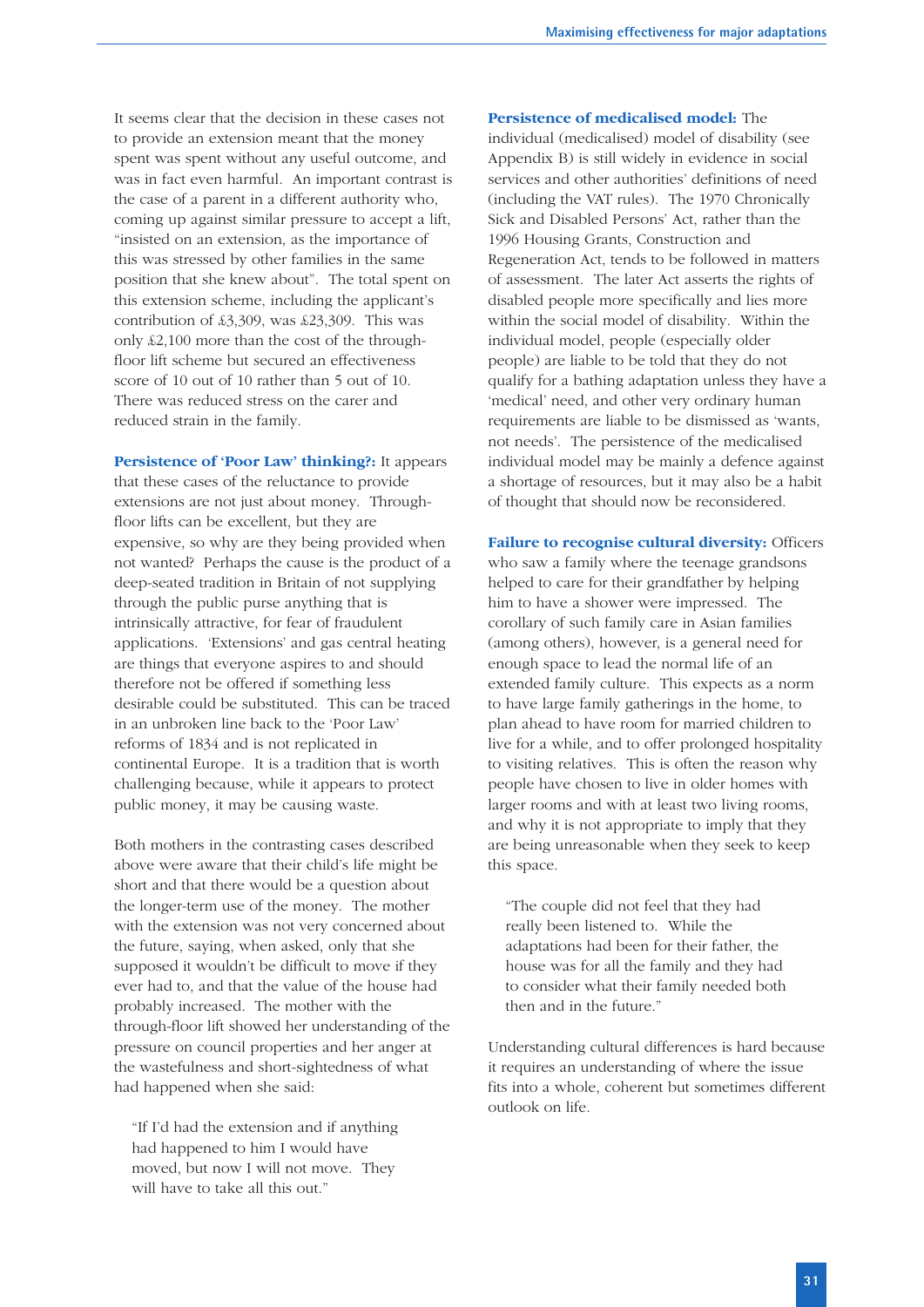It seems clear that the decision in these cases not to provide an extension meant that the money spent was spent without any useful outcome, and was in fact even harmful. An important contrast is the case of a parent in a different authority who, coming up against similar pressure to accept a lift, "insisted on an extension, as the importance of this was stressed by other families in the same position that she knew about". The total spent on this extension scheme, including the applicant's contribution of £3,309, was £23,309. This was only £2,100 more than the cost of the through-floor lift scheme but secured an effectiveness score of 10 out of 10 rather than 5 out of 10. There was reduced stress on the carer and reduced strain in the family.

**Persistence of 'Poor Law' thinking?:** It appears that these cases of the reluctance to provide extensions are not just about money. Through-floor lifts can be excellent, but they are expensive, so why are they being provided when not wanted? Perhaps the cause is the product of a deep-seated tradition in Britain of not supplying through the public purse anything that is intrinsically attractive, for fear of fraudulent applications. 'Extensions' and gas central heating are things that everyone aspires to and should therefore not be offered if something less desirable could be substituted. This can be traced in an unbroken line back to the 'Poor Law' reforms of 1834 and is not replicated in continental Europe. It is a tradition that is worth challenging because, while it appears to protect public money, it may be causing waste.

Both mothers in the contrasting cases described above were aware that their child's life might be short and that there would be a question about the longer-term use of the money. The mother with the extension was not very concerned about the future, saying, when asked, only that she supposed it wouldn't be difficult to move if they ever had to, and that the value of the house had probably increased. The mother with the through-floor lift showed her understanding of the pressure on council properties and her anger at the wastefulness and short-sightedness of what had happened when she said:

> "If I'd had the extension and if anything had happened to him I would have moved, but now I will not move. They will have to take all this out."

**Persistence of medicalised model:** The individual (medicalised) model of disability (see Appendix B) is still widely in evidence in social services and other authorities' definitions of need (including the VAT rules). The 1970 Chronically Sick and Disabled Persons' Act, rather than the 1996 Housing Grants, Construction and Regeneration Act, tends to be followed in matters of assessment. The later Act asserts the rights of disabled people more specifically and lies more within the social model of disability. Within the individual model, people (especially older people) are liable to be told that they do not qualify for a bathing adaptation unless they have a 'medical' need, and other very ordinary human requirements are liable to be dismissed as 'wants, not needs'. The persistence of the medicalised individual model may be mainly a defence against a shortage of resources, but it may also be a habit of thought that should now be reconsidered.

**Failure to recognise cultural diversity:** Officers who saw a family where the teenage grandsons helped to care for their grandfather by helping him to have a shower were impressed. The corollary of such family care in Asian families (among others), however, is a general need for enough space to lead the normal life of an extended family culture. This expects as a norm to have large family gatherings in the home, to plan ahead to have room for married children to live for a while, and to offer prolonged hospitality to visiting relatives. This is often the reason why people have chosen to live in older homes with larger rooms and with at least two living rooms, and why it is not appropriate to imply that they are being unreasonable when they seek to keep this space.

> "The couple did not feel that they had really been listened to. While the adaptations had been for their father, the house was for all the family and they had to consider what their family needed both then and in the future."

Understanding cultural differences is hard because it requires an understanding of where the issue fits into a whole, coherent but sometimes different outlook on life.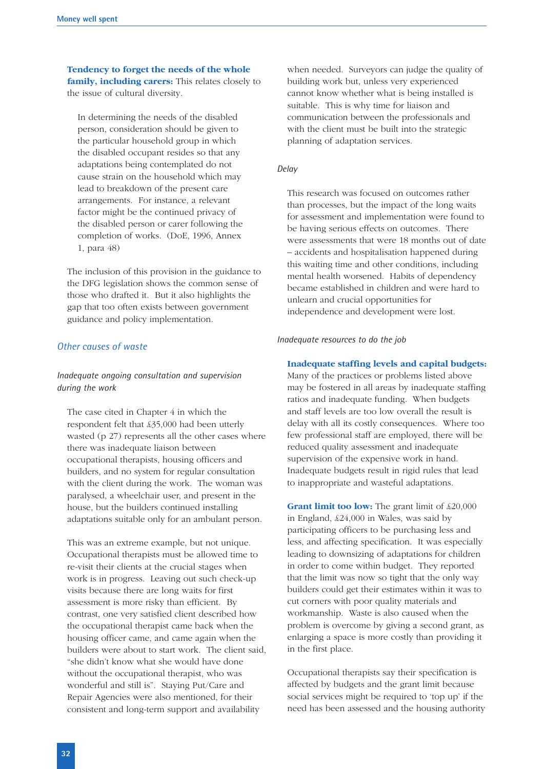**Tendency to forget the needs of the whole family, including carers:** This relates closely to the issue of cultural diversity.

> In determining the needs of the disabled person, consideration should be given to the particular household group in which the disabled occupant resides so that any adaptations being contemplated do not cause strain on the household which may lead to breakdown of the present care arrangements. For instance, a relevant factor might be the continued privacy of the disabled person or carer following the completion of works. (DoE, 1996, Annex 1, para 48)

The inclusion of this provision in the guidance to the DFG legislation shows the common sense of those who drafted it. But it also highlights the gap that too often exists between government guidance and policy implementation.

## *Other causes of waste*

### *Inadequate ongoing consultation and supervision during the work*

The case cited in Chapter 4 in which the respondent felt that £35,000 had been utterly wasted (p 27) represents all the other cases where there was inadequate liaison between occupational therapists, housing officers and builders, and no system for regular consultation with the client during the work. The woman was paralysed, a wheelchair user, and present in the house, but the builders continued installing adaptations suitable only for an ambulant person.

This was an extreme example, but not unique. Occupational therapists must be allowed time to re-visit their clients at the crucial stages when work is in progress. Leaving out such check-up visits because there are long waits for first assessment is more risky than efficient. By contrast, one very satisfied client described how the occupational therapist came back when the housing officer came, and came again when the builders were about to start work. The client said, "she didn't know what she would have done without the occupational therapist, who was wonderful and still is". Staying Put/Care and Repair Agencies were also mentioned, for their consistent and long-term support and availability when needed. Surveyors can judge the quality of building work but, unless very experienced cannot know whether what is being installed is suitable. This is why time for liaison and communication between the professionals and with the client must be built into the strategic planning of adaptation services.

### *Delay*

This research was focused on outcomes rather than processes, but the impact of the long waits for assessment and implementation were found to be having serious effects on outcomes. There were assessments that were 18 months out of date – accidents and hospitalisation happened during this waiting time and other conditions, including mental health worsened. Habits of dependency became established in children and were hard to unlearn and crucial opportunities for independence and development were lost.

### *Inadequate resources to do the job*

**Inadequate staffing levels and capital budgets:** Many of the practices or problems listed above may be fostered in all areas by inadequate staffing ratios and inadequate funding. When budgets and staff levels are too low overall the result is delay with all its costly consequences. Where too few professional staff are employed, there will be reduced quality assessment and inadequate supervision of the expensive work in hand. Inadequate budgets result in rigid rules that lead to inappropriate and wasteful adaptations.

**Grant limit too low:** The grant limit of £20,000 in England, £24,000 in Wales, was said by participating officers to be purchasing less and less, and affecting specification. It was especially leading to downsizing of adaptations for children in order to come within budget. They reported that the limit was now so tight that the only way builders could get their estimates within it was to cut corners with poor quality materials and workmanship. Waste is also caused when the problem is overcome by giving a second grant, as enlarging a space is more costly than providing it in the first place.

Occupational therapists say their specification is affected by budgets and the grant limit because social services might be required to 'top up' if the need has been assessed and the housing authority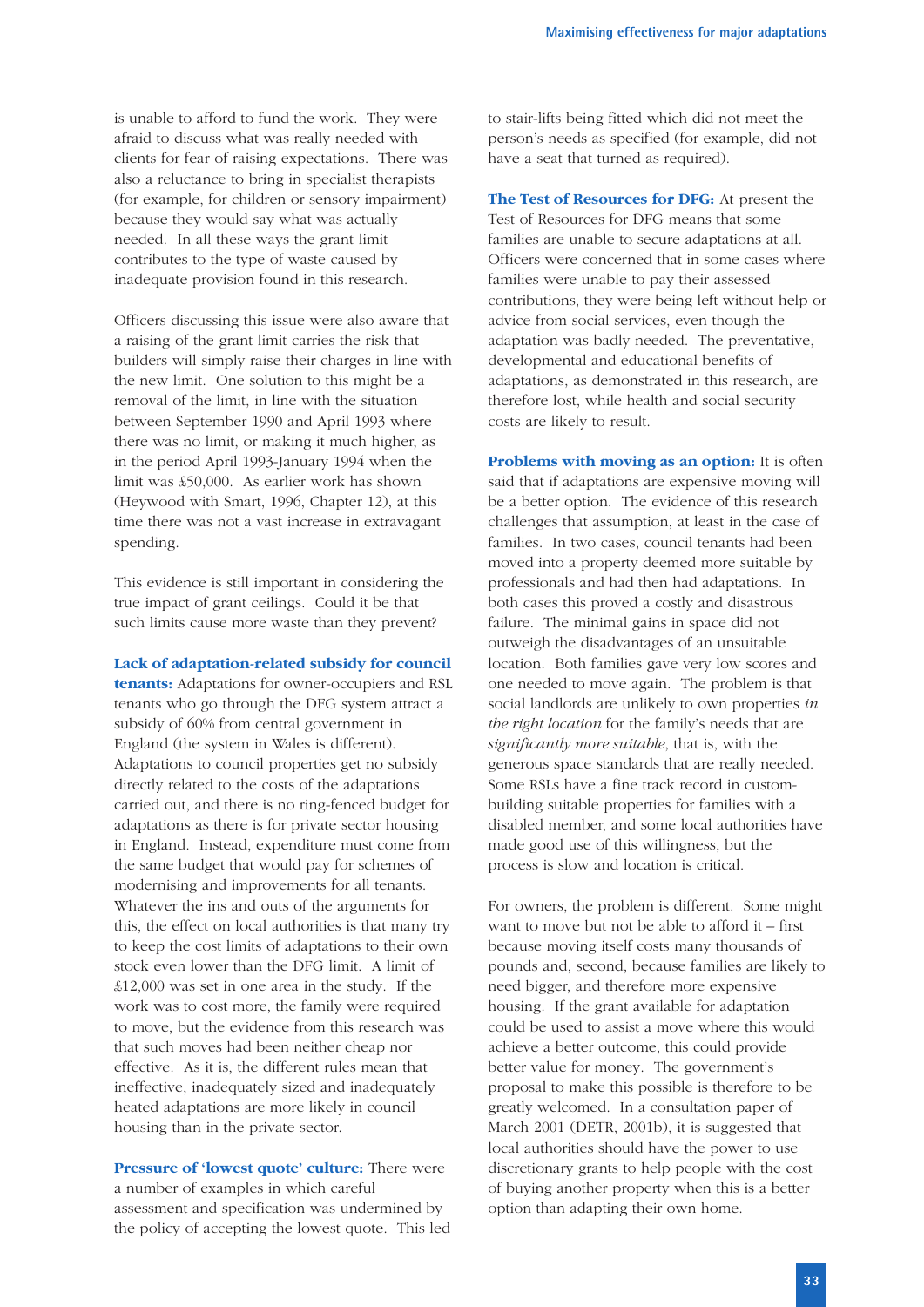is unable to afford to fund the work. They were afraid to discuss what was really needed with clients for fear of raising expectations. There was also a reluctance to bring in specialist therapists (for example, for children or sensory impairment) because they would say what was actually needed. In all these ways the grant limit contributes to the type of waste caused by inadequate provision found in this research.

Officers discussing this issue were also aware that a raising of the grant limit carries the risk that builders will simply raise their charges in line with the new limit. One solution to this might be a removal of the limit, in line with the situation between September 1990 and April 1993 where there was no limit, or making it much higher, as in the period April 1993-January 1994 when the limit was £50,000. As earlier work has shown (Heywood with Smart, 1996, Chapter 12), at this time there was not a vast increase in extravagant spending.

This evidence is still important in considering the true impact of grant ceilings. Could it be that such limits cause more waste than they prevent?

**Lack of adaptation-related subsidy for council tenants:** Adaptations for owner-occupiers and RSL tenants who go through the DFG system attract a subsidy of 60% from central government in England (the system in Wales is different). Adaptations to council properties get no subsidy directly related to the costs of the adaptations carried out, and there is no ring-fenced budget for adaptations as there is for private sector housing in England. Instead, expenditure must come from the same budget that would pay for schemes of modernising and improvements for all tenants. Whatever the ins and outs of the arguments for this, the effect on local authorities is that many try to keep the cost limits of adaptations to their own stock even lower than the DFG limit. A limit of £12,000 was set in one area in the study. If the work was to cost more, the family were required to move, but the evidence from this research was that such moves had been neither cheap nor effective. As it is, the different rules mean that ineffective, inadequately sized and inadequately heated adaptations are more likely in council housing than in the private sector.

**Pressure of 'lowest quote' culture:** There were a number of examples in which careful assessment and specification was undermined by the policy of accepting the lowest quote. This led to stair-lifts being fitted which did not meet the person's needs as specified (for example, did not have a seat that turned as required).

**The Test of Resources for DFG:** At present the Test of Resources for DFG means that some families are unable to secure adaptations at all. Officers were concerned that in some cases where families were unable to pay their assessed contributions, they were being left without help or advice from social services, even though the adaptation was badly needed. The preventative, developmental and educational benefits of adaptations, as demonstrated in this research, are therefore lost, while health and social security costs are likely to result.

**Problems with moving as an option:** It is often said that if adaptations are expensive moving will be a better option. The evidence of this research challenges that assumption, at least in the case of families. In two cases, council tenants had been moved into a property deemed more suitable by professionals and had then had adaptations. In both cases this proved a costly and disastrous failure. The minimal gains in space did not outweigh the disadvantages of an unsuitable location. Both families gave very low scores and one needed to move again. The problem is that social landlords are unlikely to own properties *in the right location* for the family's needs that are *significantly more suitable*, that is, with the generous space standards that are really needed. Some RSLs have a fine track record in custom-building suitable properties for families with a disabled member, and some local authorities have made good use of this willingness, but the process is slow and location is critical.

For owners, the problem is different. Some might want to move but not be able to afford it – first because moving itself costs many thousands of pounds and, second, because families are likely to need bigger, and therefore more expensive housing. If the grant available for adaptation could be used to assist a move where this would achieve a better outcome, this could provide better value for money. The government's proposal to make this possible is therefore to be greatly welcomed. In a consultation paper of March 2001 (DETR, 2001b), it is suggested that local authorities should have the power to use discretionary grants to help people with the cost of buying another property when this is a better option than adapting their own home.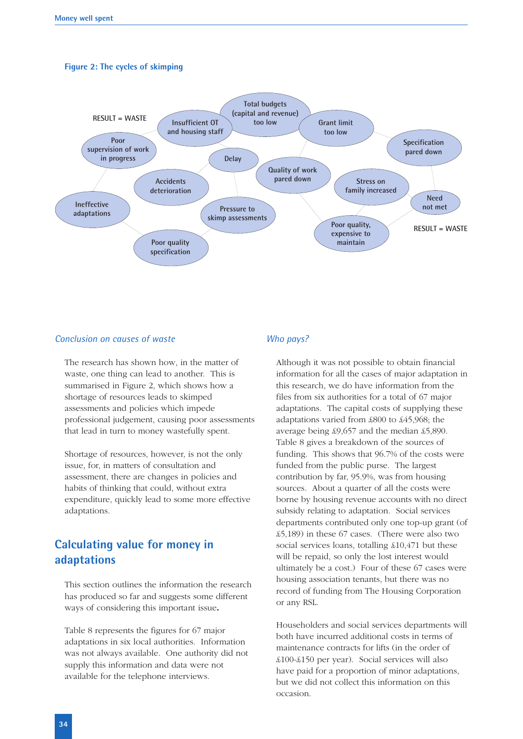**Figure 2: The cycles of skimping**

RESULT = WASTE

Total budgets (capital and revenue) too low

Insufficient OT and housing staff

Grant limit too low

Poor supervision of work in progress

Delay

Specification pared down

Accidents deterioration

Quality of work pared down

Stress on family increased

Ineffective adaptations

Pressure to skimp assessments

Need not met

Poor quality, expensive to maintain

Poor quality specification

RESULT = WASTE

### *Conclusion on causes of waste*

The research has shown how, in the matter of waste, one thing can lead to another. This is summarised in Figure 2, which shows how a shortage of resources leads to skimped assessments and policies which impede professional judgement, causing poor assessments that lead in turn to money wastefully spent.

Shortage of resources, however, is not the only issue, for, in matters of consultation and assessment, there are changes in policies and habits of thinking that could, without extra expenditure, quickly lead to some more effective adaptations.

## Calculating value for money in adaptations

This section outlines the information the research has produced so far and suggests some different ways of considering this important issue**.**

Table 8 represents the figures for 67 major adaptations in six local authorities. Information was not always available. One authority did not supply this information and data were not available for the telephone interviews.

### *Who pays?*

Although it was not possible to obtain financial information for all the cases of major adaptation in this research, we do have information from the files from six authorities for a total of 67 major adaptations. The capital costs of supplying these adaptations varied from £800 to £45,968; the average being £9,657 and the median £5,890. Table 8 gives a breakdown of the sources of funding. This shows that 96.7% of the costs were funded from the public purse. The largest contribution by far, 95.9%, was from housing sources. About a quarter of all the costs were borne by housing revenue accounts with no direct subsidy relating to adaptation. Social services departments contributed only one top-up grant (of £5,189) in these 67 cases. (There were also two social services loans, totalling £10,471 but these will be repaid, so only the lost interest would ultimately be a cost.) Four of these 67 cases were housing association tenants, but there was no record of funding from The Housing Corporation or any RSL.

Householders and social services departments will both have incurred additional costs in terms of maintenance contracts for lifts (in the order of £100-£150 per year). Social services will also have paid for a proportion of minor adaptations, but we did not collect this information on this occasion.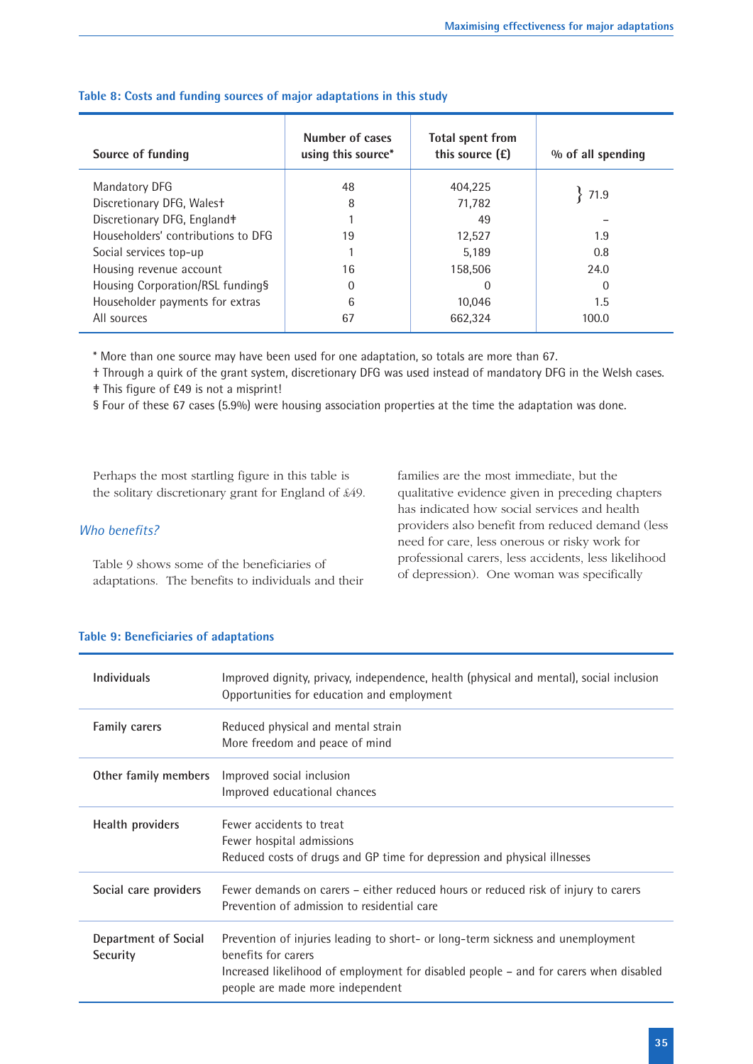**Table 8: Costs and funding sources of major adaptations in this study**

| Source of funding | Number of cases using this source* | Total spent from this source (£) | % of all spending |
|---|---|---|---|
| Mandatory DFG | 48 | 404,225 | } 71.9 |
| Discretionary DFG, Wales† | 8 | 71,782 | |
| Discretionary DFG, England‡ | 1 | 49 | – |
| Householders' contributions to DFG | 19 | 12,527 | 1.9 |
| Social services top-up | 1 | 5,189 | 0.8 |
| Housing revenue account | 16 | 158,506 | 24.0 |
| Housing Corporation/RSL funding§ | 0 | 0 | 0 |
| Householder payments for extras | 6 | 10,046 | 1.5 |
| All sources | 67 | 662,324 | 100.0 |

* More than one source may have been used for one adaptation, so totals are more than 67.
† Through a quirk of the grant system, discretionary DFG was used instead of mandatory DFG in the Welsh cases.
‡ This figure of £49 is not a misprint!
§ Four of these 67 cases (5.9%) were housing association properties at the time the adaptation was done.

Perhaps the most startling figure in this table is the solitary discretionary grant for England of £49.

### *Who benefits?*

Table 9 shows some of the beneficiaries of adaptations. The benefits to individuals and their families are the most immediate, but the qualitative evidence given in preceding chapters has indicated how social services and health providers also benefit from reduced demand (less need for care, less onerous or risky work for professional carers, less accidents, less likelihood of depression). One woman was specifically

**Table 9: Beneficiaries of adaptations**

| | |
|---|---|
| **Individuals** | Improved dignity, privacy, independence, health (physical and mental), social inclusion<br>Opportunities for education and employment |
| **Family carers** | Reduced physical and mental strain<br>More freedom and peace of mind |
| **Other family members** | Improved social inclusion<br>Improved educational chances |
| **Health providers** | Fewer accidents to treat<br>Fewer hospital admissions<br>Reduced costs of drugs and GP time for depression and physical illnesses |
| **Social care providers** | Fewer demands on carers – either reduced hours or reduced risk of injury to carers<br>Prevention of admission to residential care |
| **Department of Social Security** | Prevention of injuries leading to short- or long-term sickness and unemployment benefits for carers<br>Increased likelihood of employment for disabled people – and for carers when disabled people are made more independent |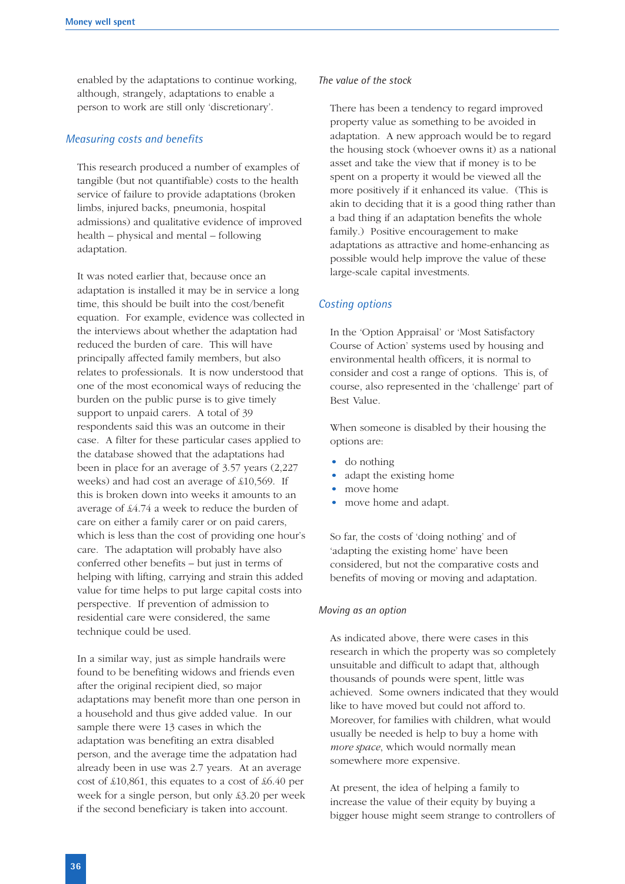enabled by the adaptations to continue working, although, strangely, adaptations to enable a person to work are still only 'discretionary'.

## *Measuring costs and benefits*

This research produced a number of examples of tangible (but not quantifiable) costs to the health service of failure to provide adaptations (broken limbs, injured backs, pneumonia, hospital admissions) and qualitative evidence of improved health – physical and mental – following adaptation.

It was noted earlier that, because once an adaptation is installed it may be in service a long time, this should be built into the cost/benefit equation. For example, evidence was collected in the interviews about whether the adaptation had reduced the burden of care. This will have principally affected family members, but also relates to professionals. It is now understood that one of the most economical ways of reducing the burden on the public purse is to give timely support to unpaid carers. A total of 39 respondents said this was an outcome in their case. A filter for these particular cases applied to the database showed that the adaptations had been in place for an average of 3.57 years (2,227 weeks) and had cost an average of £10,569. If this is broken down into weeks it amounts to an average of £4.74 a week to reduce the burden of care on either a family carer or on paid carers, which is less than the cost of providing one hour's care. The adaptation will probably have also conferred other benefits – but just in terms of helping with lifting, carrying and strain this added value for time helps to put large capital costs into perspective. If prevention of admission to residential care were considered, the same technique could be used.

In a similar way, just as simple handrails were found to be benefiting widows and friends even after the original recipient died, so major adaptations may benefit more than one person in a household and thus give added value. In our sample there were 13 cases in which the adaptation was benefiting an extra disabled person, and the average time the adpatation had already been in use was 2.7 years. At an average cost of £10,861, this equates to a cost of £6.40 per week for a single person, but only £3.20 per week if the second beneficiary is taken into account.

### *The value of the stock*

There has been a tendency to regard improved property value as something to be avoided in adaptation. A new approach would be to regard the housing stock (whoever owns it) as a national asset and take the view that if money is to be spent on a property it would be viewed all the more positively if it enhanced its value. (This is akin to deciding that it is a good thing rather than a bad thing if an adaptation benefits the whole family.) Positive encouragement to make adaptations as attractive and home-enhancing as possible would help improve the value of these large-scale capital investments.

## *Costing options*

In the 'Option Appraisal' or 'Most Satisfactory Course of Action' systems used by housing and environmental health officers, it is normal to consider and cost a range of options. This is, of course, also represented in the 'challenge' part of Best Value.

When someone is disabled by their housing the options are:

- do nothing
- adapt the existing home
- move home
- move home and adapt.

So far, the costs of 'doing nothing' and of 'adapting the existing home' have been considered, but not the comparative costs and benefits of moving or moving and adaptation.

### *Moving as an option*

As indicated above, there were cases in this research in which the property was so completely unsuitable and difficult to adapt that, although thousands of pounds were spent, little was achieved. Some owners indicated that they would like to have moved but could not afford to. Moreover, for families with children, what would usually be needed is help to buy a home with *more space*, which would normally mean somewhere more expensive.

At present, the idea of helping a family to increase the value of their equity by buying a bigger house might seem strange to controllers of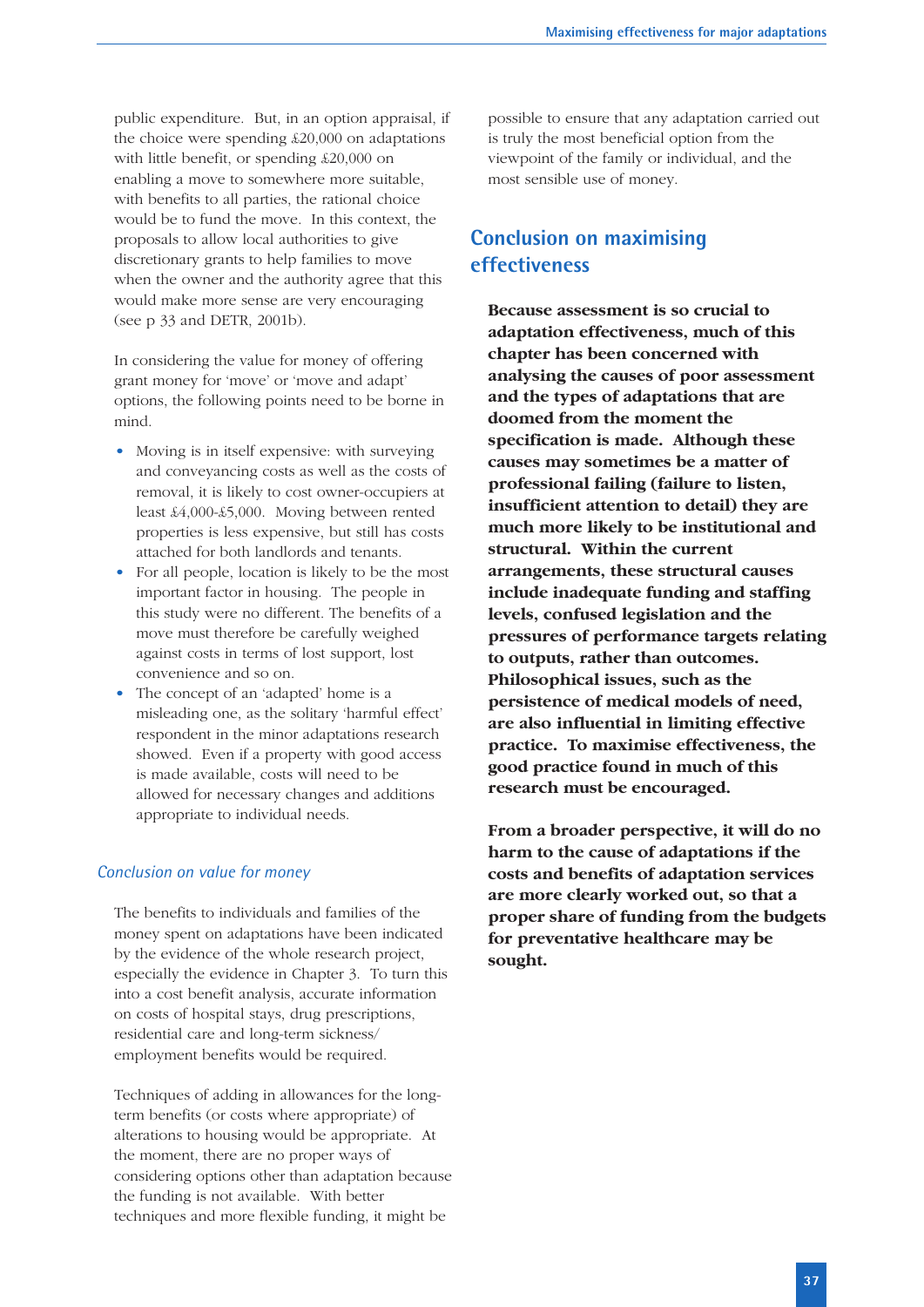public expenditure. But, in an option appraisal, if the choice were spending £20,000 on adaptations with little benefit, or spending £20,000 on enabling a move to somewhere more suitable, with benefits to all parties, the rational choice would be to fund the move. In this context, the proposals to allow local authorities to give discretionary grants to help families to move when the owner and the authority agree that this would make more sense are very encouraging (see p 33 and DETR, 2001b).

In considering the value for money of offering grant money for 'move' or 'move and adapt' options, the following points need to be borne in mind.

- Moving is in itself expensive: with surveying and conveyancing costs as well as the costs of removal, it is likely to cost owner-occupiers at least £4,000-£5,000. Moving between rented properties is less expensive, but still has costs attached for both landlords and tenants.
- For all people, location is likely to be the most important factor in housing. The people in this study were no different. The benefits of a move must therefore be carefully weighed against costs in terms of lost support, lost convenience and so on.
- The concept of an 'adapted' home is a misleading one, as the solitary 'harmful effect' respondent in the minor adaptations research showed. Even if a property with good access is made available, costs will need to be allowed for necessary changes and additions appropriate to individual needs.

### *Conclusion on value for money*

The benefits to individuals and families of the money spent on adaptations have been indicated by the evidence of the whole research project, especially the evidence in Chapter 3. To turn this into a cost benefit analysis, accurate information on costs of hospital stays, drug prescriptions, residential care and long-term sickness/employment benefits would be required.

Techniques of adding in allowances for the long-term benefits (or costs where appropriate) of alterations to housing would be appropriate. At the moment, there are no proper ways of considering options other than adaptation because the funding is not available. With better techniques and more flexible funding, it might be possible to ensure that any adaptation carried out is truly the most beneficial option from the viewpoint of the family or individual, and the most sensible use of money.

## Conclusion on maximising effectiveness

**Because assessment is so crucial to adaptation effectiveness, much of this chapter has been concerned with analysing the causes of poor assessment and the types of adaptations that are doomed from the moment the specification is made. Although these causes may sometimes be a matter of professional failing (failure to listen, insufficient attention to detail) they are much more likely to be institutional and structural. Within the current arrangements, these structural causes include inadequate funding and staffing levels, confused legislation and the pressures of performance targets relating to outputs, rather than outcomes. Philosophical issues, such as the persistence of medical models of need, are also influential in limiting effective practice. To maximise effectiveness, the good practice found in much of this research must be encouraged.**

**From a broader perspective, it will do no harm to the cause of adaptations if the costs and benefits of adaptation services are more clearly worked out, so that a proper share of funding from the budgets for preventative healthcare may be sought.**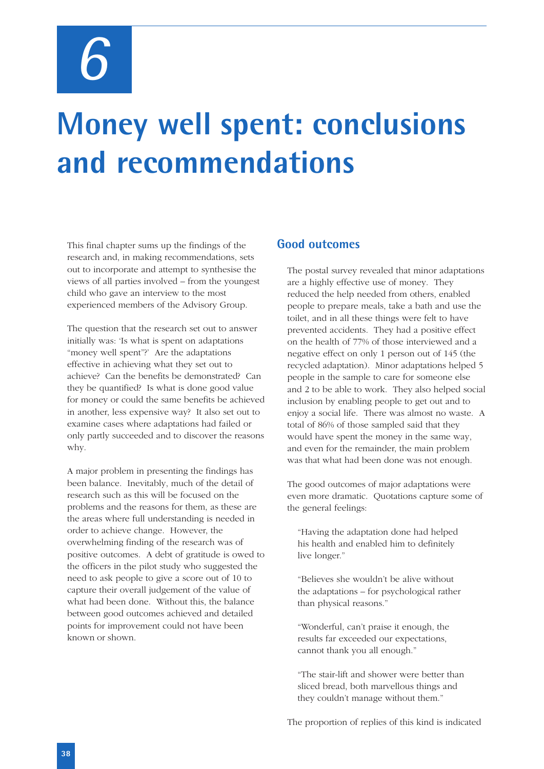# 6

# Money well spent: conclusions and recommendations

This final chapter sums up the findings of the research and, in making recommendations, sets out to incorporate and attempt to synthesise the views of all parties involved – from the youngest child who gave an interview to the most experienced members of the Advisory Group.

The question that the research set out to answer initially was: 'Is what is spent on adaptations "money well spent"?' Are the adaptations effective in achieving what they set out to achieve? Can the benefits be demonstrated? Can they be quantified? Is what is done good value for money or could the same benefits be achieved in another, less expensive way? It also set out to examine cases where adaptations had failed or only partly succeeded and to discover the reasons why.

A major problem in presenting the findings has been balance. Inevitably, much of the detail of research such as this will be focused on the problems and the reasons for them, as these are the areas where full understanding is needed in order to achieve change. However, the overwhelming finding of the research was of positive outcomes. A debt of gratitude is owed to the officers in the pilot study who suggested the need to ask people to give a score out of 10 to capture their overall judgement of the value of what had been done. Without this, the balance between good outcomes achieved and detailed points for improvement could not have been known or shown.

## Good outcomes

The postal survey revealed that minor adaptations are a highly effective use of money. They reduced the help needed from others, enabled people to prepare meals, take a bath and use the toilet, and in all these things were felt to have prevented accidents. They had a positive effect on the health of 77% of those interviewed and a negative effect on only 1 person out of 145 (the recycled adaptation). Minor adaptations helped 5 people in the sample to care for someone else and 2 to be able to work. They also helped social inclusion by enabling people to get out and to enjoy a social life. There was almost no waste. A total of 86% of those sampled said that they would have spent the money in the same way, and even for the remainder, the main problem was that what had been done was not enough.

The good outcomes of major adaptations were even more dramatic. Quotations capture some of the general feelings:

> "Having the adaptation done had helped his health and enabled him to definitely live longer."

> "Believes she wouldn't be alive without the adaptations – for psychological rather than physical reasons."

> "Wonderful, can't praise it enough, the results far exceeded our expectations, cannot thank you all enough."

> "The stair-lift and shower were better than sliced bread, both marvellous things and they couldn't manage without them."

The proportion of replies of this kind is indicated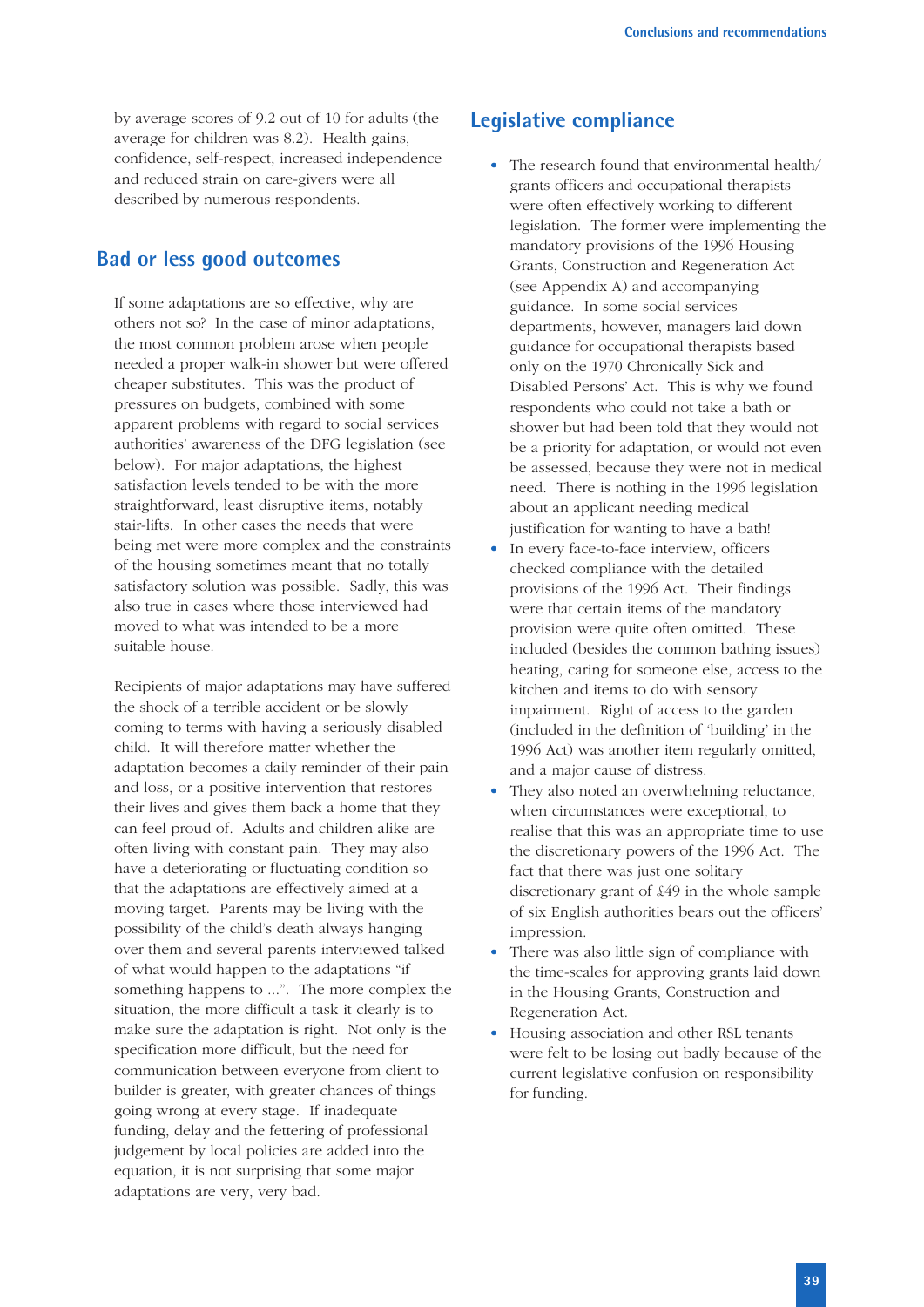by average scores of 9.2 out of 10 for adults (the average for children was 8.2). Health gains, confidence, self-respect, increased independence and reduced strain on care-givers were all described by numerous respondents.

## Bad or less good outcomes

If some adaptations are so effective, why are others not so? In the case of minor adaptations, the most common problem arose when people needed a proper walk-in shower but were offered cheaper substitutes. This was the product of pressures on budgets, combined with some apparent problems with regard to social services authorities' awareness of the DFG legislation (see below). For major adaptations, the highest satisfaction levels tended to be with the more straightforward, least disruptive items, notably stair-lifts. In other cases the needs that were being met were more complex and the constraints of the housing sometimes meant that no totally satisfactory solution was possible. Sadly, this was also true in cases where those interviewed had moved to what was intended to be a more suitable house.

Recipients of major adaptations may have suffered the shock of a terrible accident or be slowly coming to terms with having a seriously disabled child. It will therefore matter whether the adaptation becomes a daily reminder of their pain and loss, or a positive intervention that restores their lives and gives them back a home that they can feel proud of. Adults and children alike are often living with constant pain. They may also have a deteriorating or fluctuating condition so that the adaptations are effectively aimed at a moving target. Parents may be living with the possibility of the child's death always hanging over them and several parents interviewed talked of what would happen to the adaptations "if something happens to ...". The more complex the situation, the more difficult a task it clearly is to make sure the adaptation is right. Not only is the specification more difficult, but the need for communication between everyone from client to builder is greater, with greater chances of things going wrong at every stage. If inadequate funding, delay and the fettering of professional judgement by local policies are added into the equation, it is not surprising that some major adaptations are very, very bad.

## Legislative compliance

- The research found that environmental health/ grants officers and occupational therapists were often effectively working to different legislation. The former were implementing the mandatory provisions of the 1996 Housing Grants, Construction and Regeneration Act (see Appendix A) and accompanying guidance. In some social services departments, however, managers laid down guidance for occupational therapists based only on the 1970 Chronically Sick and Disabled Persons' Act. This is why we found respondents who could not take a bath or shower but had been told that they would not be a priority for adaptation, or would not even be assessed, because they were not in medical need. There is nothing in the 1996 legislation about an applicant needing medical justification for wanting to have a bath!
- In every face-to-face interview, officers checked compliance with the detailed provisions of the 1996 Act. Their findings were that certain items of the mandatory provision were quite often omitted. These included (besides the common bathing issues) heating, caring for someone else, access to the kitchen and items to do with sensory impairment. Right of access to the garden (included in the definition of 'building' in the 1996 Act) was another item regularly omitted, and a major cause of distress.
- They also noted an overwhelming reluctance, when circumstances were exceptional, to realise that this was an appropriate time to use the discretionary powers of the 1996 Act. The fact that there was just one solitary discretionary grant of £49 in the whole sample of six English authorities bears out the officers' impression.
- There was also little sign of compliance with the time-scales for approving grants laid down in the Housing Grants, Construction and Regeneration Act.
- Housing association and other RSL tenants were felt to be losing out badly because of the current legislative confusion on responsibility for funding.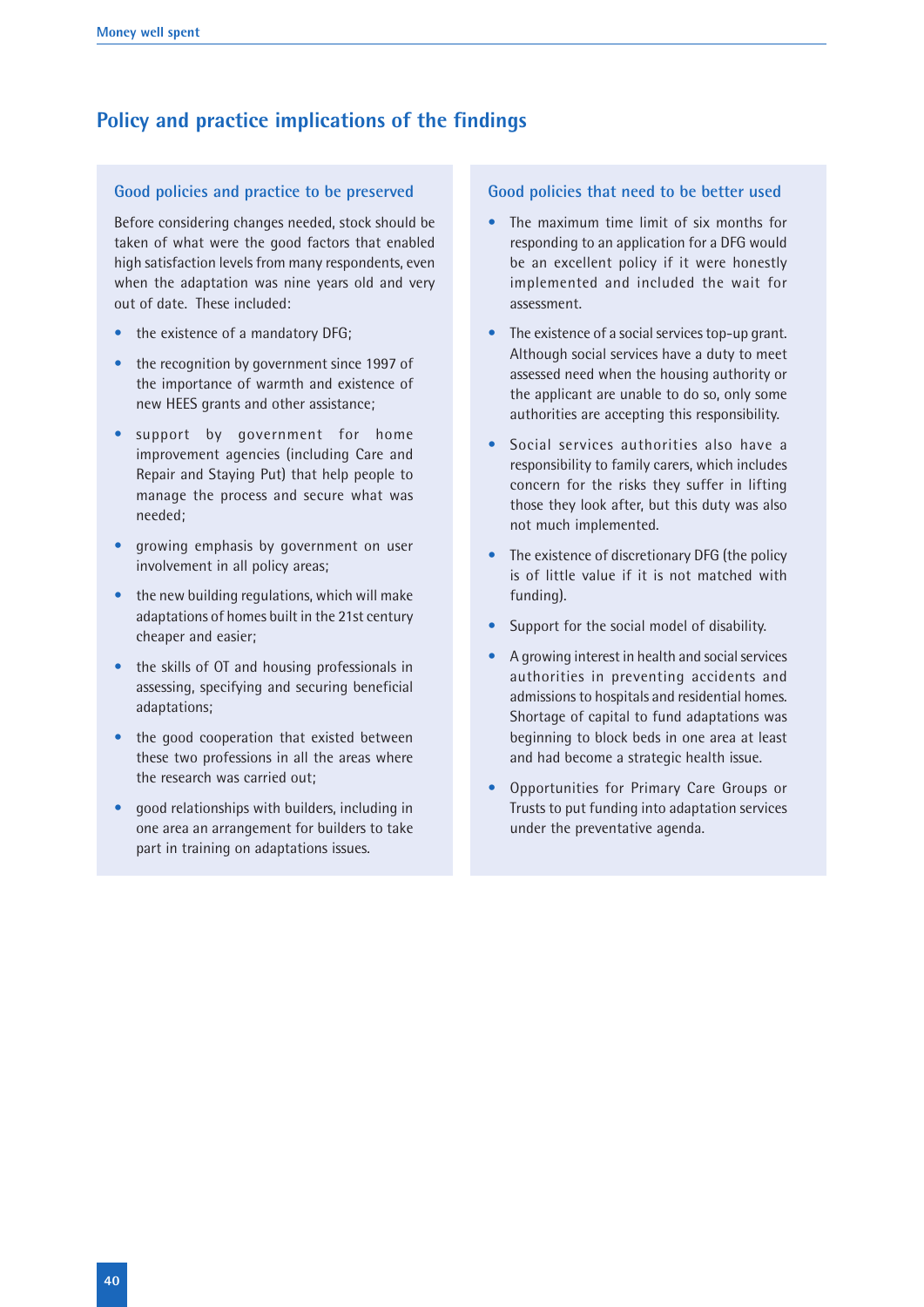## Policy and practice implications of the findings

### Good policies and practice to be preserved

Before considering changes needed, stock should be taken of what were the good factors that enabled high satisfaction levels from many respondents, even when the adaptation was nine years old and very out of date. These included:

- the existence of a mandatory DFG;
- the recognition by government since 1997 of the importance of warmth and existence of new HEES grants and other assistance;
- support by government for home improvement agencies (including Care and Repair and Staying Put) that help people to manage the process and secure what was needed;
- growing emphasis by government on user involvement in all policy areas;
- the new building regulations, which will make adaptations of homes built in the 21st century cheaper and easier;
- the skills of OT and housing professionals in assessing, specifying and securing beneficial adaptations;
- the good cooperation that existed between these two professions in all the areas where the research was carried out;
- good relationships with builders, including in one area an arrangement for builders to take part in training on adaptations issues.

### Good policies that need to be better used

- The maximum time limit of six months for responding to an application for a DFG would be an excellent policy if it were honestly implemented and included the wait for assessment.
- The existence of a social services top-up grant. Although social services have a duty to meet assessed need when the housing authority or the applicant are unable to do so, only some authorities are accepting this responsibility.
- Social services authorities also have a responsibility to family carers, which includes concern for the risks they suffer in lifting those they look after, but this duty was also not much implemented.
- The existence of discretionary DFG (the policy is of little value if it is not matched with funding).
- Support for the social model of disability.
- A growing interest in health and social services authorities in preventing accidents and admissions to hospitals and residential homes. Shortage of capital to fund adaptations was beginning to block beds in one area at least and had become a strategic health issue.
- Opportunities for Primary Care Groups or Trusts to put funding into adaptation services under the preventative agenda.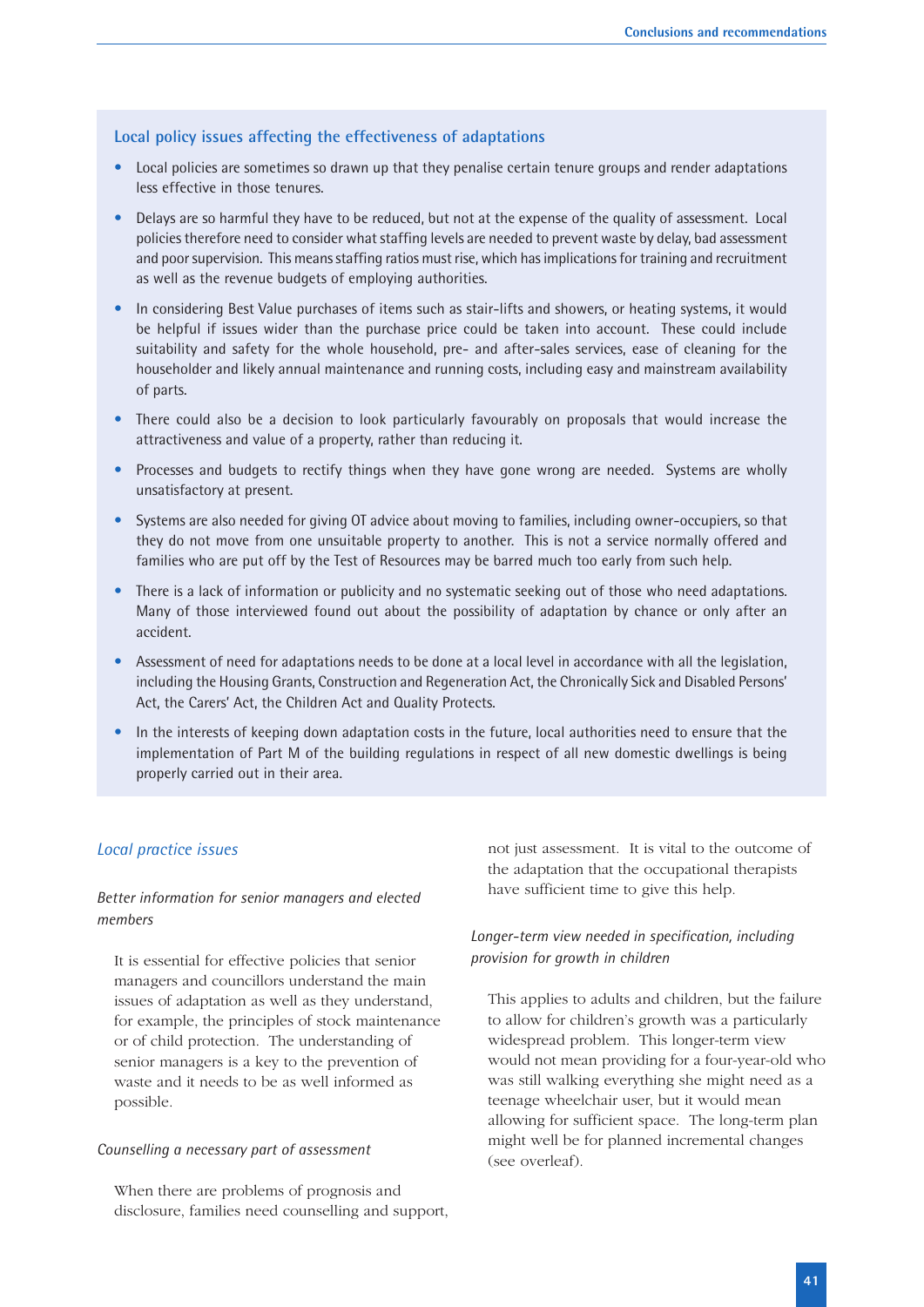### Local policy issues affecting the effectiveness of adaptations

- Local policies are sometimes so drawn up that they penalise certain tenure groups and render adaptations less effective in those tenures.
- Delays are so harmful they have to be reduced, but not at the expense of the quality of assessment. Local policies therefore need to consider what staffing levels are needed to prevent waste by delay, bad assessment and poor supervision. This means staffing ratios must rise, which has implications for training and recruitment as well as the revenue budgets of employing authorities.
- In considering Best Value purchases of items such as stair-lifts and showers, or heating systems, it would be helpful if issues wider than the purchase price could be taken into account. These could include suitability and safety for the whole household, pre- and after-sales services, ease of cleaning for the householder and likely annual maintenance and running costs, including easy and mainstream availability of parts.
- There could also be a decision to look particularly favourably on proposals that would increase the attractiveness and value of a property, rather than reducing it.
- Processes and budgets to rectify things when they have gone wrong are needed. Systems are wholly unsatisfactory at present.
- Systems are also needed for giving OT advice about moving to families, including owner-occupiers, so that they do not move from one unsuitable property to another. This is not a service normally offered and families who are put off by the Test of Resources may be barred much too early from such help.
- There is a lack of information or publicity and no systematic seeking out of those who need adaptations. Many of those interviewed found out about the possibility of adaptation by chance or only after an accident.
- Assessment of need for adaptations needs to be done at a local level in accordance with all the legislation, including the Housing Grants, Construction and Regeneration Act, the Chronically Sick and Disabled Persons' Act, the Carers' Act, the Children Act and Quality Protects.
- In the interests of keeping down adaptation costs in the future, local authorities need to ensure that the implementation of Part M of the building regulations in respect of all new domestic dwellings is being properly carried out in their area.

### *Local practice issues*

*Better information for senior managers and elected members*

It is essential for effective policies that senior managers and councillors understand the main issues of adaptation as well as they understand, for example, the principles of stock maintenance or of child protection. The understanding of senior managers is a key to the prevention of waste and it needs to be as well informed as possible.

*Counselling a necessary part of assessment*

When there are problems of prognosis and disclosure, families need counselling and support, not just assessment. It is vital to the outcome of the adaptation that the occupational therapists have sufficient time to give this help.

*Longer-term view needed in specification, including provision for growth in children*

This applies to adults and children, but the failure to allow for children's growth was a particularly widespread problem. This longer-term view would not mean providing for a four-year-old who was still walking everything she might need as a teenage wheelchair user, but it would mean allowing for sufficient space. The long-term plan might well be for planned incremental changes (see overleaf).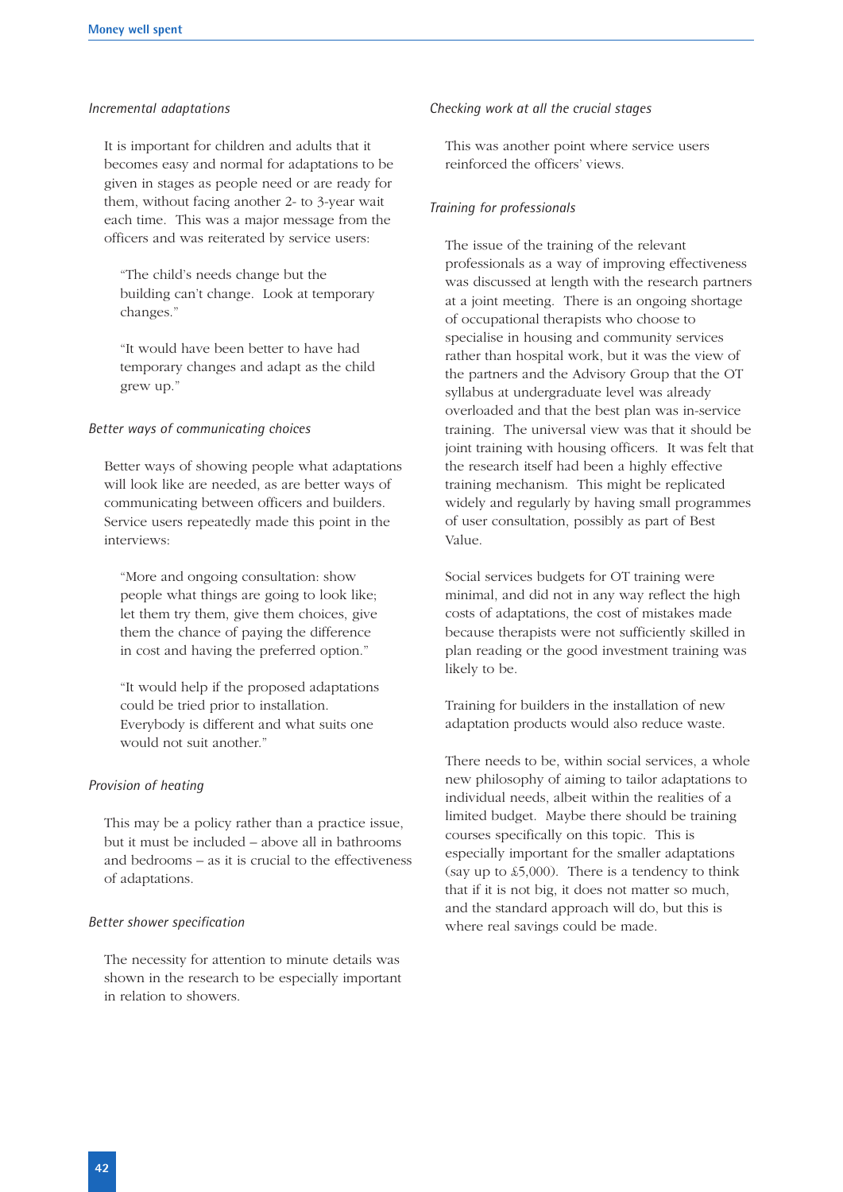*Incremental adaptations*

It is important for children and adults that it becomes easy and normal for adaptations to be given in stages as people need or are ready for them, without facing another 2- to 3-year wait each time. This was a major message from the officers and was reiterated by service users:

> "The child's needs change but the building can't change. Look at temporary changes."

> "It would have been better to have had temporary changes and adapt as the child grew up."

*Better ways of communicating choices*

Better ways of showing people what adaptations will look like are needed, as are better ways of communicating between officers and builders. Service users repeatedly made this point in the interviews:

> "More and ongoing consultation: show people what things are going to look like; let them try them, give them choices, give them the chance of paying the difference in cost and having the preferred option."

> "It would help if the proposed adaptations could be tried prior to installation. Everybody is different and what suits one would not suit another."

*Provision of heating*

This may be a policy rather than a practice issue, but it must be included – above all in bathrooms and bedrooms – as it is crucial to the effectiveness of adaptations.

*Better shower specification*

The necessity for attention to minute details was shown in the research to be especially important in relation to showers.

*Checking work at all the crucial stages*

This was another point where service users reinforced the officers' views.

*Training for professionals*

The issue of the training of the relevant professionals as a way of improving effectiveness was discussed at length with the research partners at a joint meeting. There is an ongoing shortage of occupational therapists who choose to specialise in housing and community services rather than hospital work, but it was the view of the partners and the Advisory Group that the OT syllabus at undergraduate level was already overloaded and that the best plan was in-service training. The universal view was that it should be joint training with housing officers. It was felt that the research itself had been a highly effective training mechanism. This might be replicated widely and regularly by having small programmes of user consultation, possibly as part of Best Value.

Social services budgets for OT training were minimal, and did not in any way reflect the high costs of adaptations, the cost of mistakes made because therapists were not sufficiently skilled in plan reading or the good investment training was likely to be.

Training for builders in the installation of new adaptation products would also reduce waste.

There needs to be, within social services, a whole new philosophy of aiming to tailor adaptations to individual needs, albeit within the realities of a limited budget. Maybe there should be training courses specifically on this topic. This is especially important for the smaller adaptations (say up to £5,000). There is a tendency to think that if it is not big, it does not matter so much, and the standard approach will do, but this is where real savings could be made.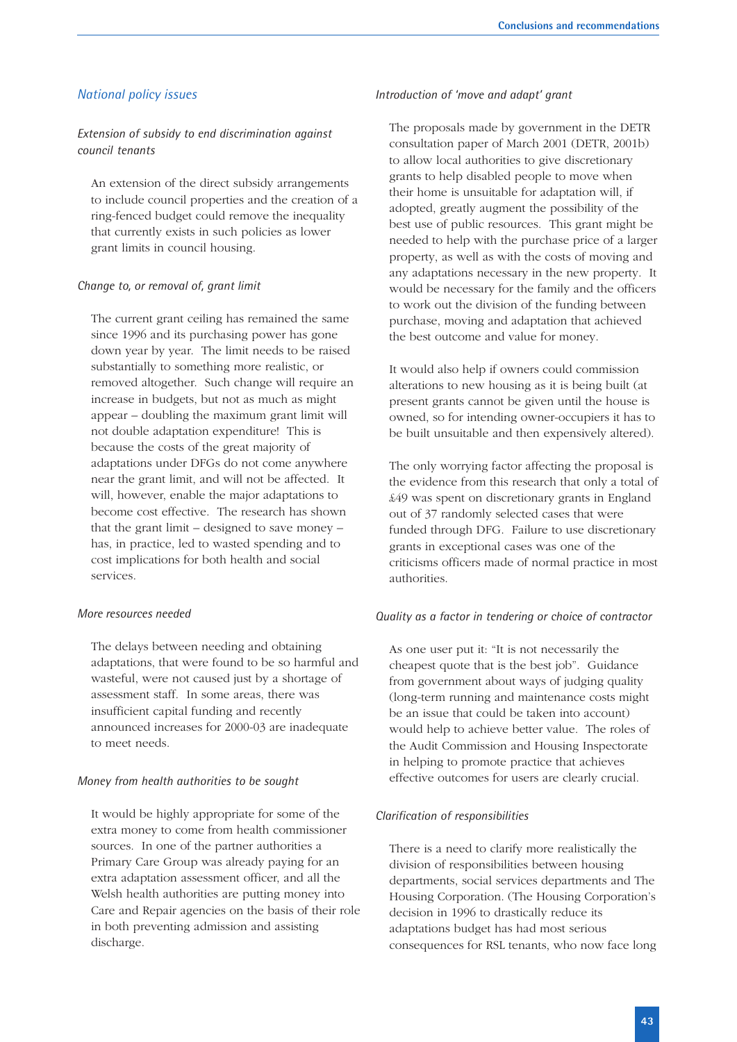## *National policy issues*

*Extension of subsidy to end discrimination against council tenants*

An extension of the direct subsidy arrangements to include council properties and the creation of a ring-fenced budget could remove the inequality that currently exists in such policies as lower grant limits in council housing.

*Change to, or removal of, grant limit*

The current grant ceiling has remained the same since 1996 and its purchasing power has gone down year by year. The limit needs to be raised substantially to something more realistic, or removed altogether. Such change will require an increase in budgets, but not as much as might appear – doubling the maximum grant limit will not double adaptation expenditure! This is because the costs of the great majority of adaptations under DFGs do not come anywhere near the grant limit, and will not be affected. It will, however, enable the major adaptations to become cost effective. The research has shown that the grant limit – designed to save money – has, in practice, led to wasted spending and to cost implications for both health and social services.

*More resources needed*

The delays between needing and obtaining adaptations, that were found to be so harmful and wasteful, were not caused just by a shortage of assessment staff. In some areas, there was insufficient capital funding and recently announced increases for 2000-03 are inadequate to meet needs.

*Money from health authorities to be sought*

It would be highly appropriate for some of the extra money to come from health commissioner sources. In one of the partner authorities a Primary Care Group was already paying for an extra adaptation assessment officer, and all the Welsh health authorities are putting money into Care and Repair agencies on the basis of their role in both preventing admission and assisting discharge.

*Introduction of 'move and adapt' grant*

The proposals made by government in the DETR consultation paper of March 2001 (DETR, 2001b) to allow local authorities to give discretionary grants to help disabled people to move when their home is unsuitable for adaptation will, if adopted, greatly augment the possibility of the best use of public resources. This grant might be needed to help with the purchase price of a larger property, as well as with the costs of moving and any adaptations necessary in the new property. It would be necessary for the family and the officers to work out the division of the funding between purchase, moving and adaptation that achieved the best outcome and value for money.

It would also help if owners could commission alterations to new housing as it is being built (at present grants cannot be given until the house is owned, so for intending owner-occupiers it has to be built unsuitable and then expensively altered).

The only worrying factor affecting the proposal is the evidence from this research that only a total of £49 was spent on discretionary grants in England out of 37 randomly selected cases that were funded through DFG. Failure to use discretionary grants in exceptional cases was one of the criticisms officers made of normal practice in most authorities.

*Quality as a factor in tendering or choice of contractor*

As one user put it: "It is not necessarily the cheapest quote that is the best job". Guidance from government about ways of judging quality (long-term running and maintenance costs might be an issue that could be taken into account) would help to achieve better value. The roles of the Audit Commission and Housing Inspectorate in helping to promote practice that achieves effective outcomes for users are clearly crucial.

*Clarification of responsibilities*

There is a need to clarify more realistically the division of responsibilities between housing departments, social services departments and The Housing Corporation. (The Housing Corporation's decision in 1996 to drastically reduce its adaptations budget has had most serious consequences for RSL tenants, who now face long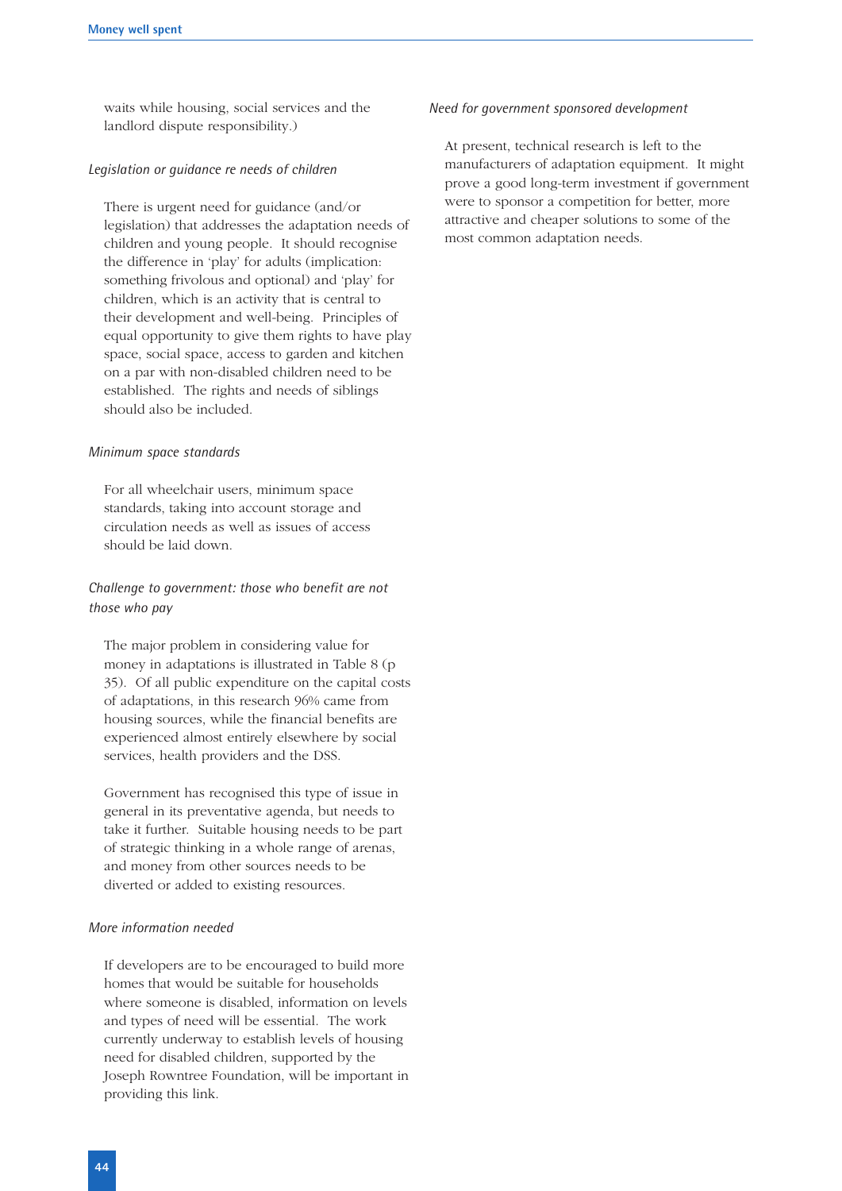waits while housing, social services and the landlord dispute responsibility.)

*Legislation or guidance re needs of children*

There is urgent need for guidance (and/or legislation) that addresses the adaptation needs of children and young people. It should recognise the difference in 'play' for adults (implication: something frivolous and optional) and 'play' for children, which is an activity that is central to their development and well-being. Principles of equal opportunity to give them rights to have play space, social space, access to garden and kitchen on a par with non-disabled children need to be established. The rights and needs of siblings should also be included.

*Minimum space standards*

For all wheelchair users, minimum space standards, taking into account storage and circulation needs as well as issues of access should be laid down.

*Challenge to government: those who benefit are not those who pay*

The major problem in considering value for money in adaptations is illustrated in Table 8 (p 35). Of all public expenditure on the capital costs of adaptations, in this research 96% came from housing sources, while the financial benefits are experienced almost entirely elsewhere by social services, health providers and the DSS.

Government has recognised this type of issue in general in its preventative agenda, but needs to take it further. Suitable housing needs to be part of strategic thinking in a whole range of arenas, and money from other sources needs to be diverted or added to existing resources.

*More information needed*

If developers are to be encouraged to build more homes that would be suitable for households where someone is disabled, information on levels and types of need will be essential. The work currently underway to establish levels of housing need for disabled children, supported by the Joseph Rowntree Foundation, will be important in providing this link.

*Need for government sponsored development*

At present, technical research is left to the manufacturers of adaptation equipment. It might prove a good long-term investment if government were to sponsor a competition for better, more attractive and cheaper solutions to some of the most common adaptation needs.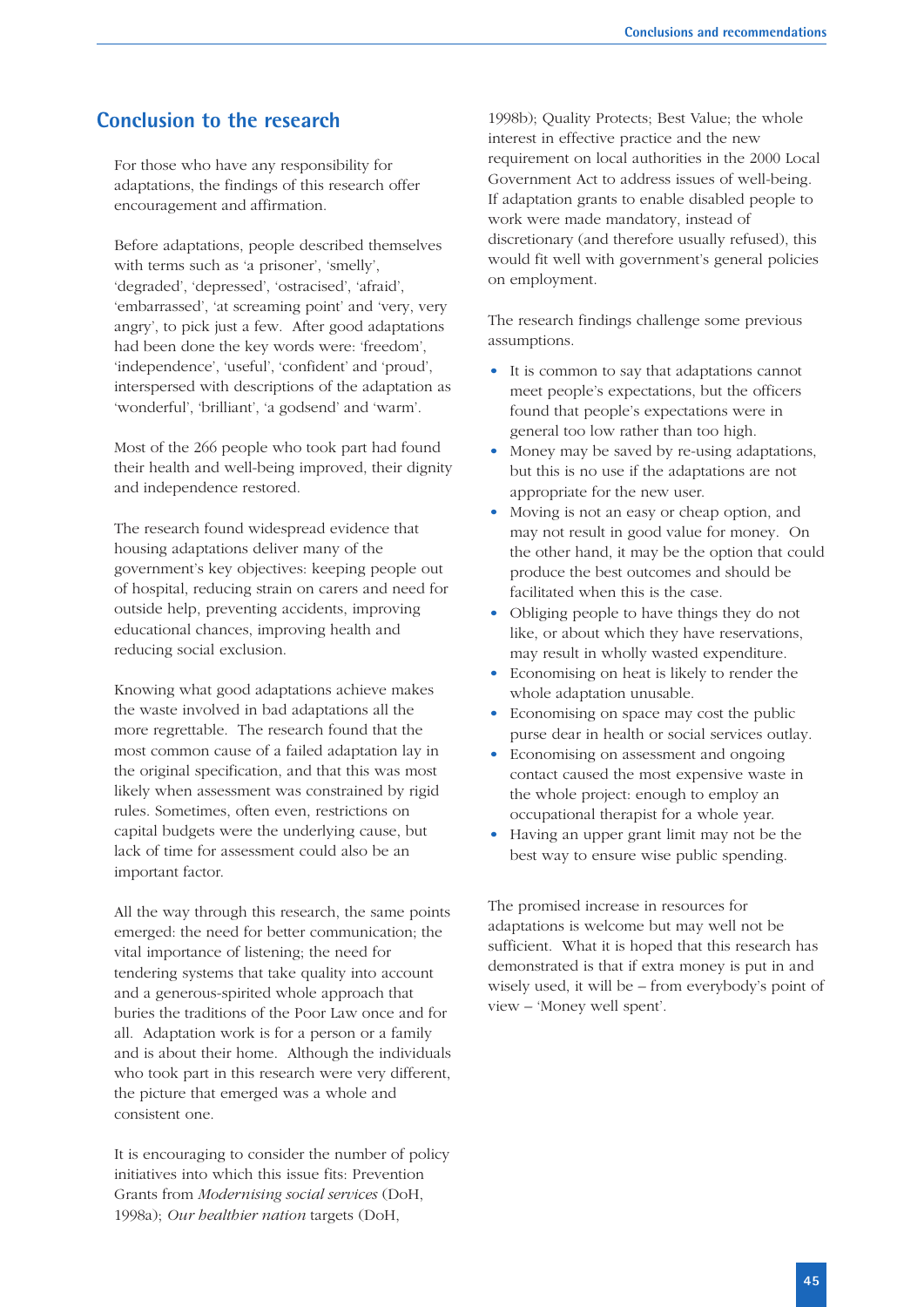## Conclusion to the research

For those who have any responsibility for adaptations, the findings of this research offer encouragement and affirmation.

Before adaptations, people described themselves with terms such as 'a prisoner', 'smelly', 'degraded', 'depressed', 'ostracised', 'afraid', 'embarrassed', 'at screaming point' and 'very, very angry', to pick just a few. After good adaptations had been done the key words were: 'freedom', 'independence', 'useful', 'confident' and 'proud', interspersed with descriptions of the adaptation as 'wonderful', 'brilliant', 'a godsend' and 'warm'.

Most of the 266 people who took part had found their health and well-being improved, their dignity and independence restored.

The research found widespread evidence that housing adaptations deliver many of the government's key objectives: keeping people out of hospital, reducing strain on carers and need for outside help, preventing accidents, improving educational chances, improving health and reducing social exclusion.

Knowing what good adaptations achieve makes the waste involved in bad adaptations all the more regrettable. The research found that the most common cause of a failed adaptation lay in the original specification, and that this was most likely when assessment was constrained by rigid rules. Sometimes, often even, restrictions on capital budgets were the underlying cause, but lack of time for assessment could also be an important factor.

All the way through this research, the same points emerged: the need for better communication; the vital importance of listening; the need for tendering systems that take quality into account and a generous-spirited whole approach that buries the traditions of the Poor Law once and for all. Adaptation work is for a person or a family and is about their home. Although the individuals who took part in this research were very different, the picture that emerged was a whole and consistent one.

It is encouraging to consider the number of policy initiatives into which this issue fits: Prevention Grants from *Modernising social services* (DoH, 1998a); *Our healthier nation* targets (DoH, 1998b); Quality Protects; Best Value; the whole interest in effective practice and the new requirement on local authorities in the 2000 Local Government Act to address issues of well-being. If adaptation grants to enable disabled people to work were made mandatory, instead of discretionary (and therefore usually refused), this would fit well with government's general policies on employment.

The research findings challenge some previous assumptions.

- It is common to say that adaptations cannot meet people's expectations, but the officers found that people's expectations were in general too low rather than too high.
- Money may be saved by re-using adaptations, but this is no use if the adaptations are not appropriate for the new user.
- Moving is not an easy or cheap option, and may not result in good value for money. On the other hand, it may be the option that could produce the best outcomes and should be facilitated when this is the case.
- Obliging people to have things they do not like, or about which they have reservations, may result in wholly wasted expenditure.
- Economising on heat is likely to render the whole adaptation unusable.
- Economising on space may cost the public purse dear in health or social services outlay.
- Economising on assessment and ongoing contact caused the most expensive waste in the whole project: enough to employ an occupational therapist for a whole year.
- Having an upper grant limit may not be the best way to ensure wise public spending.

The promised increase in resources for adaptations is welcome but may well not be sufficient. What it is hoped that this research has demonstrated is that if extra money is put in and wisely used, it will be – from everybody's point of view – 'Money well spent'.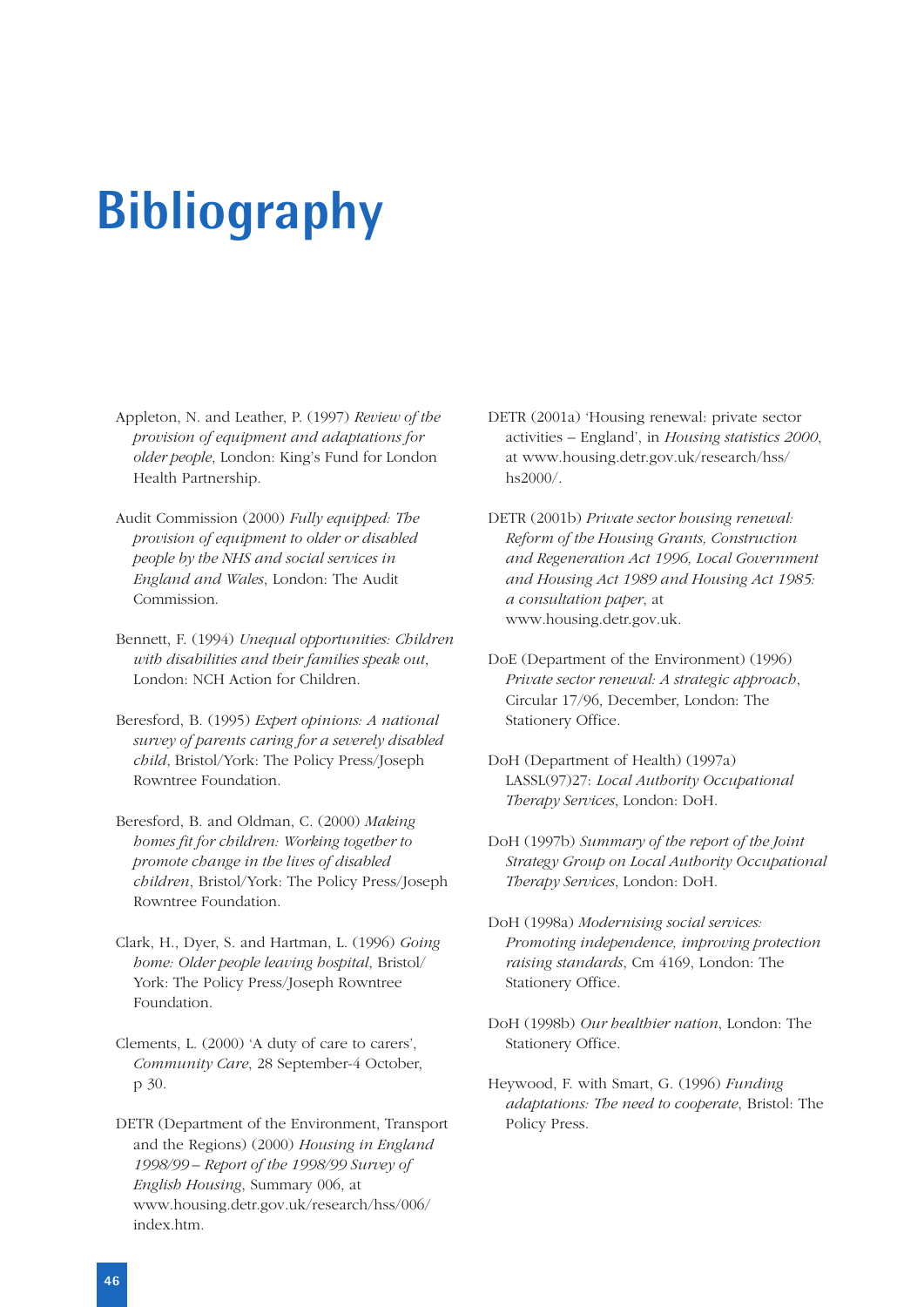# Bibliography

Appleton, N. and Leather, P. (1997) *Review of the provision of equipment and adaptations for older people*, London: King's Fund for London Health Partnership.

Audit Commission (2000) *Fully equipped: The provision of equipment to older or disabled people by the NHS and social services in England and Wales*, London: The Audit Commission.

Bennett, F. (1994) *Unequal opportunities: Children with disabilities and their families speak out*, London: NCH Action for Children.

Beresford, B. (1995) *Expert opinions: A national survey of parents caring for a severely disabled child*, Bristol/York: The Policy Press/Joseph Rowntree Foundation.

Beresford, B. and Oldman, C. (2000) *Making homes fit for children: Working together to promote change in the lives of disabled children*, Bristol/York: The Policy Press/Joseph Rowntree Foundation.

Clark, H., Dyer, S. and Hartman, L. (1996) *Going home: Older people leaving hospital*, Bristol/York: The Policy Press/Joseph Rowntree Foundation.

Clements, L. (2000) 'A duty of care to carers', *Community Care*, 28 September-4 October, p 30.

DETR (Department of the Environment, Transport and the Regions) (2000) *Housing in England 1998/99 – Report of the 1998/99 Survey of English Housing*, Summary 006, at www.housing.detr.gov.uk/research/hss/006/index.htm.

DETR (2001a) 'Housing renewal: private sector activities – England', in *Housing statistics 2000*, at www.housing.detr.gov.uk/research/hss/hs2000/.

DETR (2001b) *Private sector housing renewal: Reform of the Housing Grants, Construction and Regeneration Act 1996, Local Government and Housing Act 1989 and Housing Act 1985: a consultation paper*, at www.housing.detr.gov.uk.

DoE (Department of the Environment) (1996) *Private sector renewal: A strategic approach*, Circular 17/96, December, London: The Stationery Office.

DoH (Department of Health) (1997a) LASSL(97)27: *Local Authority Occupational Therapy Services*, London: DoH.

DoH (1997b) *Summary of the report of the Joint Strategy Group on Local Authority Occupational Therapy Services*, London: DoH.

DoH (1998a) *Modernising social services: Promoting independence, improving protection raising standards*, Cm 4169, London: The Stationery Office.

DoH (1998b) *Our healthier nation*, London: The Stationery Office.

Heywood, F. with Smart, G. (1996) *Funding adaptations: The need to cooperate*, Bristol: The Policy Press.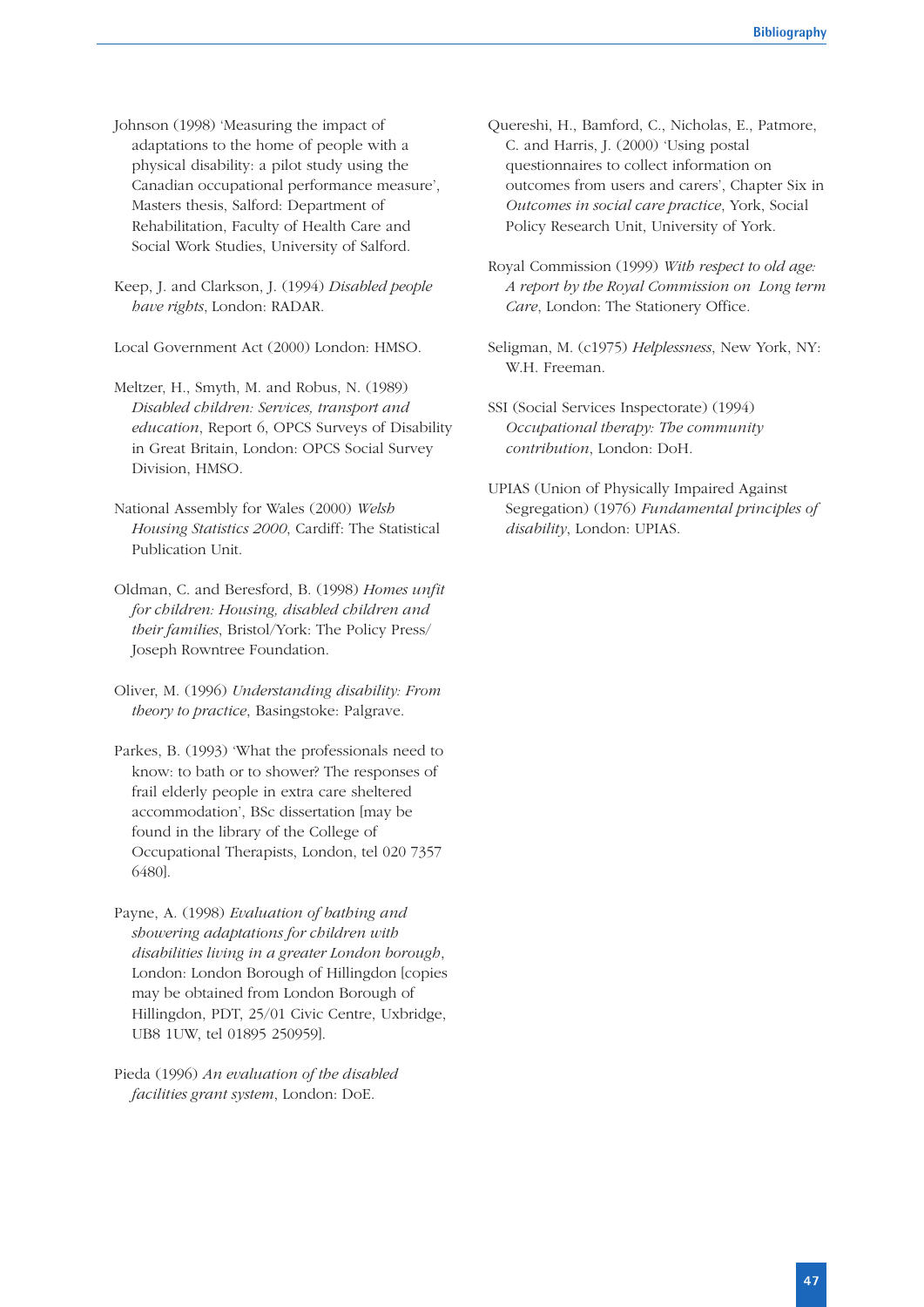Johnson (1998) 'Measuring the impact of adaptations to the home of people with a physical disability: a pilot study using the Canadian occupational performance measure', Masters thesis, Salford: Department of Rehabilitation, Faculty of Health Care and Social Work Studies, University of Salford.

Keep, J. and Clarkson, J. (1994) *Disabled people have rights*, London: RADAR.

Local Government Act (2000) London: HMSO.

Meltzer, H., Smyth, M. and Robus, N. (1989) *Disabled children: Services, transport and education*, Report 6, OPCS Surveys of Disability in Great Britain, London: OPCS Social Survey Division, HMSO.

National Assembly for Wales (2000) *Welsh Housing Statistics 2000*, Cardiff: The Statistical Publication Unit.

Oldman, C. and Beresford, B. (1998) *Homes unfit for children: Housing, disabled children and their families*, Bristol/York: The Policy Press/ Joseph Rowntree Foundation.

Oliver, M. (1996) *Understanding disability: From theory to practice*, Basingstoke: Palgrave.

Parkes, B. (1993) 'What the professionals need to know: to bath or to shower? The responses of frail elderly people in extra care sheltered accommodation', BSc dissertation [may be found in the library of the College of Occupational Therapists, London, tel 020 7357 6480].

Payne, A. (1998) *Evaluation of bathing and showering adaptations for children with disabilities living in a greater London borough*, London: London Borough of Hillingdon [copies may be obtained from London Borough of Hillingdon, PDT, 25/01 Civic Centre, Uxbridge, UB8 1UW, tel 01895 250959].

Pieda (1996) *An evaluation of the disabled facilities grant system*, London: DoE.

Quereshi, H., Bamford, C., Nicholas, E., Patmore, C. and Harris, J. (2000) 'Using postal questionnaires to collect information on outcomes from users and carers', Chapter Six in *Outcomes in social care practice*, York, Social Policy Research Unit, University of York.

Royal Commission (1999) *With respect to old age: A report by the Royal Commission on Long term Care*, London: The Stationery Office.

Seligman, M. (c1975) *Helplessness*, New York, NY: W.H. Freeman.

SSI (Social Services Inspectorate) (1994) *Occupational therapy: The community contribution*, London: DoH.

UPIAS (Union of Physically Impaired Against Segregation) (1976) *Fundamental principles of disability*, London: UPIAS.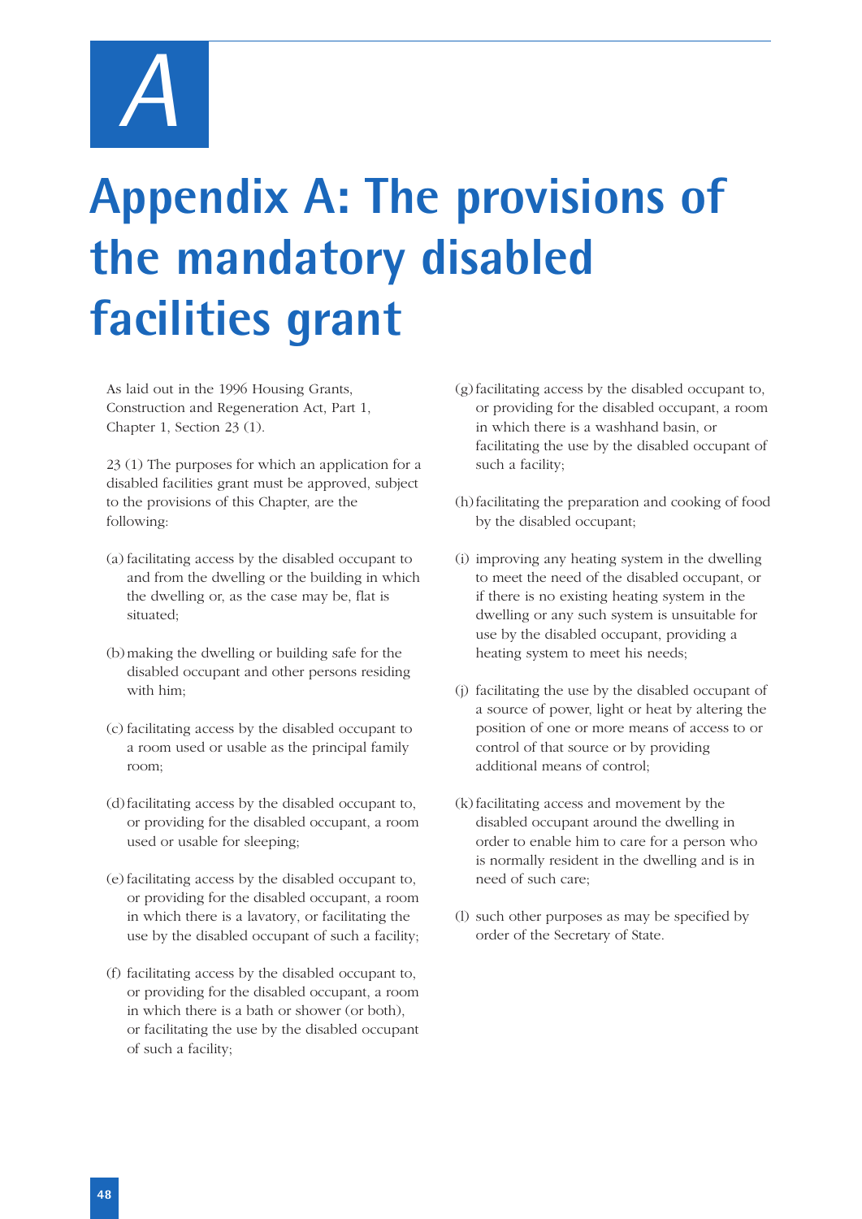# Appendix A: The provisions of the mandatory disabled facilities grant

As laid out in the 1996 Housing Grants, Construction and Regeneration Act, Part 1, Chapter 1, Section 23 (1).

23 (1) The purposes for which an application for a disabled facilities grant must be approved, subject to the provisions of this Chapter, are the following:

(a) facilitating access by the disabled occupant to and from the dwelling or the building in which the dwelling or, as the case may be, flat is situated;

(b) making the dwelling or building safe for the disabled occupant and other persons residing with him;

(c) facilitating access by the disabled occupant to a room used or usable as the principal family room;

(d) facilitating access by the disabled occupant to, or providing for the disabled occupant, a room used or usable for sleeping;

(e) facilitating access by the disabled occupant to, or providing for the disabled occupant, a room in which there is a lavatory, or facilitating the use by the disabled occupant of such a facility;

(f) facilitating access by the disabled occupant to, or providing for the disabled occupant, a room in which there is a bath or shower (or both), or facilitating the use by the disabled occupant of such a facility;

(g) facilitating access by the disabled occupant to, or providing for the disabled occupant, a room in which there is a washhand basin, or facilitating the use by the disabled occupant of such a facility;

(h) facilitating the preparation and cooking of food by the disabled occupant;

(i) improving any heating system in the dwelling to meet the need of the disabled occupant, or if there is no existing heating system in the dwelling or any such system is unsuitable for use by the disabled occupant, providing a heating system to meet his needs;

(j) facilitating the use by the disabled occupant of a source of power, light or heat by altering the position of one or more means of access to or control of that source or by providing additional means of control;

(k) facilitating access and movement by the disabled occupant around the dwelling in order to enable him to care for a person who is normally resident in the dwelling and is in need of such care;

(l) such other purposes as may be specified by order of the Secretary of State.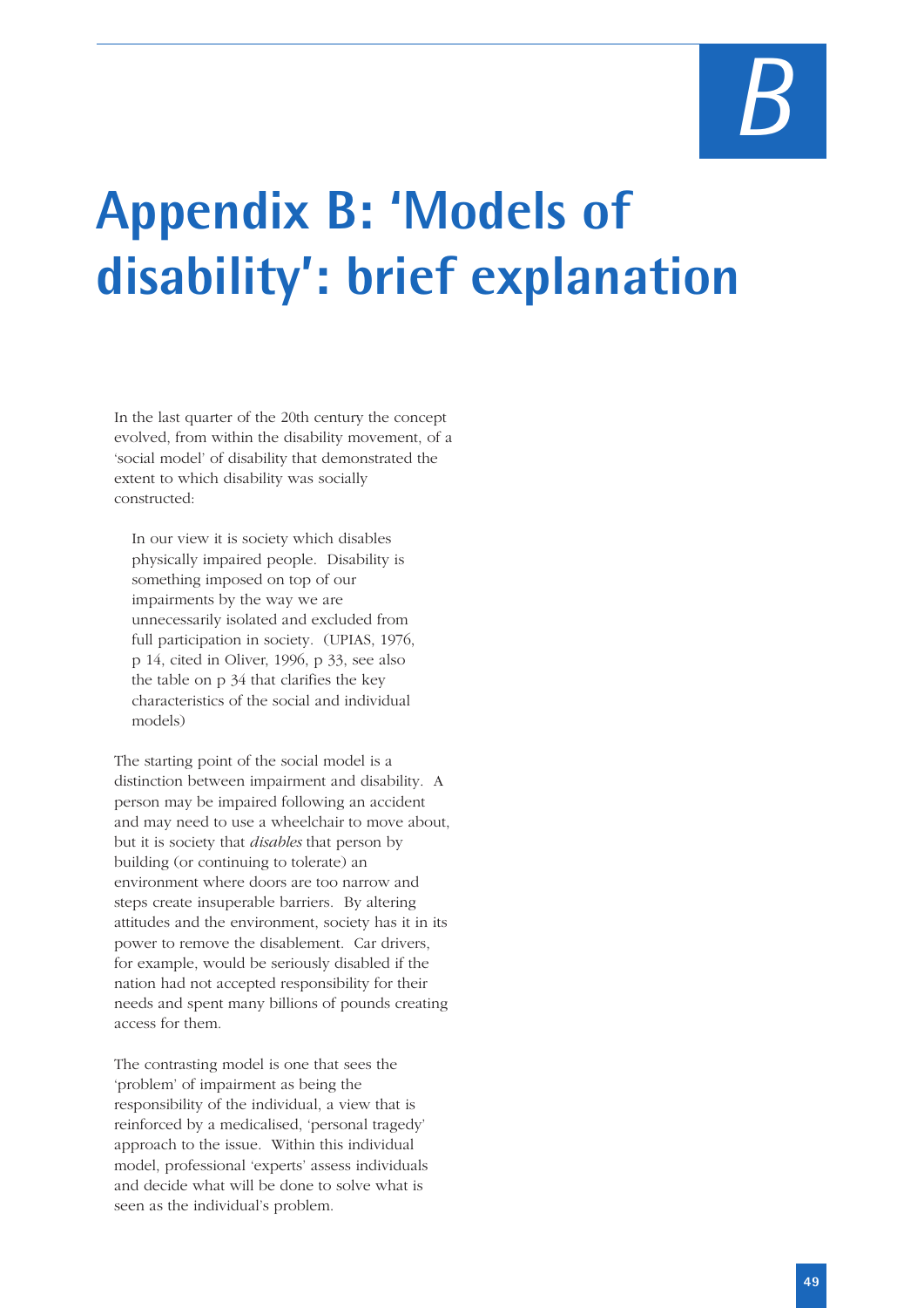# Appendix B: 'Models of disability': brief explanation

In the last quarter of the 20th century the concept evolved, from within the disability movement, of a 'social model' of disability that demonstrated the extent to which disability was socially constructed:

> In our view it is society which disables physically impaired people. Disability is something imposed on top of our impairments by the way we are unnecessarily isolated and excluded from full participation in society. (UPIAS, 1976, p 14, cited in Oliver, 1996, p 33, see also the table on p 34 that clarifies the key characteristics of the social and individual models)

The starting point of the social model is a distinction between impairment and disability. A person may be impaired following an accident and may need to use a wheelchair to move about, but it is society that *disables* that person by building (or continuing to tolerate) an environment where doors are too narrow and steps create insuperable barriers. By altering attitudes and the environment, society has it in its power to remove the disablement. Car drivers, for example, would be seriously disabled if the nation had not accepted responsibility for their needs and spent many billions of pounds creating access for them.

The contrasting model is one that sees the 'problem' of impairment as being the responsibility of the individual, a view that is reinforced by a medicalised, 'personal tragedy' approach to the issue. Within this individual model, professional 'experts' assess individuals and decide what will be done to solve what is seen as the individual's problem.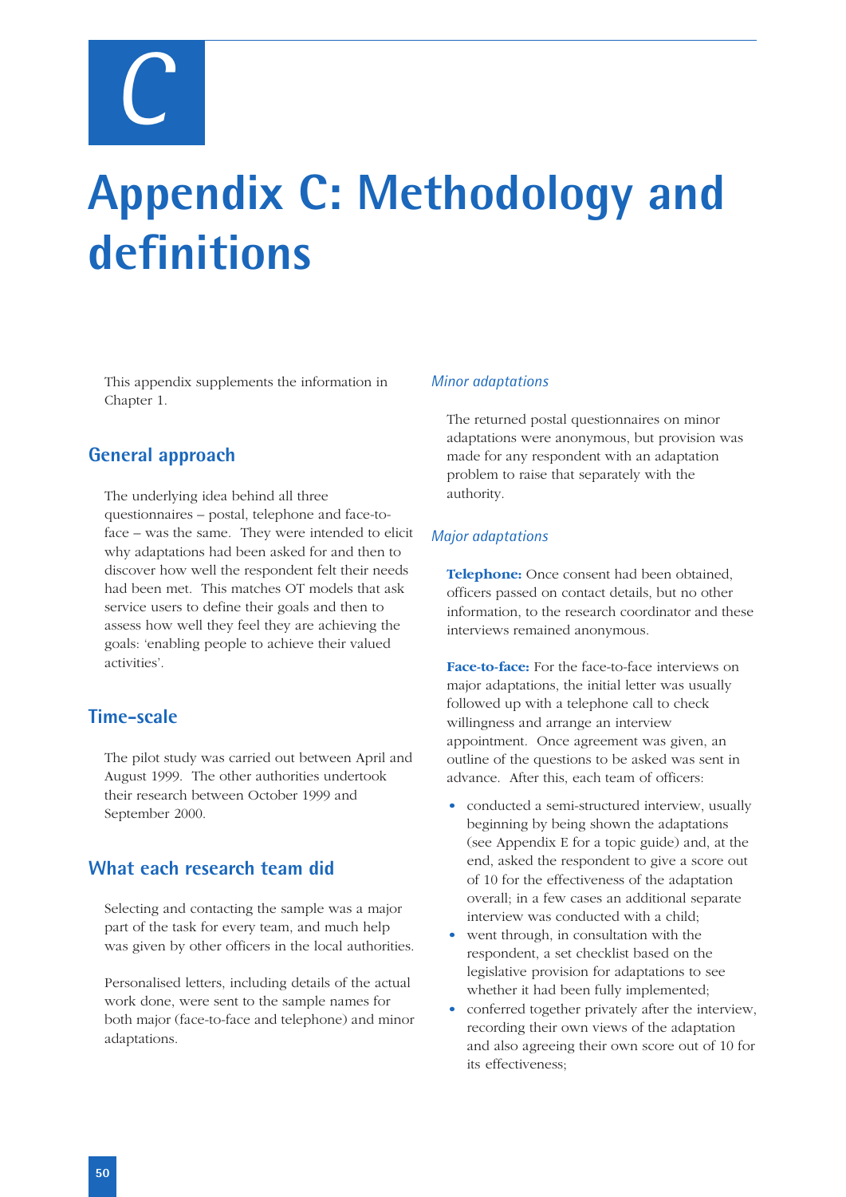# Appendix C: Methodology and definitions

This appendix supplements the information in Chapter 1.

## General approach

The underlying idea behind all three questionnaires – postal, telephone and face-to-face – was the same. They were intended to elicit why adaptations had been asked for and then to discover how well the respondent felt their needs had been met. This matches OT models that ask service users to define their goals and then to assess how well they feel they are achieving the goals: 'enabling people to achieve their valued activities'.

## Time-scale

The pilot study was carried out between April and August 1999. The other authorities undertook their research between October 1999 and September 2000.

## What each research team did

Selecting and contacting the sample was a major part of the task for every team, and much help was given by other officers in the local authorities.

Personalised letters, including details of the actual work done, were sent to the sample names for both major (face-to-face and telephone) and minor adaptations.

### *Minor adaptations*

The returned postal questionnaires on minor adaptations were anonymous, but provision was made for any respondent with an adaptation problem to raise that separately with the authority.

### *Major adaptations*

**Telephone:** Once consent had been obtained, officers passed on contact details, but no other information, to the research coordinator and these interviews remained anonymous.

**Face-to-face:** For the face-to-face interviews on major adaptations, the initial letter was usually followed up with a telephone call to check willingness and arrange an interview appointment. Once agreement was given, an outline of the questions to be asked was sent in advance. After this, each team of officers:

- conducted a semi-structured interview, usually beginning by being shown the adaptations (see Appendix E for a topic guide) and, at the end, asked the respondent to give a score out of 10 for the effectiveness of the adaptation overall; in a few cases an additional separate interview was conducted with a child;
- went through, in consultation with the respondent, a set checklist based on the legislative provision for adaptations to see whether it had been fully implemented;
- conferred together privately after the interview, recording their own views of the adaptation and also agreeing their own score out of 10 for its effectiveness;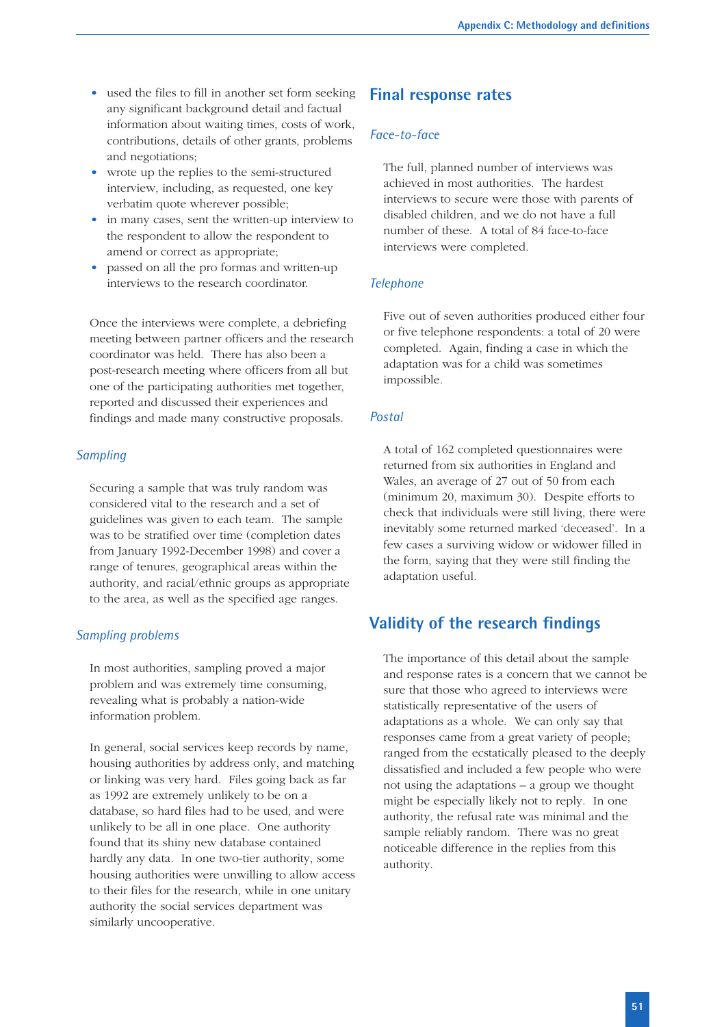- used the files to fill in another set form seeking any significant background detail and factual information about waiting times, costs of work, contributions, details of other grants, problems and negotiations;
- wrote up the replies to the semi-structured interview, including, as requested, one key verbatim quote wherever possible;
- in many cases, sent the written-up interview to the respondent to allow the respondent to amend or correct as appropriate;
- passed on all the pro formas and written-up interviews to the research coordinator.

Once the interviews were complete, a debriefing meeting between partner officers and the research coordinator was held. There has also been a post-research meeting where officers from all but one of the participating authorities met together, reported and discussed their experiences and findings and made many constructive proposals.

### *Sampling*

Securing a sample that was truly random was considered vital to the research and a set of guidelines was given to each team. The sample was to be stratified over time (completion dates from January 1992-December 1998) and cover a range of tenures, geographical areas within the authority, and racial/ethnic groups as appropriate to the area, as well as the specified age ranges.

### *Sampling problems*

In most authorities, sampling proved a major problem and was extremely time consuming, revealing what is probably a nation-wide information problem.

In general, social services keep records by name, housing authorities by address only, and matching or linking was very hard. Files going back as far as 1992 are extremely unlikely to be on a database, so hard files had to be used, and were unlikely to be all in one place. One authority found that its shiny new database contained hardly any data. In one two-tier authority, some housing authorities were unwilling to allow access to their files for the research, while in one unitary authority the social services department was similarly uncooperative.

## Final response rates

### *Face-to-face*

The full, planned number of interviews was achieved in most authorities. The hardest interviews to secure were those with parents of disabled children, and we do not have a full number of these. A total of 84 face-to-face interviews were completed.

### *Telephone*

Five out of seven authorities produced either four or five telephone respondents: a total of 20 were completed. Again, finding a case in which the adaptation was for a child was sometimes impossible.

### *Postal*

A total of 162 completed questionnaires were returned from six authorities in England and Wales, an average of 27 out of 50 from each (minimum 20, maximum 30). Despite efforts to check that individuals were still living, there were inevitably some returned marked 'deceased'. In a few cases a surviving widow or widower filled in the form, saying that they were still finding the adaptation useful.

## Validity of the research findings

The importance of this detail about the sample and response rates is a concern that we cannot be sure that those who agreed to interviews were statistically representative of the users of adaptations as a whole. We can only say that responses came from a great variety of people; ranged from the ecstatically pleased to the deeply dissatisfied and included a few people who were not using the adaptations – a group we thought might be especially likely not to reply. In one authority, the refusal rate was minimal and the sample reliably random. There was no great noticeable difference in the replies from this authority.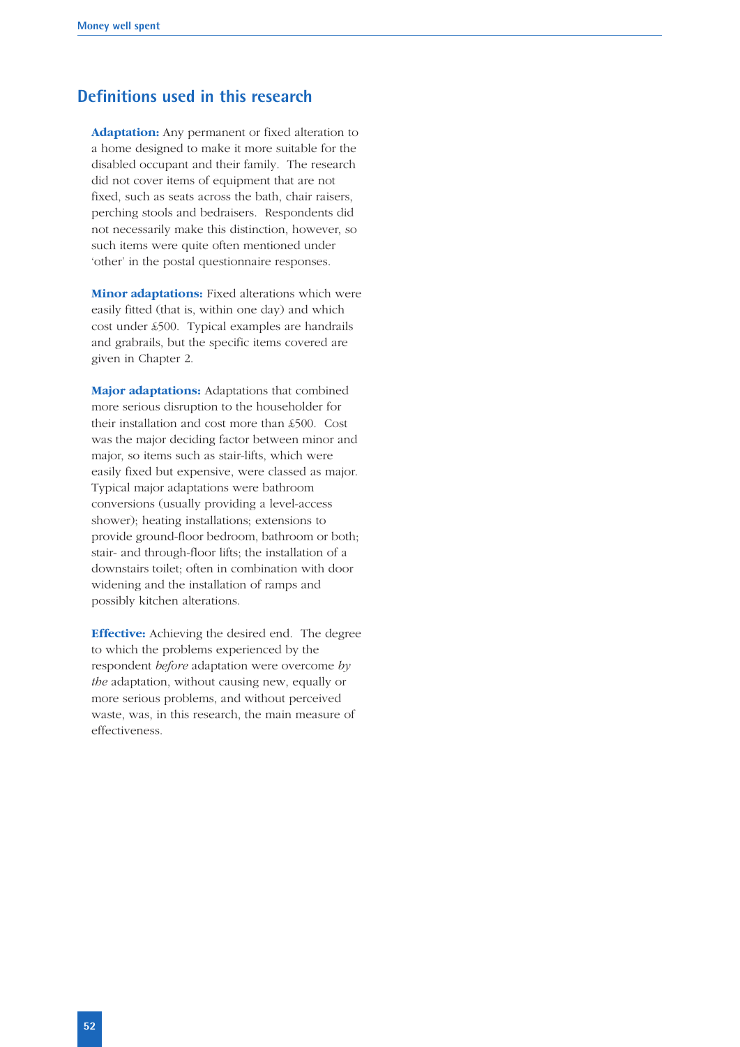## Definitions used in this research

**Adaptation:** Any permanent or fixed alteration to a home designed to make it more suitable for the disabled occupant and their family. The research did not cover items of equipment that are not fixed, such as seats across the bath, chair raisers, perching stools and bedraisers. Respondents did not necessarily make this distinction, however, so such items were quite often mentioned under 'other' in the postal questionnaire responses.

**Minor adaptations:** Fixed alterations which were easily fitted (that is, within one day) and which cost under £500. Typical examples are handrails and grabrails, but the specific items covered are given in Chapter 2.

**Major adaptations:** Adaptations that combined more serious disruption to the householder for their installation and cost more than £500. Cost was the major deciding factor between minor and major, so items such as stair-lifts, which were easily fixed but expensive, were classed as major. Typical major adaptations were bathroom conversions (usually providing a level-access shower); heating installations; extensions to provide ground-floor bedroom, bathroom or both; stair- and through-floor lifts; the installation of a downstairs toilet; often in combination with door widening and the installation of ramps and possibly kitchen alterations.

**Effective:** Achieving the desired end. The degree to which the problems experienced by the respondent *before* adaptation were overcome *by the* adaptation, without causing new, equally or more serious problems, and without perceived waste, was, in this research, the main measure of effectiveness.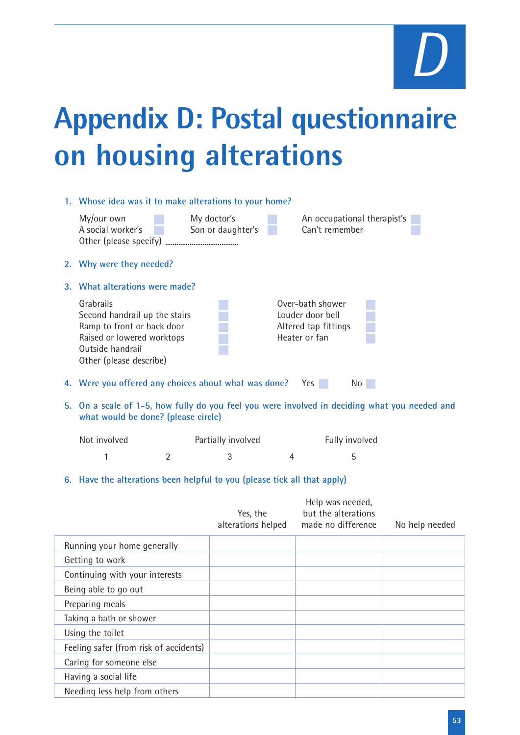# Appendix D: Postal questionnaire on housing alterations

**1. Whose idea was it to make alterations to your home?**

My/our own ☐ My doctor's ☐ An occupational therapist's ☐
A social worker's ☐ Son or daughter's ☐ Can't remember ☐
Other (please specify) ........................................

**2. Why were they needed?**

**3. What alterations were made?**

Grabrails ☐
Second handrail up the stairs ☐
Ramp to front or back door ☐
Raised or lowered worktops ☐
Outside handrail ☐
Other (please describe)

Over-bath shower ☐
Louder door bell ☐
Altered tap fittings ☐
Heater or fan ☐

**4. Were you offered any choices about what was done?** Yes ☐ No ☐

**5. On a scale of 1-5, how fully do you feel you were involved in deciding what you needed and what would be done? (please circle)**

Not involved — Partially involved — Fully involved

1 2 3 4 5

**6. Have the alterations been helpful to you (please tick all that apply)**

| | Yes, the alterations helped | Help was needed, but the alterations made no difference | No help needed |
|---|---|---|---|
| Running your home generally | | | |
| Getting to work | | | |
| Continuing with your interests | | | |
| Being able to go out | | | |
| Preparing meals | | | |
| Taking a bath or shower | | | |
| Using the toilet | | | |
| Feeling safer (from risk of accidents) | | | |
| Caring for someone else | | | |
| Having a social life | | | |
| Needing less help from others | | | |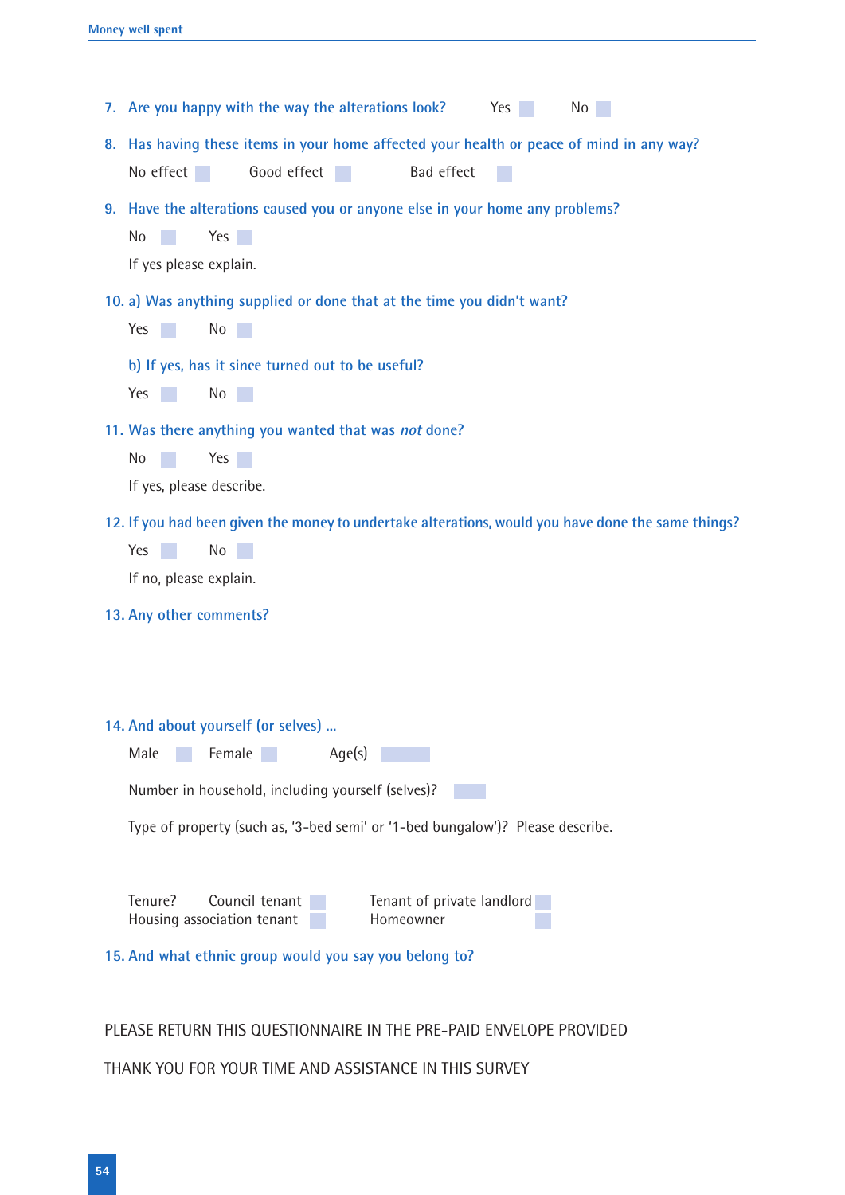7. Are you happy with the way the alterations look? Yes ☐ No ☐

8. Has having these items in your home affected your health or peace of mind in any way?

   No effect ☐ Good effect ☐ Bad effect ☐

9. Have the alterations caused you or anyone else in your home any problems?

   No ☐ Yes ☐

   If yes please explain.

10. a) Was anything supplied or done that at the time you didn't want?

    Yes ☐ No ☐

    b) If yes, has it since turned out to be useful?

    Yes ☐ No ☐

11. Was there anything you wanted that was *not* done?

    No ☐ Yes ☐

    If yes, please describe.

12. If you had been given the money to undertake alterations, would you have done the same things?

    Yes ☐ No ☐

    If no, please explain.

13. Any other comments?

14. And about yourself (or selves) ...

    Male ☐ Female ☐ Age(s) ☐

    Number in household, including yourself (selves)? ☐

    Type of property (such as, '3-bed semi' or '1-bed bungalow')? Please describe.

    Tenure? Council tenant ☐ Tenant of private landlord ☐
    Housing association tenant ☐ Homeowner ☐

15. And what ethnic group would you say you belong to?

PLEASE RETURN THIS QUESTIONNAIRE IN THE PRE-PAID ENVELOPE PROVIDED

THANK YOU FOR YOUR TIME AND ASSISTANCE IN THIS SURVEY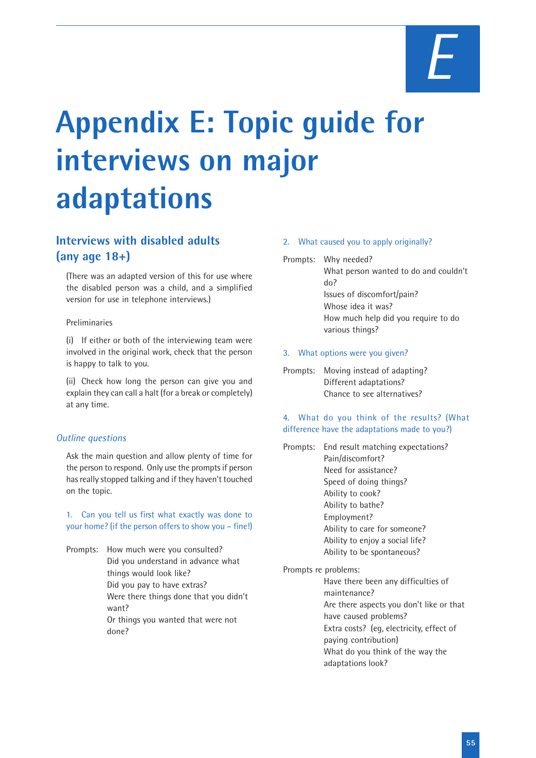# Appendix E: Topic guide for interviews on major adaptations

## Interviews with disabled adults (any age 18+)

(There was an adapted version of this for use where the disabled person was a child, and a simplified version for use in telephone interviews.)

Preliminaries

(i) If either or both of the interviewing team were involved in the original work, check that the person is happy to talk to you.

(ii) Check how long the person can give you and explain they can call a halt (for a break or completely) at any time.

### *Outline questions*

Ask the main question and allow plenty of time for the person to respond. Only use the prompts if person has really stopped talking and if they haven't touched on the topic.

1. Can you tell us first what exactly was done to your home? (if the person offers to show you – fine!)

Prompts:
- How much were you consulted?
- Did you understand in advance what things would look like?
- Did you pay to have extras?
- Were there things done that you didn't want?
- Or things you wanted that were not done?

2. What caused you to apply originally?

Prompts:
- Why needed?
- What person wanted to do and couldn't do?
- Issues of discomfort/pain?
- Whose idea it was?
- How much help did you require to do various things?

3. What options were you given?

Prompts:
- Moving instead of adapting?
- Different adaptations?
- Chance to see alternatives?

4. What do you think of the results? (What difference have the adaptations made to you?)

Prompts:
- End result matching expectations?
- Pain/discomfort?
- Need for assistance?
- Speed of doing things?
- Ability to cook?
- Ability to bathe?
- Employment?
- Ability to care for someone?
- Ability to enjoy a social life?
- Ability to be spontaneous?

Prompts re problems:
- Have there been any difficulties of maintenance?
- Are there aspects you don't like or that have caused problems?
- Extra costs? (eg, electricity, effect of paying contribution)
- What do you think of the way the adaptations look?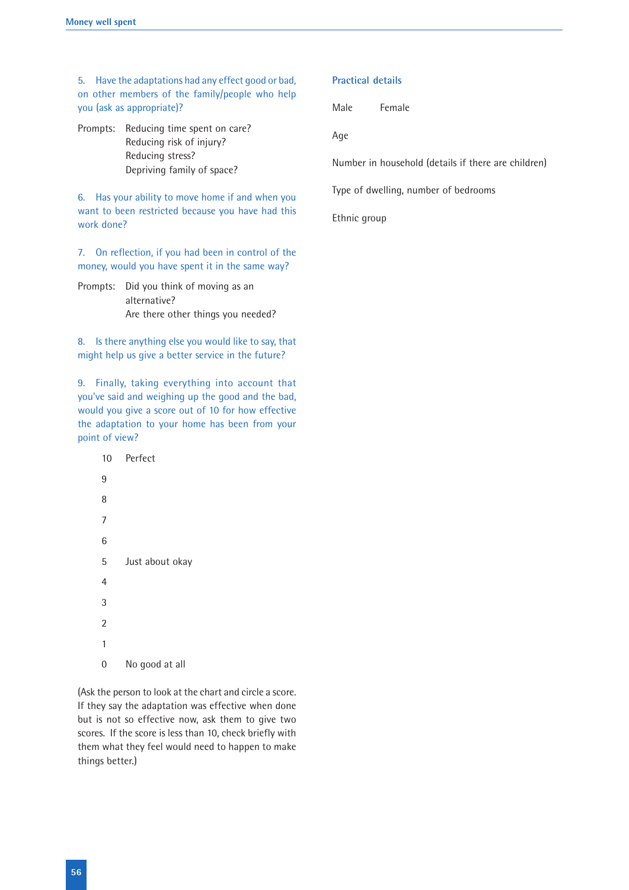5. Have the adaptations had any effect good or bad, on other members of the family/people who help you (ask as appropriate)?

Prompts: Reducing time spent on care?
Reducing risk of injury?
Reducing stress?
Depriving family of space?

6. Has your ability to move home if and when you want to been restricted because you have had this work done?

7. On reflection, if you had been in control of the money, would you have spent it in the same way?

Prompts: Did you think of moving as an alternative?
Are there other things you needed?

8. Is there anything else you would like to say, that might help us give a better service in the future?

9. Finally, taking everything into account that you've said and weighing up the good and the bad, would you give a score out of 10 for how effective the adaptation to your home has been from your point of view?

10 Perfect

9

8

7

6

5 Just about okay

4

3

2

1

0 No good at all

(Ask the person to look at the chart and circle a score. If they say the adaptation was effective when done but is not so effective now, ask them to give two scores. If the score is less than 10, check briefly with them what they feel would need to happen to make things better.)

## Practical details

Male Female

Age

Number in household (details if there are children)

Type of dwelling, number of bedrooms

Ethnic group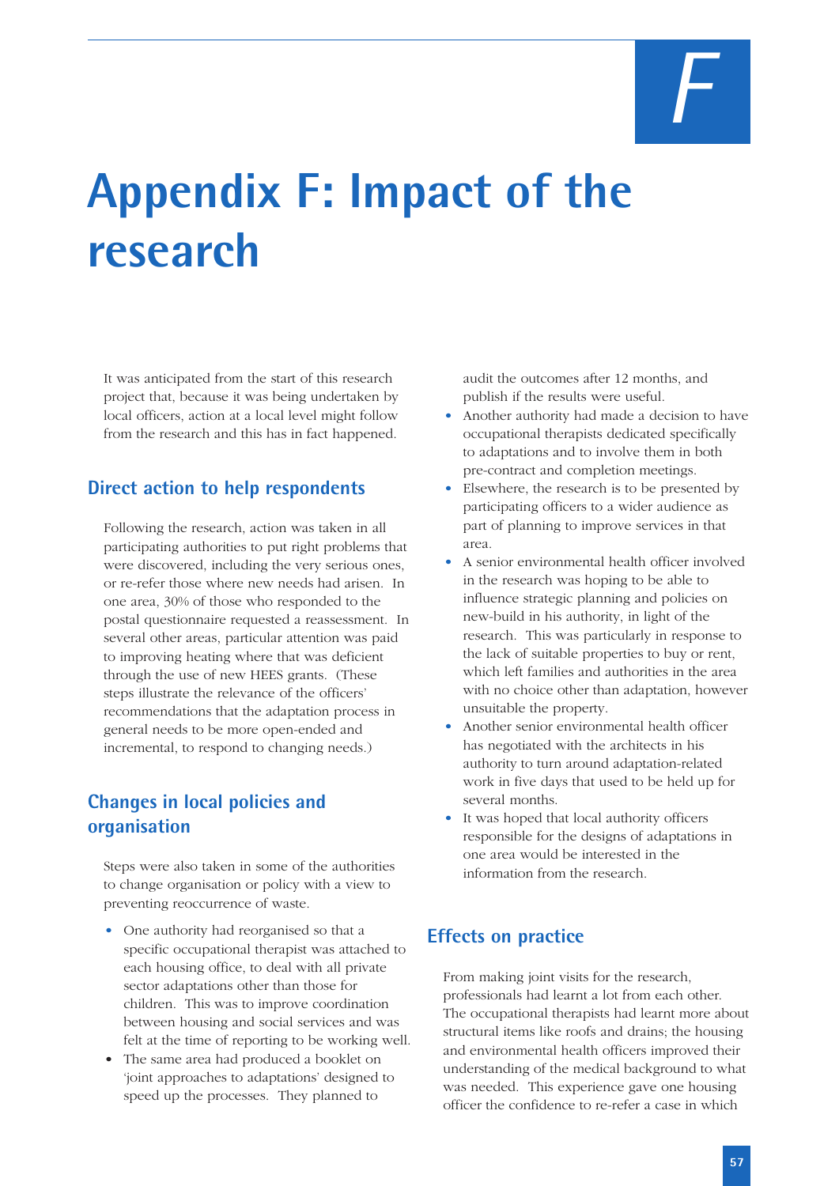# Appendix F: Impact of the research

It was anticipated from the start of this research project that, because it was being undertaken by local officers, action at a local level might follow from the research and this has in fact happened.

## Direct action to help respondents

Following the research, action was taken in all participating authorities to put right problems that were discovered, including the very serious ones, or re-refer those where new needs had arisen. In one area, 30% of those who responded to the postal questionnaire requested a reassessment. In several other areas, particular attention was paid to improving heating where that was deficient through the use of new HEES grants. (These steps illustrate the relevance of the officers' recommendations that the adaptation process in general needs to be more open-ended and incremental, to respond to changing needs.)

## Changes in local policies and organisation

Steps were also taken in some of the authorities to change organisation or policy with a view to preventing reoccurrence of waste.

- One authority had reorganised so that a specific occupational therapist was attached to each housing office, to deal with all private sector adaptations other than those for children. This was to improve coordination between housing and social services and was felt at the time of reporting to be working well.
- The same area had produced a booklet on 'joint approaches to adaptations' designed to speed up the processes. They planned to audit the outcomes after 12 months, and publish if the results were useful.
- Another authority had made a decision to have occupational therapists dedicated specifically to adaptations and to involve them in both pre-contract and completion meetings.
- Elsewhere, the research is to be presented by participating officers to a wider audience as part of planning to improve services in that area.
- A senior environmental health officer involved in the research was hoping to be able to influence strategic planning and policies on new-build in his authority, in light of the research. This was particularly in response to the lack of suitable properties to buy or rent, which left families and authorities in the area with no choice other than adaptation, however unsuitable the property.
- Another senior environmental health officer has negotiated with the architects in his authority to turn around adaptation-related work in five days that used to be held up for several months.
- It was hoped that local authority officers responsible for the designs of adaptations in one area would be interested in the information from the research.

## Effects on practice

From making joint visits for the research, professionals had learnt a lot from each other. The occupational therapists had learnt more about structural items like roofs and drains; the housing and environmental health officers improved their understanding of the medical background to what was needed. This experience gave one housing officer the confidence to re-refer a case in which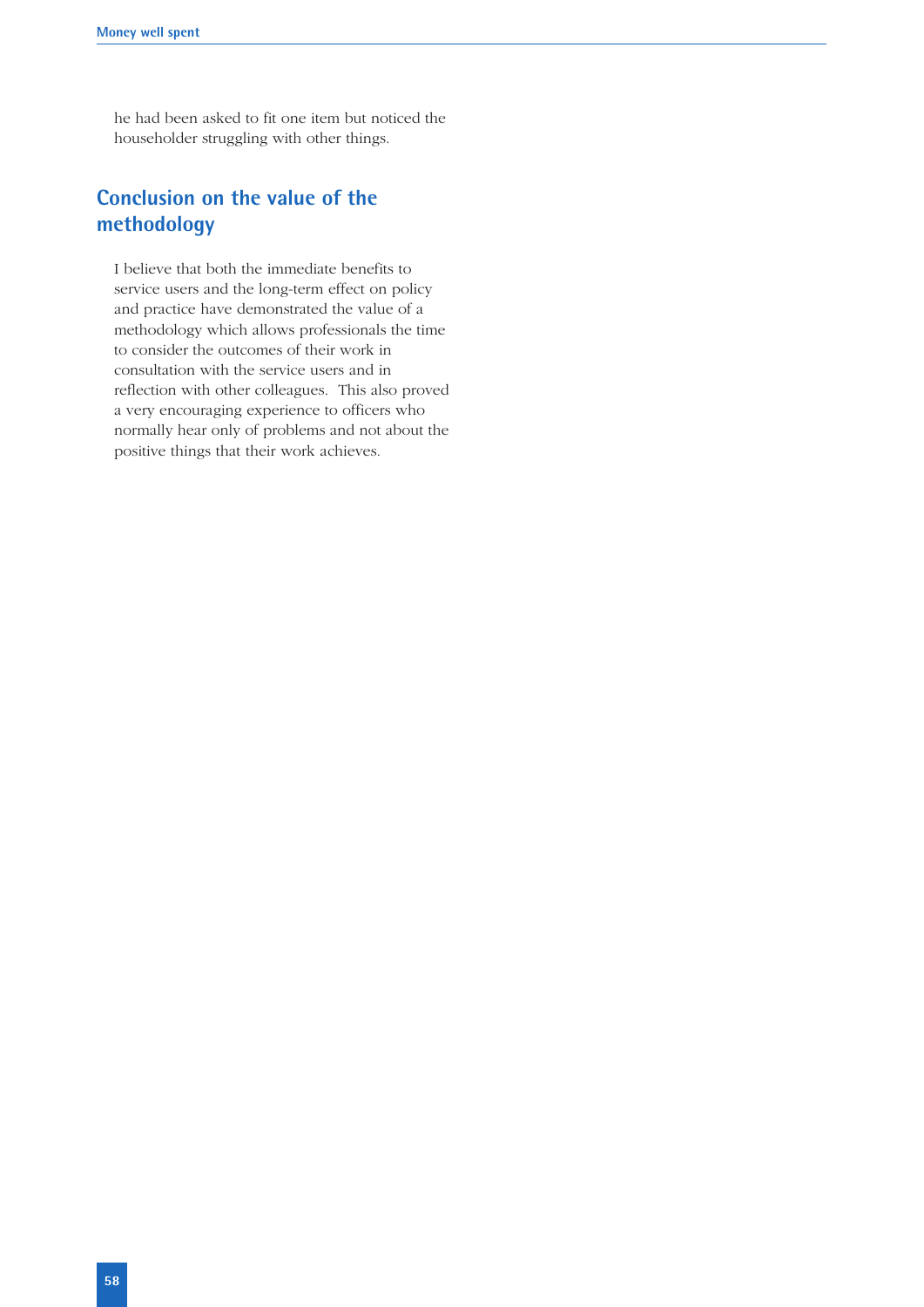he had been asked to fit one item but noticed the householder struggling with other things.

## Conclusion on the value of the methodology

I believe that both the immediate benefits to service users and the long-term effect on policy and practice have demonstrated the value of a methodology which allows professionals the time to consider the outcomes of their work in consultation with the service users and in reflection with other colleagues. This also proved a very encouraging experience to officers who normally hear only of problems and not about the positive things that their work achieves.